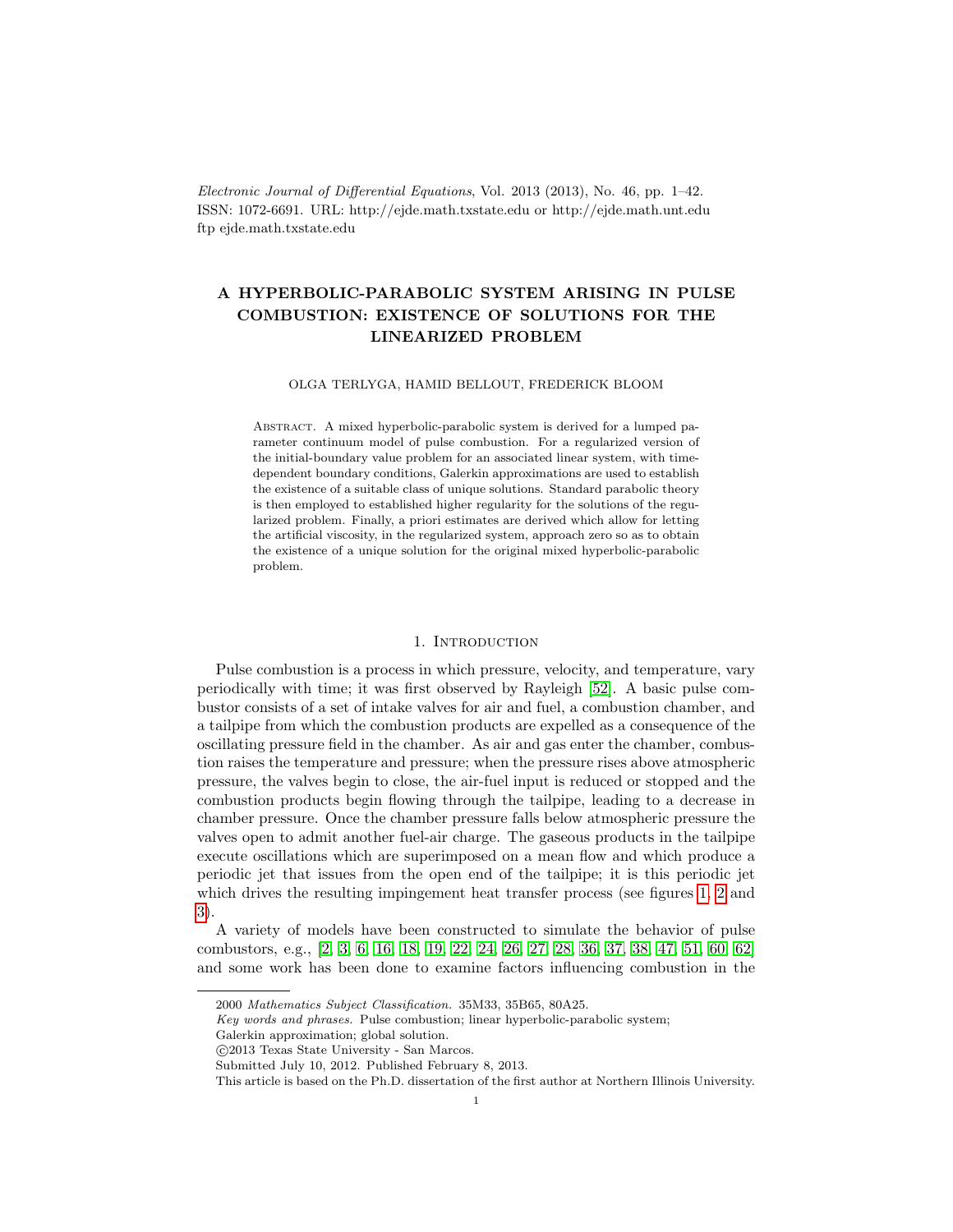# A HYPERBOLIC-PARABOLIC SYSTEM ARISING IN PULSE COMBUSTION: EXISTENCE OF SOLUTIONS FOR THE LINEARIZED PROBLEM

OLGA TERLYGA, HAMID BELLOUT, FREDERICK BLOOM

Abstract. A mixed hyperbolic-parabolic system is derived for a lumped parameter continuum model of pulse combustion. For a regularized version of the initial-boundary value problem for an associated linear system, with time-dependent boundary conditions, Galerkin approximations are used to establish the existence of a suitable class of unique solutions. Standard parabolic theory is then employed to established higher regularity for the solutions of the regularized problem. Finally, a priori estimates are derived which allow for letting the artificial viscosity, in the regularized system, approach zero so as to obtain the existence of a unique solution for the original mixed hyperbolic-parabolic problem.

## 1. Introduction

Pulse combustion is a process in which pressure, velocity, and temperature, vary periodically with time; it was first observed by Rayleigh [52]. A basic pulse combustor consists of a set of intake valves for air and fuel, a combustion chamber, and a tailpipe from which the combustion products are expelled as a consequence of the oscillating pressure field in the chamber. As air and gas enter the chamber, combustion raises the temperature and pressure; when the pressure rises above atmospheric pressure, the valves begin to close, the air-fuel input is reduced or stopped and the combustion products begin flowing through the tailpipe, leading to a decrease in chamber pressure. Once the chamber pressure falls below atmospheric pressure the valves open to admit another fuel-air charge. The gaseous products in the tailpipe execute oscillations which are superimposed on a mean flow and which produce a periodic jet that issues from the open end of the tailpipe; it is this periodic jet which drives the resulting impingement heat transfer process (see figures 1, 2 and 3).

A variety of models have been constructed to simulate the behavior of pulse combustors, e.g., [2, 3, 6, 16, 18, 19, 22, 24, 26, 27, 28, 36, 37, 38, 47, 51, 60, 62] and some work has been done to examine factors influencing combustion in the

---

2000 *Mathematics Subject Classification.* 35M33, 35B65, 80A25.

*Key words and phrases.* Pulse combustion; linear hyperbolic-parabolic system; Galerkin approximation; global solution.

©2013 Texas State University - San Marcos.

Submitted July 10, 2012. Published February 8, 2013.

This article is based on the Ph.D. dissertation of the first author at Northern Illinois University.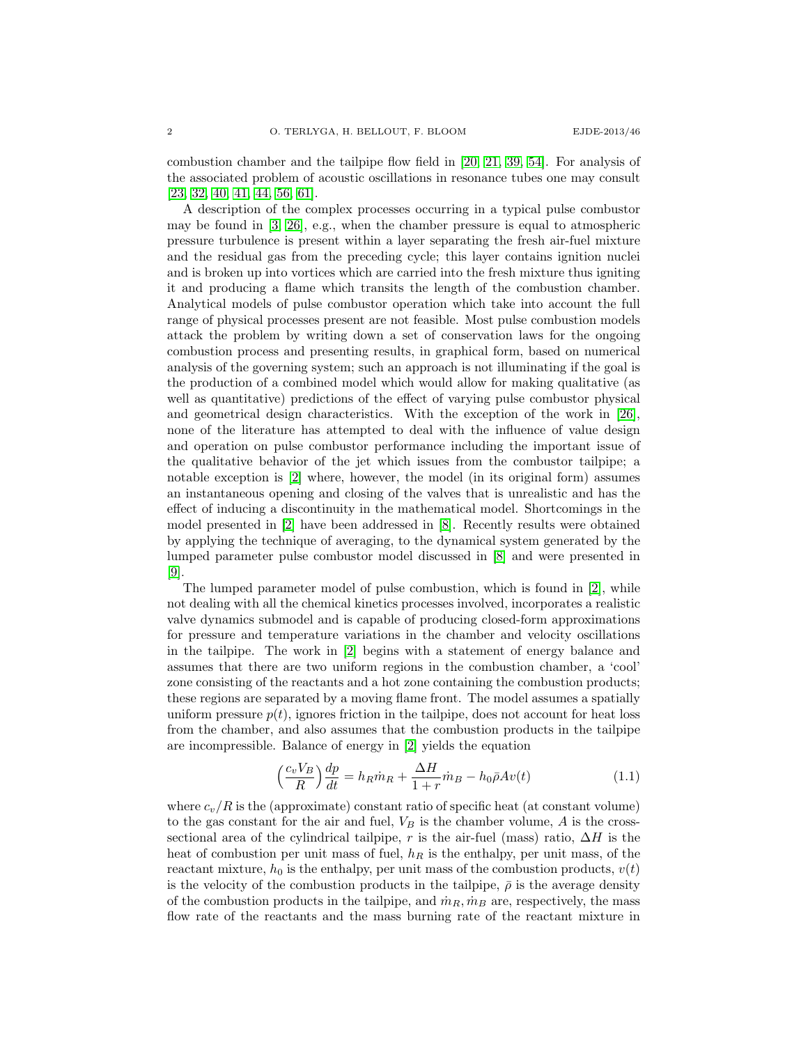combustion chamber and the tailpipe flow field in [20, 21, 39, 54]. For analysis of the associated problem of acoustic oscillations in resonance tubes one may consult [23, 32, 40, 41, 44, 56, 61].

A description of the complex processes occurring in a typical pulse combustor may be found in [3, 26], e.g., when the chamber pressure is equal to atmospheric pressure turbulence is present within a layer separating the fresh air-fuel mixture and the residual gas from the preceding cycle; this layer contains ignition nuclei and is broken up into vortices which are carried into the fresh mixture thus igniting it and producing a flame which transits the length of the combustion chamber. Analytical models of pulse combustor operation which take into account the full range of physical processes present are not feasible. Most pulse combustion models attack the problem by writing down a set of conservation laws for the ongoing combustion process and presenting results, in graphical form, based on numerical analysis of the governing system; such an approach is not illuminating if the goal is the production of a combined model which would allow for making qualitative (as well as quantitative) predictions of the effect of varying pulse combustor physical and geometrical design characteristics. With the exception of the work in [26], none of the literature has attempted to deal with the influence of value design and operation on pulse combustor performance including the important issue of the qualitative behavior of the jet which issues from the combustor tailpipe; a notable exception is [2] where, however, the model (in its original form) assumes an instantaneous opening and closing of the valves that is unrealistic and has the effect of inducing a discontinuity in the mathematical model. Shortcomings in the model presented in [2] have been addressed in [8]. Recently results were obtained by applying the technique of averaging, to the dynamical system generated by the lumped parameter pulse combustor model discussed in [8] and were presented in [9].

The lumped parameter model of pulse combustion, which is found in [2], while not dealing with all the chemical kinetics processes involved, incorporates a realistic valve dynamics submodel and is capable of producing closed-form approximations for pressure and temperature variations in the chamber and velocity oscillations in the tailpipe. The work in [2] begins with a statement of energy balance and assumes that there are two uniform regions in the combustion chamber, a 'cool' zone consisting of the reactants and a hot zone containing the combustion products; these regions are separated by a moving flame front. The model assumes a spatially uniform pressure $p(t)$, ignores friction in the tailpipe, does not account for heat loss from the chamber, and also assumes that the combustion products in the tailpipe are incompressible. Balance of energy in [2] yields the equation

$$\Big(\frac{c_v V_B}{R}\Big)\frac{dp}{dt} = h_R \dot{m}_R + \frac{\Delta H}{1+r}\dot{m}_B - h_0 \bar{\rho} A v(t) \tag{1.1}$$

where $c_v/R$ is the (approximate) constant ratio of specific heat (at constant volume) to the gas constant for the air and fuel, $V_B$ is the chamber volume, $A$ is the cross-sectional area of the cylindrical tailpipe, $r$ is the air-fuel (mass) ratio, $\Delta H$ is the heat of combustion per unit mass of fuel, $h_R$ is the enthalpy, per unit mass, of the reactant mixture, $h_0$ is the enthalpy, per unit mass of the combustion products, $v(t)$ is the velocity of the combustion products in the tailpipe, $\bar{\rho}$ is the average density of the combustion products in the tailpipe, and $\dot{m}_R, \dot{m}_B$ are, respectively, the mass flow rate of the reactants and the mass burning rate of the reactant mixture in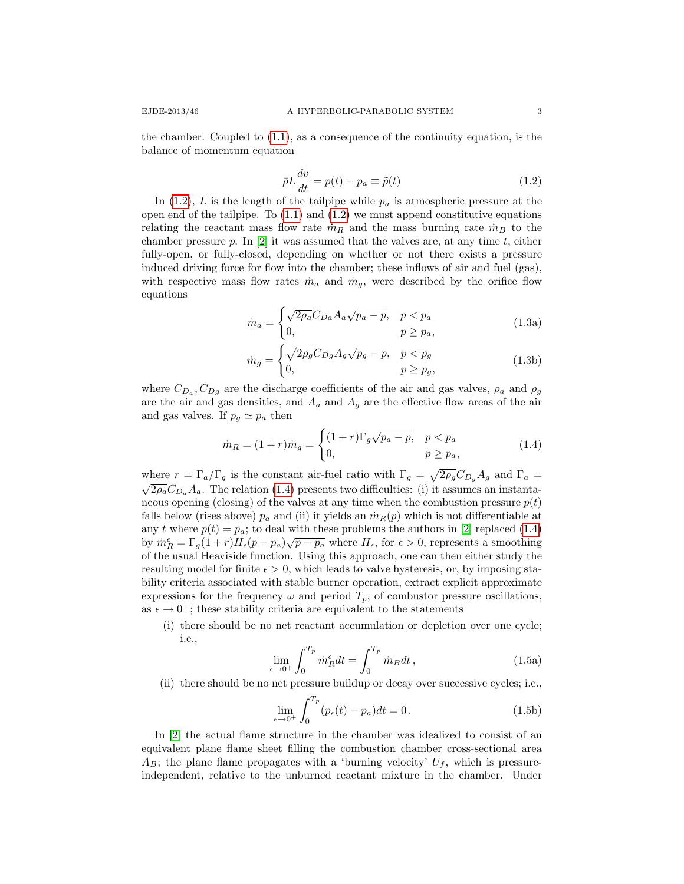the chamber. Coupled to (1.1), as a consequence of the continuity equation, is the balance of momentum equation

$$\bar{\rho} L \frac{dv}{dt} = p(t) - p_a \equiv \tilde{p}(t) \tag{1.2}$$

In (1.2), $L$ is the length of the tailpipe while $p_a$ is atmospheric pressure at the open end of the tailpipe. To (1.1) and (1.2) we must append constitutive equations relating the reactant mass flow rate $\dot{m}_R$ and the mass burning rate $\dot{m}_B$ to the chamber pressure $p$. In [2] it was assumed that the valves are, at any time $t$, either fully-open, or fully-closed, depending on whether or not there exists a pressure induced driving force for flow into the chamber; these inflows of air and fuel (gas), with respective mass flow rates $\dot{m}_a$ and $\dot{m}_g$, were described by the orifice flow equations

$$\dot{m}_a = \begin{cases} \sqrt{2\rho_a} C_{Da} A_a \sqrt{p_a - p}, & p < p_a \\ 0, & p \geq p_a, \end{cases} \tag{1.3a}$$

$$\dot{m}_g = \begin{cases} \sqrt{2\rho_g} C_{Dg} A_g \sqrt{p_g - p}, & p < p_g \\ 0, & p \geq p_g, \end{cases} \tag{1.3b}$$

where $C_{D_a}, C_{Dg}$ are the discharge coefficients of the air and gas valves, $\rho_a$ and $\rho_g$ are the air and gas densities, and $A_a$ and $A_g$ are the effective flow areas of the air and gas valves. If $p_g \simeq p_a$ then

$$\dot{m}_R = (1+r)\dot{m}_g = \begin{cases} (1+r)\Gamma_g \sqrt{p_a - p}, & p < p_a \\ 0, & p \geq p_a, \end{cases} \tag{1.4}$$

where $r = \Gamma_a / \Gamma_g$ is the constant air-fuel ratio with $\Gamma_g = \sqrt{2\rho_g} C_{D_g} A_g$ and $\Gamma_a = \sqrt{2\rho_a} C_{D_a} A_a$. The relation (1.4) presents two difficulties: (i) it assumes an instantaneous opening (closing) of the valves at any time when the combustion pressure $p(t)$ falls below (rises above) $p_a$ and (ii) it yields an $\dot{m}_R(p)$ which is not differentiable at any $t$ where $p(t) = p_a$; to deal with these problems the authors in [2] replaced (1.4) by $\dot{m}_R^\epsilon = \Gamma_g (1+r) H_\epsilon (p - p_a) \sqrt{p - p_a}$ where $H_\epsilon$, for $\epsilon > 0$, represents a smoothing of the usual Heaviside function. Using this approach, one can then either study the resulting model for finite $\epsilon > 0$, which leads to valve hysteresis, or, by imposing stability criteria associated with stable burner operation, extract explicit approximate expressions for the frequency $\omega$ and period $T_p$, of combustor pressure oscillations, as $\epsilon \to 0^+$; these stability criteria are equivalent to the statements

(i) there should be no net reactant accumulation or depletion over one cycle; i.e.,

$$\lim_{\epsilon \to 0^+} \int_0^{T_p} \dot{m}_R^\epsilon dt = \int_0^{T_p} \dot{m}_B dt\,, \tag{1.5a}$$

(ii) there should be no net pressure buildup or decay over successive cycles; i.e.,

$$\lim_{\epsilon \to 0^+} \int_0^{T_p} (p_\epsilon(t) - p_a) dt = 0\,. \tag{1.5b}$$

In [2] the actual flame structure in the chamber was idealized to consist of an equivalent plane flame sheet filling the combustion chamber cross-sectional area $A_B$; the plane flame propagates with a 'burning velocity' $U_f$, which is pressure-independent, relative to the unburned reactant mixture in the chamber. Under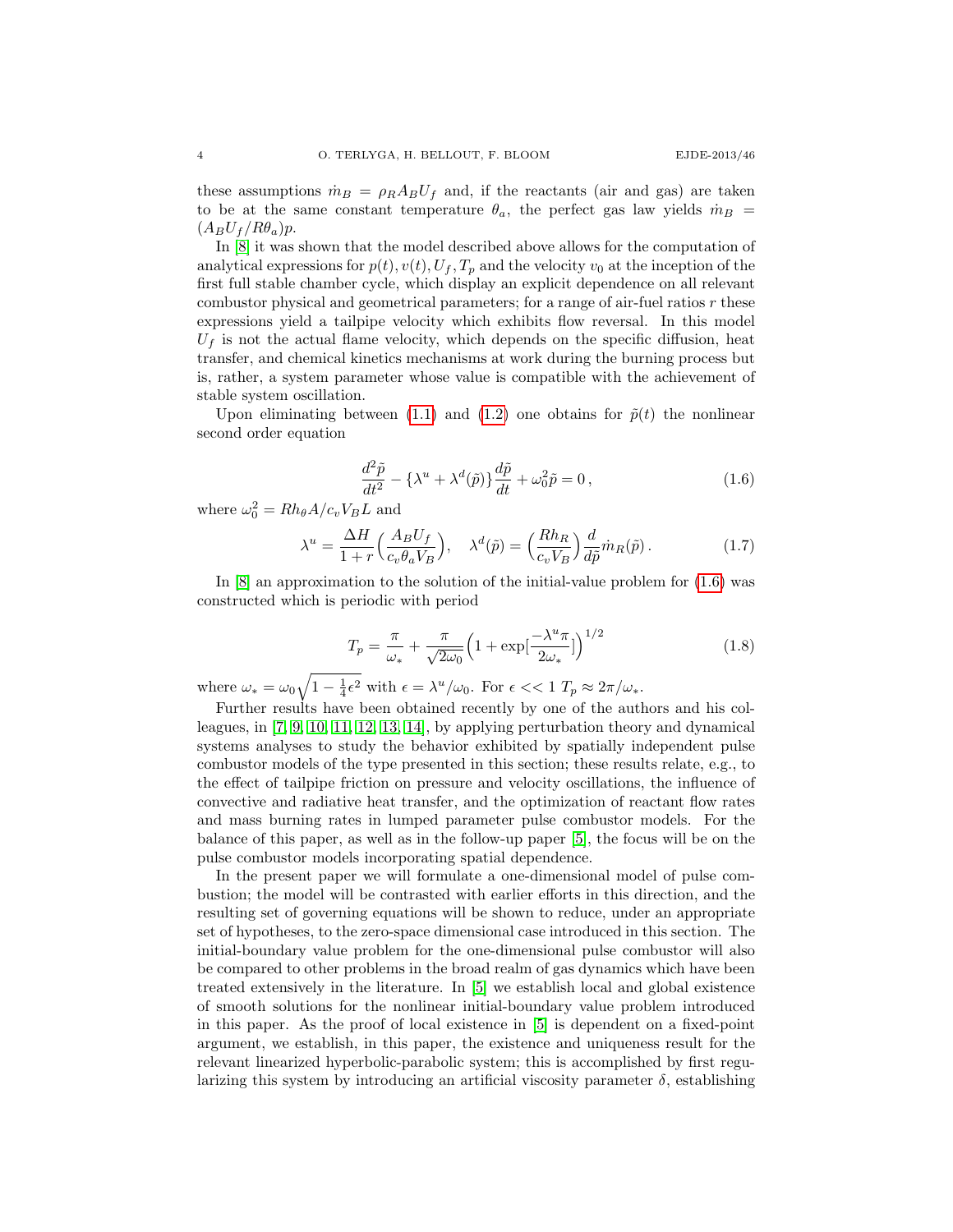these assumptions $\dot{m}_B = \rho_R A_B U_f$ and, if the reactants (air and gas) are taken to be at the same constant temperature $\theta_a$, the perfect gas law yields $\dot{m}_B = (A_B U_f / R\theta_a)p$.

In [8] it was shown that the model described above allows for the computation of analytical expressions for $p(t), v(t), U_f, T_p$ and the velocity $v_0$ at the inception of the first full stable chamber cycle, which display an explicit dependence on all relevant combustor physical and geometrical parameters; for a range of air-fuel ratios $r$ these expressions yield a tailpipe velocity which exhibits flow reversal. In this model $U_f$ is not the actual flame velocity, which depends on the specific diffusion, heat transfer, and chemical kinetics mechanisms at work during the burning process but is, rather, a system parameter whose value is compatible with the achievement of stable system oscillation.

Upon eliminating between (1.1) and (1.2) one obtains for $\tilde{p}(t)$ the nonlinear second order equation

$$\frac{d^2\tilde{p}}{dt^2} - \{\lambda^u + \lambda^d(\tilde{p})\}\frac{d\tilde{p}}{dt} + \omega_0^2 \tilde{p} = 0\,, \tag{1.6}$$

where $\omega_0^2 = Rh_\theta A / c_v V_B L$ and

$$\lambda^u = \frac{\Delta H}{1+r}\Big(\frac{A_B U_f}{c_v \theta_a V_B}\Big), \quad \lambda^d(\tilde{p}) = \Big(\frac{Rh_R}{c_v V_B}\Big)\frac{d}{d\tilde{p}}\dot{m}_R(\tilde{p})\,. \tag{1.7}$$

In [8] an approximation to the solution of the initial-value problem for (1.6) was constructed which is periodic with period

$$T_p = \frac{\pi}{\omega_*} + \frac{\pi}{\sqrt{2\omega_0}}\Big(1 + \exp[\frac{-\lambda^u \pi}{2\omega_*}]\Big)^{1/2} \tag{1.8}$$

where $\omega_* = \omega_0\sqrt{1 - \frac{1}{4}\epsilon^2}$ with $\epsilon = \lambda^u/\omega_0$. For $\epsilon << 1$ $T_p \approx 2\pi/\omega_*$.

Further results have been obtained recently by one of the authors and his colleagues, in [7, 9, 10, 11, 12, 13, 14], by applying perturbation theory and dynamical systems analyses to study the behavior exhibited by spatially independent pulse combustor models of the type presented in this section; these results relate, e.g., to the effect of tailpipe friction on pressure and velocity oscillations, the influence of convective and radiative heat transfer, and the optimization of reactant flow rates and mass burning rates in lumped parameter pulse combustor models. For the balance of this paper, as well as in the follow-up paper [5], the focus will be on the pulse combustor models incorporating spatial dependence.

In the present paper we will formulate a one-dimensional model of pulse combustion; the model will be contrasted with earlier efforts in this direction, and the resulting set of governing equations will be shown to reduce, under an appropriate set of hypotheses, to the zero-space dimensional case introduced in this section. The initial-boundary value problem for the one-dimensional pulse combustor will also be compared to other problems in the broad realm of gas dynamics which have been treated extensively in the literature. In [5] we establish local and global existence of smooth solutions for the nonlinear initial-boundary value problem introduced in this paper. As the proof of local existence in [5] is dependent on a fixed-point argument, we establish, in this paper, the existence and uniqueness result for the relevant linearized hyperbolic-parabolic system; this is accomplished by first regularizing this system by introducing an artificial viscosity parameter $\delta$, establishing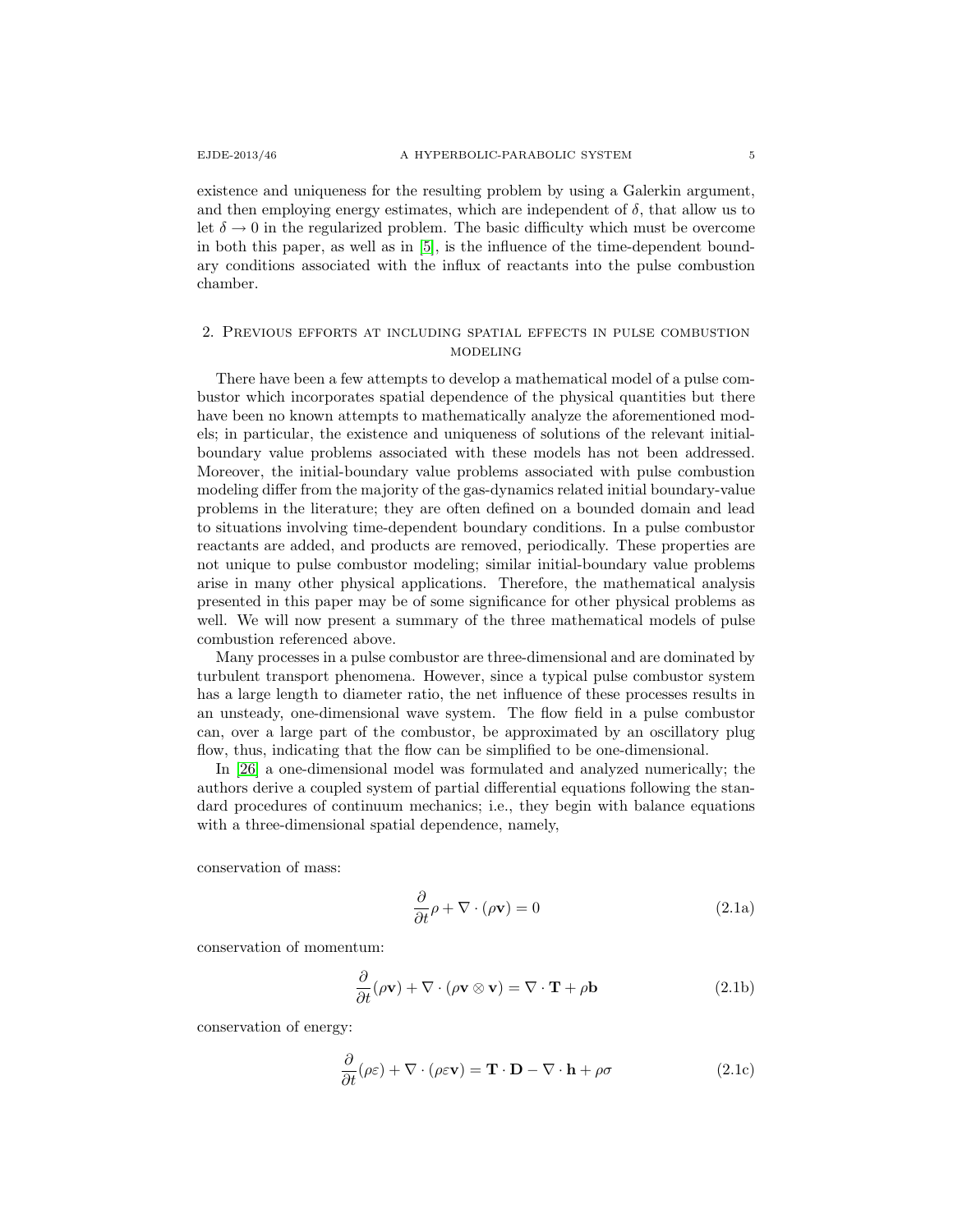existence and uniqueness for the resulting problem by using a Galerkin argument, and then employing energy estimates, which are independent of $\delta$, that allow us to let $\delta \to 0$ in the regularized problem. The basic difficulty which must be overcome in both this paper, as well as in [5], is the influence of the time-dependent boundary conditions associated with the influx of reactants into the pulse combustion chamber.

## 2. Previous efforts at including spatial effects in pulse combustion modeling

There have been a few attempts to develop a mathematical model of a pulse combustor which incorporates spatial dependence of the physical quantities but there have been no known attempts to mathematically analyze the aforementioned models; in particular, the existence and uniqueness of solutions of the relevant initial-boundary value problems associated with these models has not been addressed. Moreover, the initial-boundary value problems associated with pulse combustion modeling differ from the majority of the gas-dynamics related initial boundary-value problems in the literature; they are often defined on a bounded domain and lead to situations involving time-dependent boundary conditions. In a pulse combustor reactants are added, and products are removed, periodically. These properties are not unique to pulse combustor modeling; similar initial-boundary value problems arise in many other physical applications. Therefore, the mathematical analysis presented in this paper may be of some significance for other physical problems as well. We will now present a summary of the three mathematical models of pulse combustion referenced above.

Many processes in a pulse combustor are three-dimensional and are dominated by turbulent transport phenomena. However, since a typical pulse combustor system has a large length to diameter ratio, the net influence of these processes results in an unsteady, one-dimensional wave system. The flow field in a pulse combustor can, over a large part of the combustor, be approximated by an oscillatory plug flow, thus, indicating that the flow can be simplified to be one-dimensional.

In [26] a one-dimensional model was formulated and analyzed numerically; the authors derive a coupled system of partial differential equations following the standard procedures of continuum mechanics; i.e., they begin with balance equations with a three-dimensional spatial dependence, namely,

conservation of mass:

$$\frac{\partial}{\partial t}\rho + \nabla \cdot (\rho \mathbf{v}) = 0 \tag{2.1a}$$

conservation of momentum:

$$\frac{\partial}{\partial t}(\rho \mathbf{v}) + \nabla \cdot (\rho \mathbf{v} \otimes \mathbf{v}) = \nabla \cdot \mathbf{T} + \rho \mathbf{b} \tag{2.1b}$$

conservation of energy:

$$\frac{\partial}{\partial t}(\rho \varepsilon) + \nabla \cdot (\rho \varepsilon \mathbf{v}) = \mathbf{T} \cdot \mathbf{D} - \nabla \cdot \mathbf{h} + \rho \sigma \tag{2.1c}$$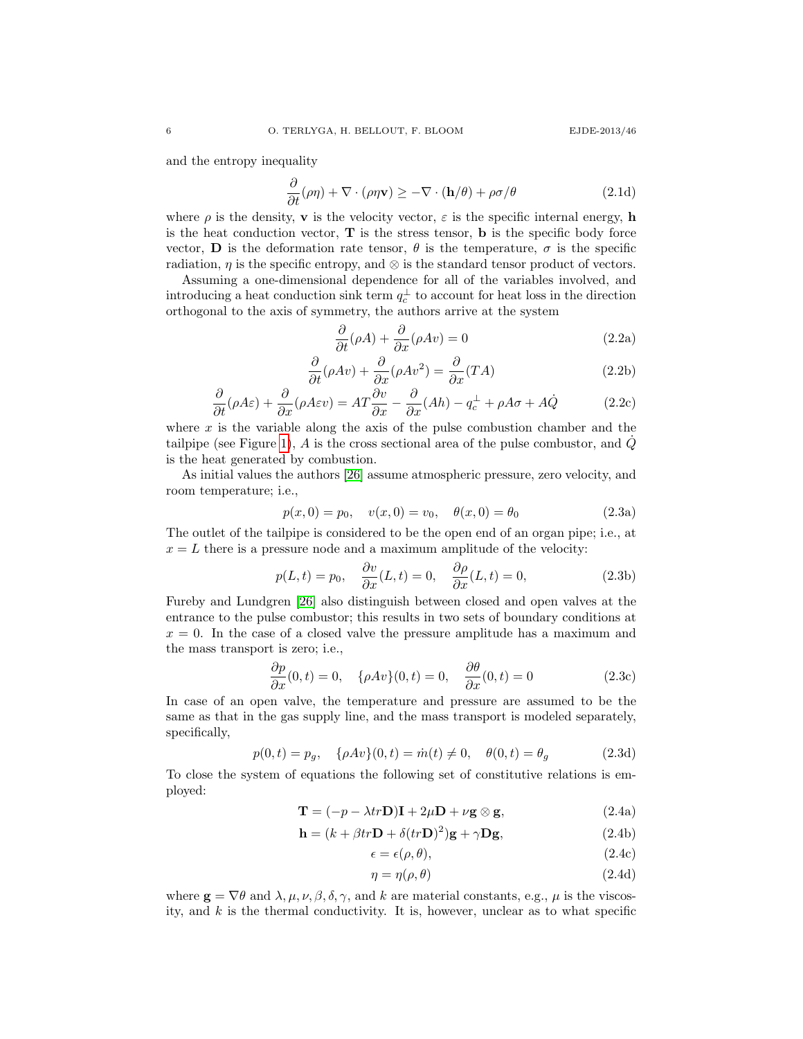and the entropy inequality

$$\frac{\partial}{\partial t}(\rho\eta) + \nabla \cdot (\rho\eta\mathbf{v}) \geq -\nabla \cdot (\mathbf{h}/\theta) + \rho\sigma/\theta \tag{2.1d}$$

where $\rho$ is the density, $\mathbf{v}$ is the velocity vector, $\varepsilon$ is the specific internal energy, $\mathbf{h}$ is the heat conduction vector, $\mathbf{T}$ is the stress tensor, $\mathbf{b}$ is the specific body force vector, $\mathbf{D}$ is the deformation rate tensor, $\theta$ is the temperature, $\sigma$ is the specific radiation, $\eta$ is the specific entropy, and $\otimes$ is the standard tensor product of vectors.

Assuming a one-dimensional dependence for all of the variables involved, and introducing a heat conduction sink term $q_c^{\perp}$ to account for heat loss in the direction orthogonal to the axis of symmetry, the authors arrive at the system

$$\frac{\partial}{\partial t}(\rho A) + \frac{\partial}{\partial x}(\rho A v) = 0 \tag{2.2a}$$

$$\frac{\partial}{\partial t}(\rho A v) + \frac{\partial}{\partial x}(\rho A v^2) = \frac{\partial}{\partial x}(TA) \tag{2.2b}$$

$$\frac{\partial}{\partial t}(\rho A \varepsilon) + \frac{\partial}{\partial x}(\rho A \varepsilon v) = AT\frac{\partial v}{\partial x} - \frac{\partial}{\partial x}(Ah) - q_c^{\perp} + \rho A\sigma + A\dot{Q} \tag{2.2c}$$

where $x$ is the variable along the axis of the pulse combustion chamber and the tailpipe (see Figure 1), $A$ is the cross sectional area of the pulse combustor, and $\dot{Q}$ is the heat generated by combustion.

As initial values the authors [26] assume atmospheric pressure, zero velocity, and room temperature; i.e.,

$$p(x,0) = p_0, \quad v(x,0) = v_0, \quad \theta(x,0) = \theta_0 \tag{2.3a}$$

The outlet of the tailpipe is considered to be the open end of an organ pipe; i.e., at $x = L$ there is a pressure node and a maximum amplitude of the velocity:

$$p(L,t) = p_0, \quad \frac{\partial v}{\partial x}(L,t) = 0, \quad \frac{\partial \rho}{\partial x}(L,t) = 0, \tag{2.3b}$$

Fureby and Lundgren [26] also distinguish between closed and open valves at the entrance to the pulse combustor; this results in two sets of boundary conditions at $x = 0$. In the case of a closed valve the pressure amplitude has a maximum and the mass transport is zero; i.e.,

$$\frac{\partial p}{\partial x}(0,t) = 0, \quad \{\rho A v\}(0,t) = 0, \quad \frac{\partial \theta}{\partial x}(0,t) = 0 \tag{2.3c}$$

In case of an open valve, the temperature and pressure are assumed to be the same as that in the gas supply line, and the mass transport is modeled separately, specifically,

$$p(0,t) = p_g, \quad \{\rho A v\}(0,t) = \dot{m}(t) \neq 0, \quad \theta(0,t) = \theta_g \tag{2.3d}$$

To close the system of equations the following set of constitutive relations is employed:

$$\mathbf{T} = (-p - \lambda tr\mathbf{D})\mathbf{I} + 2\mu\mathbf{D} + \nu\mathbf{g} \otimes \mathbf{g}, \tag{2.4a}$$

$$\mathbf{h} = (k + \beta tr\mathbf{D} + \delta(tr\mathbf{D})^2)\mathbf{g} + \gamma\mathbf{D}\mathbf{g}, \tag{2.4b}$$

$$\epsilon = \epsilon(\rho,\theta), \tag{2.4c}$$

$$\eta = \eta(\rho,\theta) \tag{2.4d}$$

where $\mathbf{g} = \nabla\theta$ and $\lambda, \mu, \nu, \beta, \delta, \gamma$, and $k$ are material constants, e.g., $\mu$ is the viscosity, and $k$ is the thermal conductivity. It is, however, unclear as to what specific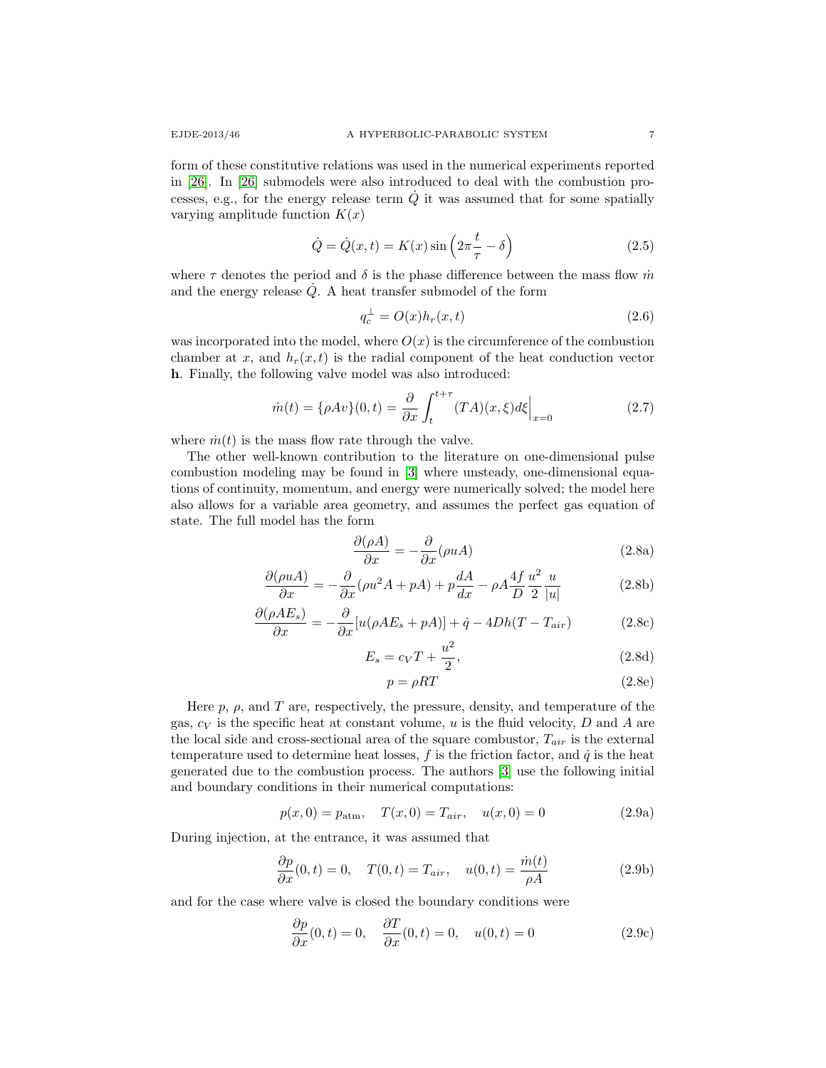form of these constitutive relations was used in the numerical experiments reported in [26]. In [26] submodels were also introduced to deal with the combustion processes, e.g., for the energy release term $\dot{Q}$ it was assumed that for some spatially varying amplitude function $K(x)$

$$\dot{Q} = \dot{Q}(x,t) = K(x)\sin\Big(2\pi\frac{t}{\tau} - \delta\Big) \tag{2.5}$$

where $\tau$ denotes the period and $\delta$ is the phase difference between the mass flow $\dot{m}$ and the energy release $\dot{Q}$. A heat transfer submodel of the form

$$q_c^{\perp} = O(x)h_r(x,t) \tag{2.6}$$

was incorporated into the model, where $O(x)$ is the circumference of the combustion chamber at $x$, and $h_r(x,t)$ is the radial component of the heat conduction vector $\mathbf{h}$. Finally, the following valve model was also introduced:

$$\dot{m}(t) = \{\rho A v\}(0,t) = \frac{\partial}{\partial x}\int_t^{t+\tau}(TA)(x,\xi)d\xi\Big|_{x=0} \tag{2.7}$$

where $\dot{m}(t)$ is the mass flow rate through the valve.

The other well-known contribution to the literature on one-dimensional pulse combustion modeling may be found in [3] where unsteady, one-dimensional equations of continuity, momentum, and energy were numerically solved; the model here also allows for a variable area geometry, and assumes the perfect gas equation of state. The full model has the form

$$\frac{\partial(\rho A)}{\partial x} = -\frac{\partial}{\partial x}(\rho u A) \tag{2.8a}$$

$$\frac{\partial(\rho u A)}{\partial x} = -\frac{\partial}{\partial x}(\rho u^2 A + pA) + p\frac{dA}{dx} - \rho A\frac{4f}{D}\frac{u^2}{2}\frac{u}{|u|} \tag{2.8b}$$

$$\frac{\partial(\rho A E_s)}{\partial x} = -\frac{\partial}{\partial x}[u(\rho A E_s + pA)] + \dot{q} - 4Dh(T - T_{air}) \tag{2.8c}$$

$$E_s = c_V T + \frac{u^2}{2}, \tag{2.8d}$$

$$p = \rho R T \tag{2.8e}$$

Here $p$, $\rho$, and $T$ are, respectively, the pressure, density, and temperature of the gas, $c_V$ is the specific heat at constant volume, $u$ is the fluid velocity, $D$ and $A$ are the local side and cross-sectional area of the square combustor, $T_{air}$ is the external temperature used to determine heat losses, $f$ is the friction factor, and $\dot{q}$ is the heat generated due to the combustion process. The authors [3] use the following initial and boundary conditions in their numerical computations:

$$p(x,0) = p_{\text{atm}}, \quad T(x,0) = T_{air}, \quad u(x,0) = 0 \tag{2.9a}$$

During injection, at the entrance, it was assumed that

$$\frac{\partial p}{\partial x}(0,t) = 0, \quad T(0,t) = T_{air}, \quad u(0,t) = \frac{\dot{m}(t)}{\rho A} \tag{2.9b}$$

and for the case where valve is closed the boundary conditions were

$$\frac{\partial p}{\partial x}(0,t) = 0, \quad \frac{\partial T}{\partial x}(0,t) = 0, \quad u(0,t) = 0 \tag{2.9c}$$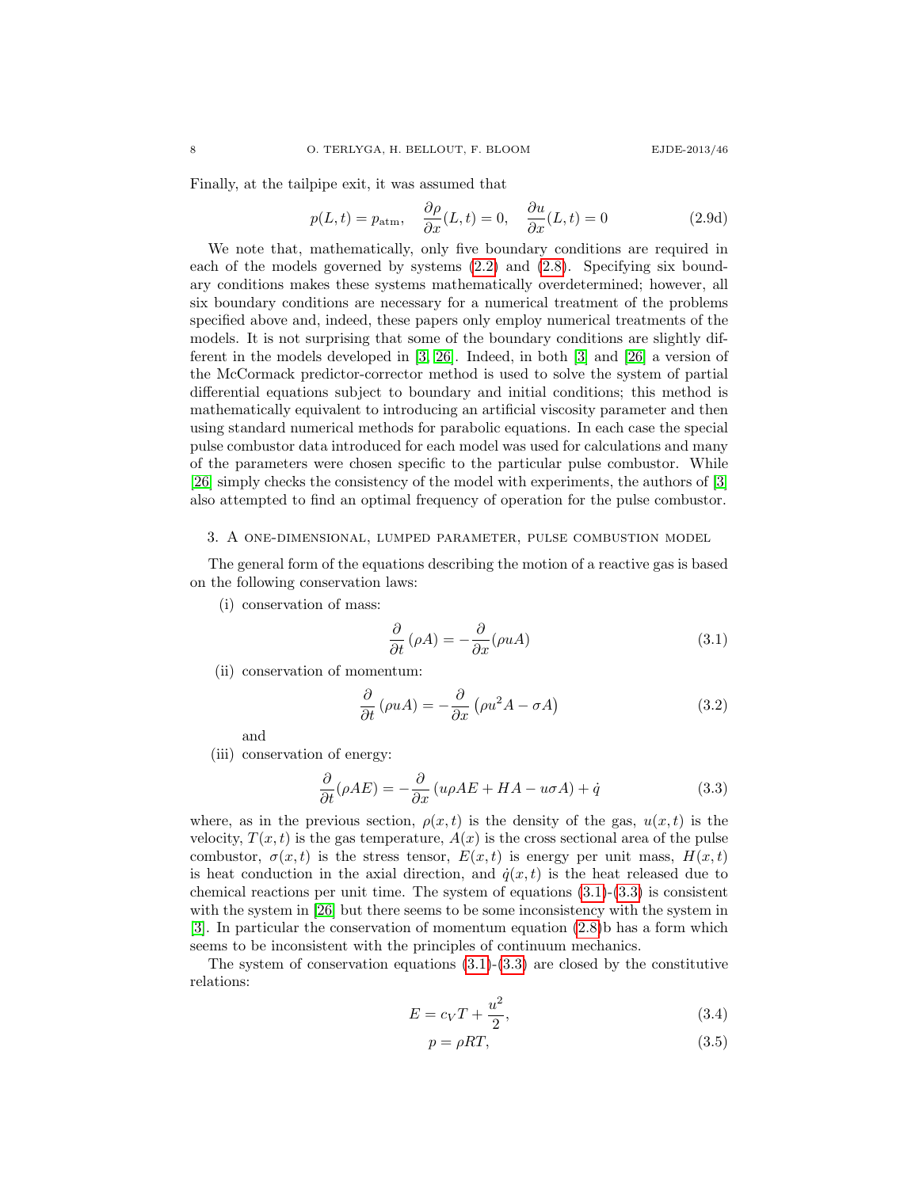Finally, at the tailpipe exit, it was assumed that

$$p(L,t) = p_{\text{atm}}, \quad \frac{\partial \rho}{\partial x}(L,t) = 0, \quad \frac{\partial u}{\partial x}(L,t) = 0 \tag{2.9d}$$

We note that, mathematically, only five boundary conditions are required in each of the models governed by systems (2.2) and (2.8). Specifying six boundary conditions makes these systems mathematically overdetermined; however, all six boundary conditions are necessary for a numerical treatment of the problems specified above and, indeed, these papers only employ numerical treatments of the models. It is not surprising that some of the boundary conditions are slightly different in the models developed in [3, 26]. Indeed, in both [3] and [26] a version of the McCormack predictor-corrector method is used to solve the system of partial differential equations subject to boundary and initial conditions; this method is mathematically equivalent to introducing an artificial viscosity parameter and then using standard numerical methods for parabolic equations. In each case the special pulse combustor data introduced for each model was used for calculations and many of the parameters were chosen specific to the particular pulse combustor. While [26] simply checks the consistency of the model with experiments, the authors of [3] also attempted to find an optimal frequency of operation for the pulse combustor.

## 3. A one-dimensional, lumped parameter, pulse combustion model

The general form of the equations describing the motion of a reactive gas is based on the following conservation laws:

(i) conservation of mass:

$$\frac{\partial}{\partial t}(\rho A) = -\frac{\partial}{\partial x}(\rho u A) \tag{3.1}$$

(ii) conservation of momentum:

$$\frac{\partial}{\partial t}(\rho u A) = -\frac{\partial}{\partial x}\left(\rho u^2 A - \sigma A\right) \tag{3.2}$$

and

(iii) conservation of energy:

$$\frac{\partial}{\partial t}(\rho A E) = -\frac{\partial}{\partial x}\left(u\rho A E + HA - u\sigma A\right) + \dot{q} \tag{3.3}$$

where, as in the previous section, $\rho(x,t)$ is the density of the gas, $u(x,t)$ is the velocity, $T(x,t)$ is the gas temperature, $A(x)$ is the cross sectional area of the pulse combustor, $\sigma(x,t)$ is the stress tensor, $E(x,t)$ is energy per unit mass, $H(x,t)$ is heat conduction in the axial direction, and $\dot{q}(x,t)$ is the heat released due to chemical reactions per unit time. The system of equations (3.1)-(3.3) is consistent with the system in [26] but there seems to be some inconsistency with the system in [3]. In particular the conservation of momentum equation (2.8)b has a form which seems to be inconsistent with the principles of continuum mechanics.

The system of conservation equations (3.1)-(3.3) are closed by the constitutive relations:

$$E = c_V T + \frac{u^2}{2}, \tag{3.4}$$

$$p = \rho R T, \tag{3.5}$$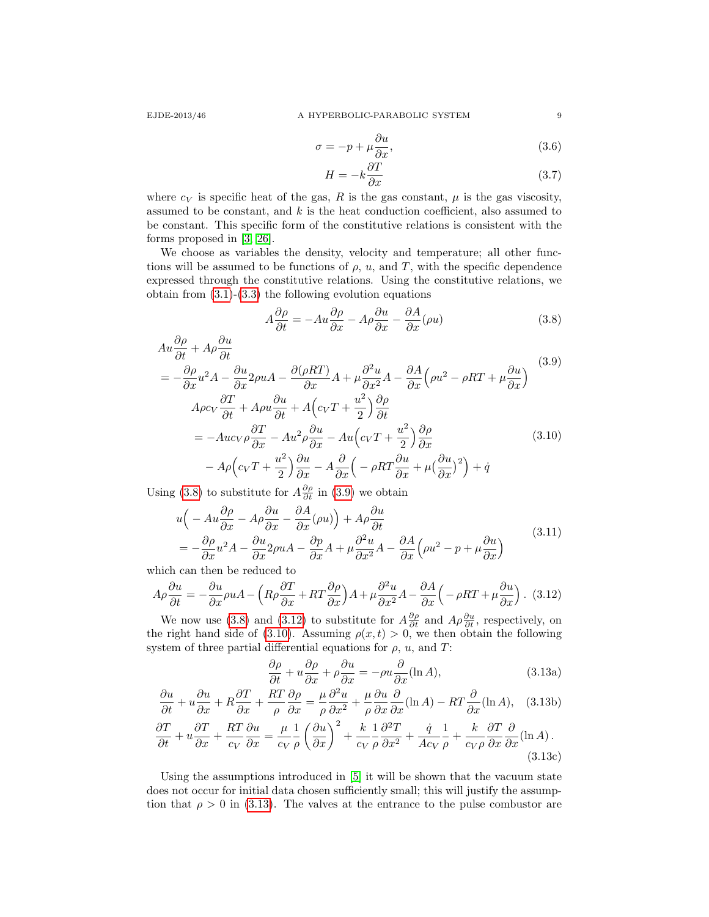$$\sigma = -p + \mu \frac{\partial u}{\partial x}, \tag{3.6}$$

$$H = -k \frac{\partial T}{\partial x} \tag{3.7}$$

where $c_V$ is specific heat of the gas, $R$ is the gas constant, $\mu$ is the gas viscosity, assumed to be constant, and $k$ is the heat conduction coefficient, also assumed to be constant. This specific form of the constitutive relations is consistent with the forms proposed in [3, 26].

We choose as variables the density, velocity and temperature; all other functions will be assumed to be functions of $\rho$, $u$, and $T$, with the specific dependence expressed through the constitutive relations. Using the constitutive relations, we obtain from (3.1)-(3.3) the following evolution equations

$$A\frac{\partial \rho}{\partial t} = -Au\frac{\partial \rho}{\partial x} - A\rho\frac{\partial u}{\partial x} - \frac{\partial A}{\partial x}(\rho u) \tag{3.8}$$

$$\begin{aligned} &Au\frac{\partial \rho}{\partial t} + A\rho\frac{\partial u}{\partial t} \\ &= -\frac{\partial \rho}{\partial x}u^2 A - \frac{\partial u}{\partial x}2\rho u A - \frac{\partial(\rho R T)}{\partial x}A + \mu\frac{\partial^2 u}{\partial x^2}A - \frac{\partial A}{\partial x}\Big(\rho u^2 - \rho R T + \mu\frac{\partial u}{\partial x}\Big) \end{aligned} \tag{3.9}$$

$$\begin{aligned} &A\rho c_V\frac{\partial T}{\partial t} + A\rho u\frac{\partial u}{\partial t} + A\Big(c_V T + \frac{u^2}{2}\Big)\frac{\partial \rho}{\partial t} \\ &= -Auc_V\rho\frac{\partial T}{\partial x} - Au^2\rho\frac{\partial u}{\partial x} - Au\Big(c_V T + \frac{u^2}{2}\Big)\frac{\partial \rho}{\partial x} \\ &\quad - A\rho\Big(c_V T + \frac{u^2}{2}\Big)\frac{\partial u}{\partial x} - A\frac{\partial}{\partial x}\Big(-\rho R T\frac{\partial u}{\partial x} + \mu\big(\frac{\partial u}{\partial x}\big)^2\Big) + \dot{q} \end{aligned} \tag{3.10}$$

Using (3.8) to substitute for $A\frac{\partial \rho}{\partial t}$ in (3.9) we obtain

$$\begin{aligned} &u\Big(-Au\frac{\partial \rho}{\partial x} - A\rho\frac{\partial u}{\partial x} - \frac{\partial A}{\partial x}(\rho u)\Big) + A\rho\frac{\partial u}{\partial t} \\ &= -\frac{\partial \rho}{\partial x}u^2 A - \frac{\partial u}{\partial x}2\rho u A - \frac{\partial p}{\partial x}A + \mu\frac{\partial^2 u}{\partial x^2}A - \frac{\partial A}{\partial x}\Big(\rho u^2 - p + \mu\frac{\partial u}{\partial x}\Big) \end{aligned} \tag{3.11}$$

which can then be reduced to

$$A\rho\frac{\partial u}{\partial t} = -\frac{\partial u}{\partial x}\rho u A - \Big(R\rho\frac{\partial T}{\partial x} + RT\frac{\partial \rho}{\partial x}\Big)A + \mu\frac{\partial^2 u}{\partial x^2}A - \frac{\partial A}{\partial x}\Big(-\rho R T + \mu\frac{\partial u}{\partial x}\Big). \tag{3.12}$$

We now use (3.8) and (3.12) to substitute for $A\frac{\partial \rho}{\partial t}$ and $A\rho\frac{\partial u}{\partial t}$, respectively, on the right hand side of (3.10). Assuming $\rho(x,t) > 0$, we then obtain the following system of three partial differential equations for $\rho$, $u$, and $T$:

$$\frac{\partial \rho}{\partial t} + u\frac{\partial \rho}{\partial x} + \rho\frac{\partial u}{\partial x} = -\rho u\frac{\partial}{\partial x}(\ln A), \tag{3.13a}$$

$$\frac{\partial u}{\partial t} + u\frac{\partial u}{\partial x} + R\frac{\partial T}{\partial x} + \frac{RT}{\rho}\frac{\partial \rho}{\partial x} = \frac{\mu}{\rho}\frac{\partial^2 u}{\partial x^2} + \frac{\mu}{\rho}\frac{\partial u}{\partial x}\frac{\partial}{\partial x}(\ln A) - RT\frac{\partial}{\partial x}(\ln A), \tag{3.13b}$$

$$\frac{\partial T}{\partial t} + u\frac{\partial T}{\partial x} + \frac{RT}{c_V}\frac{\partial u}{\partial x} = \frac{\mu}{c_V}\frac{1}{\rho}\Big(\frac{\partial u}{\partial x}\Big)^2 + \frac{k}{c_V}\frac{1}{\rho}\frac{\partial^2 T}{\partial x^2} + \frac{\dot{q}}{Ac_V}\frac{1}{\rho} + \frac{k}{c_V\rho}\frac{\partial T}{\partial x}\frac{\partial}{\partial x}(\ln A). \tag{3.13c}$$

Using the assumptions introduced in [5] it will be shown that the vacuum state does not occur for initial data chosen sufficiently small; this will justify the assumption that $\rho > 0$ in (3.13). The valves at the entrance to the pulse combustor are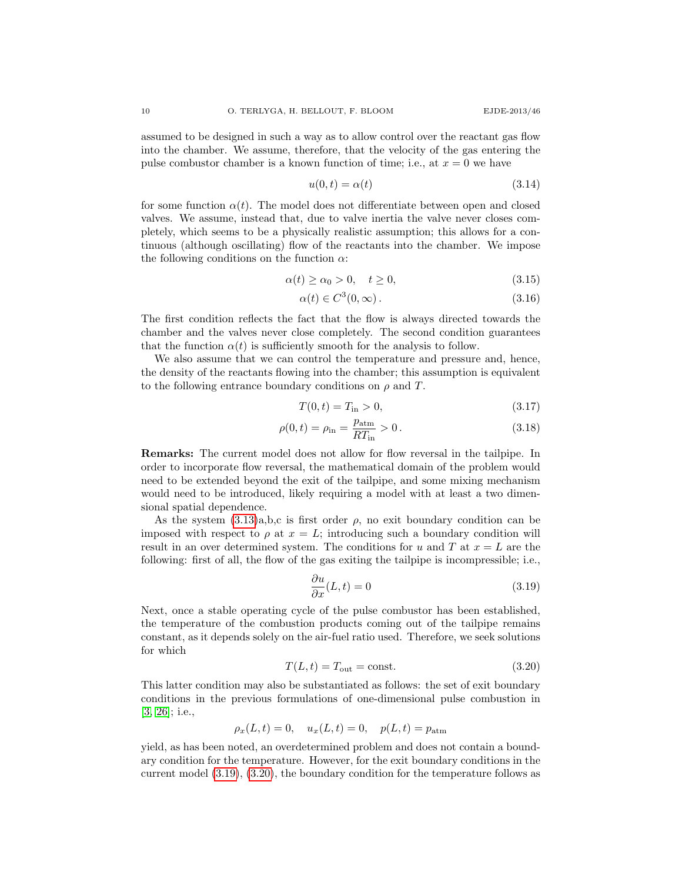assumed to be designed in such a way as to allow control over the reactant gas flow into the chamber. We assume, therefore, that the velocity of the gas entering the pulse combustor chamber is a known function of time; i.e., at $x = 0$ we have

$$u(0, t) = \alpha(t) \tag{3.14}$$

for some function $\alpha(t)$. The model does not differentiate between open and closed valves. We assume, instead that, due to valve inertia the valve never closes completely, which seems to be a physically realistic assumption; this allows for a continuous (although oscillating) flow of the reactants into the chamber. We impose the following conditions on the function $\alpha$:

$$\alpha(t) \geq \alpha_0 > 0, \quad t \geq 0, \tag{3.15}$$

$$\alpha(t) \in C^3(0, \infty)\,. \tag{3.16}$$

The first condition reflects the fact that the flow is always directed towards the chamber and the valves never close completely. The second condition guarantees that the function $\alpha(t)$ is sufficiently smooth for the analysis to follow.

We also assume that we can control the temperature and pressure and, hence, the density of the reactants flowing into the chamber; this assumption is equivalent to the following entrance boundary conditions on $\rho$ and $T$.

$$T(0, t) = T_{\text{in}} > 0, \tag{3.17}$$

$$\rho(0, t) = \rho_{\text{in}} = \frac{p_{\text{atm}}}{RT_{\text{in}}} > 0\,. \tag{3.18}$$

**Remarks:** The current model does not allow for flow reversal in the tailpipe. In order to incorporate flow reversal, the mathematical domain of the problem would need to be extended beyond the exit of the tailpipe, and some mixing mechanism would need to be introduced, likely requiring a model with at least a two dimensional spatial dependence.

As the system (3.13)a,b,c is first order $\rho$, no exit boundary condition can be imposed with respect to $\rho$ at $x = L$; introducing such a boundary condition will result in an over determined system. The conditions for $u$ and $T$ at $x = L$ are the following: first of all, the flow of the gas exiting the tailpipe is incompressible; i.e.,

$$\frac{\partial u}{\partial x}(L, t) = 0 \tag{3.19}$$

Next, once a stable operating cycle of the pulse combustor has been established, the temperature of the combustion products coming out of the tailpipe remains constant, as it depends solely on the air-fuel ratio used. Therefore, we seek solutions for which

$$T(L, t) = T_{\text{out}} = \text{const.} \tag{3.20}$$

This latter condition may also be substantiated as follows: the set of exit boundary conditions in the previous formulations of one-dimensional pulse combustion in [3, 26]; i.e.,

$$\rho_x(L, t) = 0, \quad u_x(L, t) = 0, \quad p(L, t) = p_{\text{atm}}$$

yield, as has been noted, an overdetermined problem and does not contain a boundary condition for the temperature. However, for the exit boundary conditions in the current model (3.19), (3.20), the boundary condition for the temperature follows as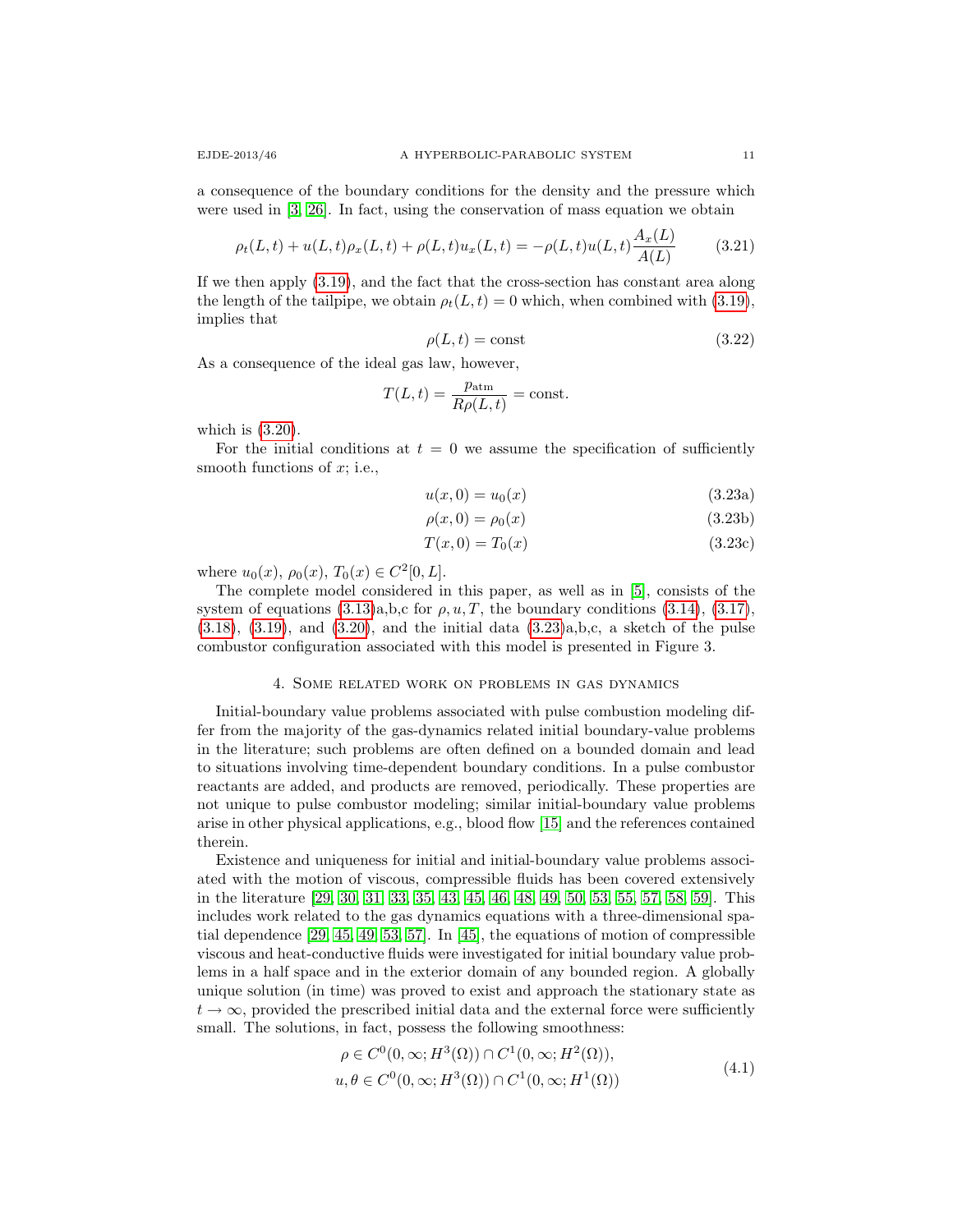a consequence of the boundary conditions for the density and the pressure which were used in [3, 26]. In fact, using the conservation of mass equation we obtain

$$\rho_t(L,t) + u(L,t)\rho_x(L,t) + \rho(L,t)u_x(L,t) = -\rho(L,t)u(L,t)\frac{A_x(L)}{A(L)} \tag{3.21}$$

If we then apply (3.19), and the fact that the cross-section has constant area along the length of the tailpipe, we obtain $\rho_t(L,t) = 0$ which, when combined with (3.19), implies that

$$\rho(L,t) = \text{const} \tag{3.22}$$

As a consequence of the ideal gas law, however,

$$T(L,t) = \frac{p_{\text{atm}}}{R\rho(L,t)} = \text{const}.$$

which is (3.20).

For the initial conditions at $t = 0$ we assume the specification of sufficiently smooth functions of $x$; i.e.,

$$u(x,0) = u_0(x) \tag{3.23a}$$

$$\rho(x,0) = \rho_0(x) \tag{3.23b}$$

$$T(x,0) = T_0(x) \tag{3.23c}$$

where $u_0(x)$, $\rho_0(x)$, $T_0(x) \in C^2[0,L]$.

The complete model considered in this paper, as well as in [5], consists of the system of equations (3.13)a,b,c for $\rho, u, T$, the boundary conditions (3.14), (3.17), (3.18), (3.19), and (3.20), and the initial data (3.23)a,b,c, a sketch of the pulse combustor configuration associated with this model is presented in Figure 3.

## 4. Some related work on problems in gas dynamics

Initial-boundary value problems associated with pulse combustion modeling differ from the majority of the gas-dynamics related initial boundary-value problems in the literature; such problems are often defined on a bounded domain and lead to situations involving time-dependent boundary conditions. In a pulse combustor reactants are added, and products are removed, periodically. These properties are not unique to pulse combustor modeling; similar initial-boundary value problems arise in other physical applications, e.g., blood flow [15] and the references contained therein.

Existence and uniqueness for initial and initial-boundary value problems associated with the motion of viscous, compressible fluids has been covered extensively in the literature [29, 30, 31, 33, 35, 43, 45, 46, 48, 49, 50, 53, 55, 57, 58, 59]. This includes work related to the gas dynamics equations with a three-dimensional spatial dependence [29, 45, 49, 53, 57]. In [45], the equations of motion of compressible viscous and heat-conductive fluids were investigated for initial boundary value problems in a half space and in the exterior domain of any bounded region. A globally unique solution (in time) was proved to exist and approach the stationary state as $t \to \infty$, provided the prescribed initial data and the external force were sufficiently small. The solutions, in fact, possess the following smoothness:

$$\begin{gathered}\rho \in C^0(0,\infty; H^3(\Omega)) \cap C^1(0,\infty; H^2(\Omega)),\\ u, \theta \in C^0(0,\infty; H^3(\Omega)) \cap C^1(0,\infty; H^1(\Omega))\end{gathered} \tag{4.1}$$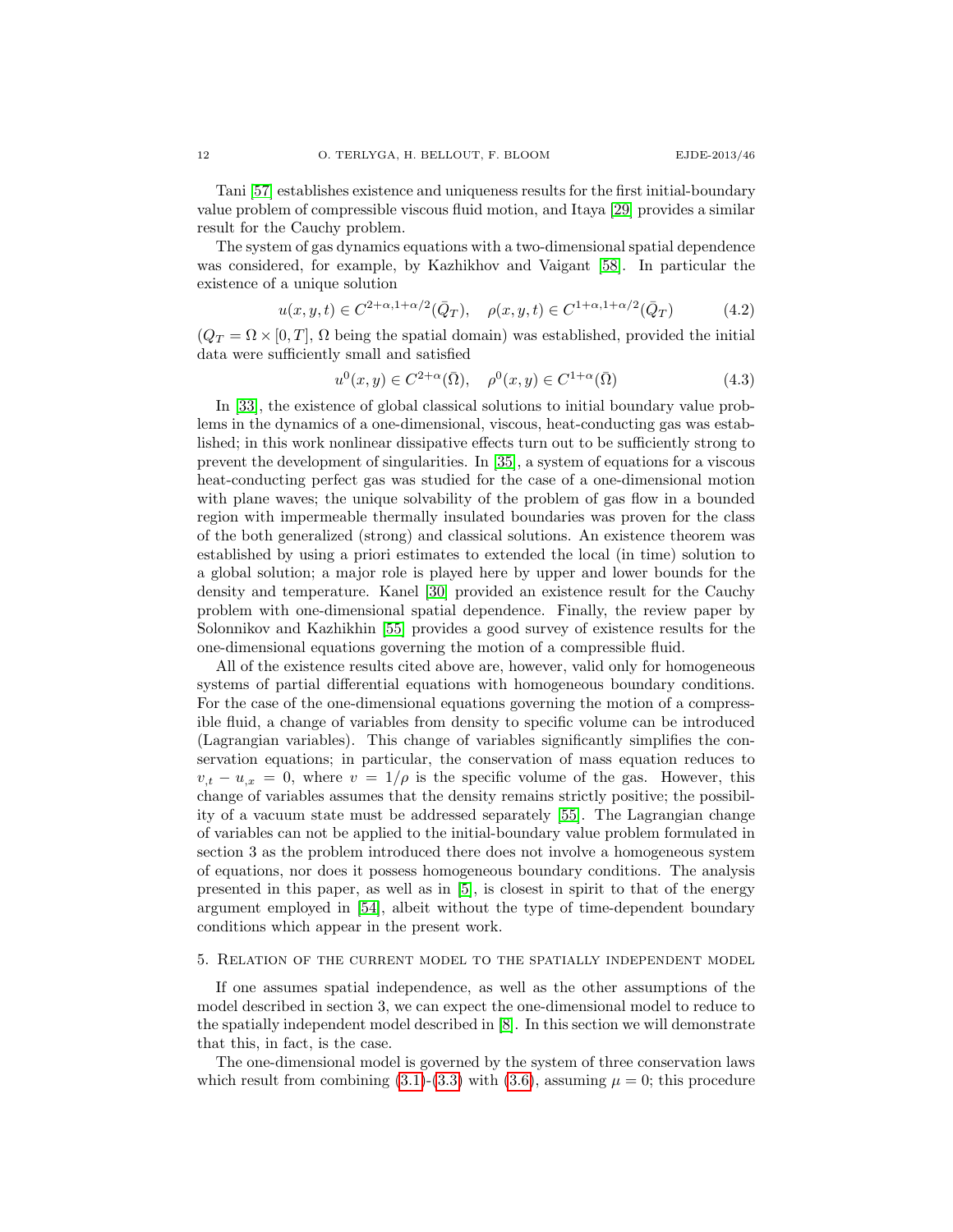Tani [57] establishes existence and uniqueness results for the first initial-boundary value problem of compressible viscous fluid motion, and Itaya [29] provides a similar result for the Cauchy problem.

The system of gas dynamics equations with a two-dimensional spatial dependence was considered, for example, by Kazhikhov and Vaigant [58]. In particular the existence of a unique solution

$$u(x,y,t) \in C^{2+\alpha,1+\alpha/2}(\bar{Q}_T), \quad \rho(x,y,t) \in C^{1+\alpha,1+\alpha/2}(\bar{Q}_T) \tag{4.2}$$

($Q_T = \Omega \times [0,T]$, $\Omega$ being the spatial domain) was established, provided the initial data were sufficiently small and satisfied

$$u^0(x,y) \in C^{2+\alpha}(\bar{\Omega}), \quad \rho^0(x,y) \in C^{1+\alpha}(\bar{\Omega}) \tag{4.3}$$

In [33], the existence of global classical solutions to initial boundary value problems in the dynamics of a one-dimensional, viscous, heat-conducting gas was established; in this work nonlinear dissipative effects turn out to be sufficiently strong to prevent the development of singularities. In [35], a system of equations for a viscous heat-conducting perfect gas was studied for the case of a one-dimensional motion with plane waves; the unique solvability of the problem of gas flow in a bounded region with impermeable thermally insulated boundaries was proven for the class of the both generalized (strong) and classical solutions. An existence theorem was established by using a priori estimates to extended the local (in time) solution to a global solution; a major role is played here by upper and lower bounds for the density and temperature. Kanel [30] provided an existence result for the Cauchy problem with one-dimensional spatial dependence. Finally, the review paper by Solonnikov and Kazhikhin [55] provides a good survey of existence results for the one-dimensional equations governing the motion of a compressible fluid.

All of the existence results cited above are, however, valid only for homogeneous systems of partial differential equations with homogeneous boundary conditions. For the case of the one-dimensional equations governing the motion of a compressible fluid, a change of variables from density to specific volume can be introduced (Lagrangian variables). This change of variables significantly simplifies the conservation equations; in particular, the conservation of mass equation reduces to $v_{,t} - u_{,x} = 0$, where $v = 1/\rho$ is the specific volume of the gas. However, this change of variables assumes that the density remains strictly positive; the possibility of a vacuum state must be addressed separately [55]. The Lagrangian change of variables can not be applied to the initial-boundary value problem formulated in section 3 as the problem introduced there does not involve a homogeneous system of equations, nor does it possess homogeneous boundary conditions. The analysis presented in this paper, as well as in [5], is closest in spirit to that of the energy argument employed in [54], albeit without the type of time-dependent boundary conditions which appear in the present work.

## 5. Relation of the current model to the spatially independent model

If one assumes spatial independence, as well as the other assumptions of the model described in section 3, we can expect the one-dimensional model to reduce to the spatially independent model described in [8]. In this section we will demonstrate that this, in fact, is the case.

The one-dimensional model is governed by the system of three conservation laws which result from combining (3.1)-(3.3) with (3.6), assuming $\mu = 0$; this procedure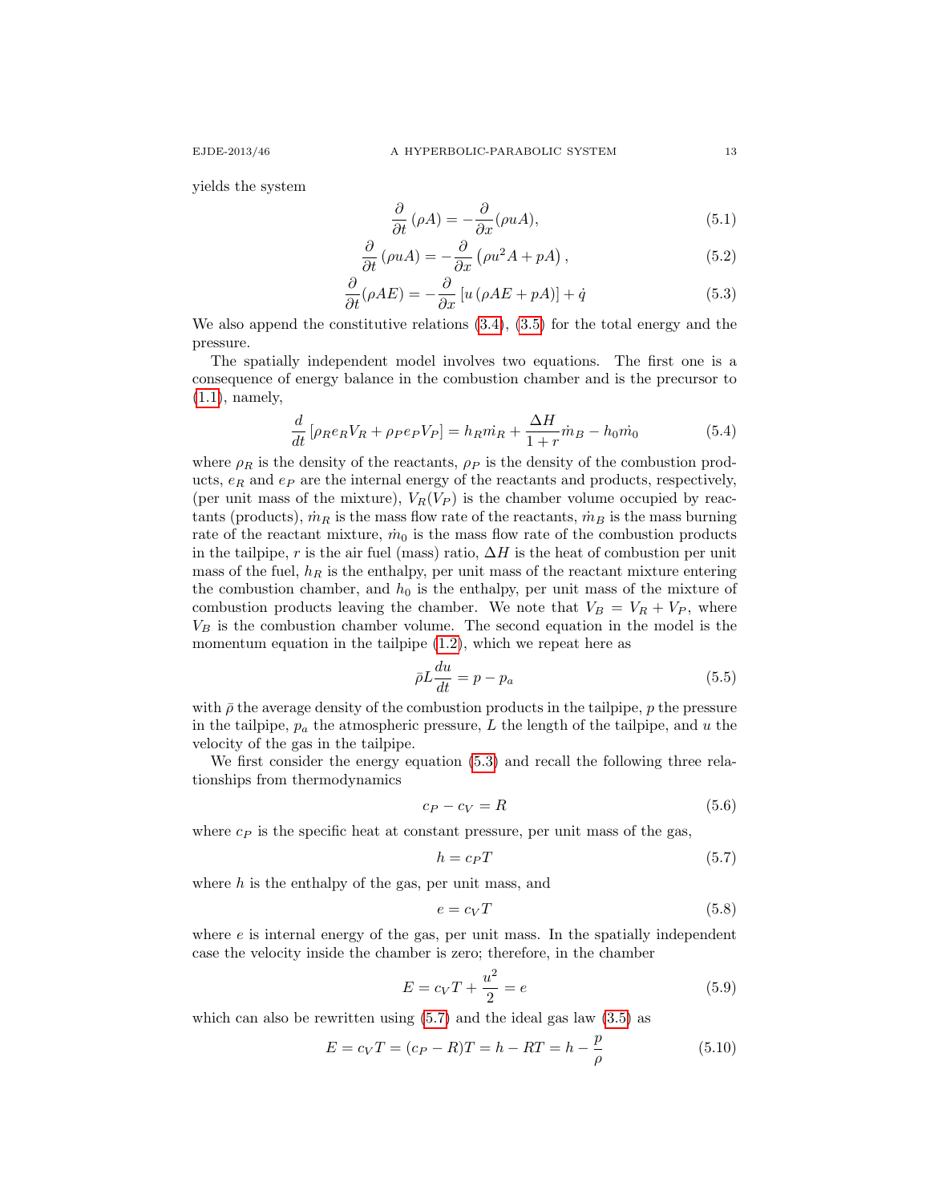yields the system

$$\frac{\partial}{\partial t}(\rho A) = -\frac{\partial}{\partial x}(\rho u A), \tag{5.1}$$

$$\frac{\partial}{\partial t}(\rho u A) = -\frac{\partial}{\partial x}\left(\rho u^2 A + pA\right), \tag{5.2}$$

$$\frac{\partial}{\partial t}(\rho A E) = -\frac{\partial}{\partial x}\left[u\left(\rho A E + pA\right)\right] + \dot{q} \tag{5.3}$$

We also append the constitutive relations (3.4), (3.5) for the total energy and the pressure.

The spatially independent model involves two equations. The first one is a consequence of energy balance in the combustion chamber and is the precursor to (1.1), namely,

$$\frac{d}{dt}\left[\rho_R e_R V_R + \rho_P e_P V_P\right] = h_R \dot{m}_R + \frac{\Delta H}{1+r}\dot{m}_B - h_0 \dot{m}_0 \tag{5.4}$$

where $\rho_R$ is the density of the reactants, $\rho_P$ is the density of the combustion products, $e_R$ and $e_P$ are the internal energy of the reactants and products, respectively, (per unit mass of the mixture), $V_R(V_P)$ is the chamber volume occupied by reactants (products), $\dot{m}_R$ is the mass flow rate of the reactants, $\dot{m}_B$ is the mass burning rate of the reactant mixture, $\dot{m}_0$ is the mass flow rate of the combustion products in the tailpipe, $r$ is the air fuel (mass) ratio, $\Delta H$ is the heat of combustion per unit mass of the fuel, $h_R$ is the enthalpy, per unit mass of the reactant mixture entering the combustion chamber, and $h_0$ is the enthalpy, per unit mass of the mixture of combustion products leaving the chamber. We note that $V_B = V_R + V_P$, where $V_B$ is the combustion chamber volume. The second equation in the model is the momentum equation in the tailpipe (1.2), which we repeat here as

$$\bar{\rho} L \frac{du}{dt} = p - p_a \tag{5.5}$$

with $\bar{\rho}$ the average density of the combustion products in the tailpipe, $p$ the pressure in the tailpipe, $p_a$ the atmospheric pressure, $L$ the length of the tailpipe, and $u$ the velocity of the gas in the tailpipe.

We first consider the energy equation (5.3) and recall the following three relationships from thermodynamics

$$c_P - c_V = R \tag{5.6}$$

where $c_P$ is the specific heat at constant pressure, per unit mass of the gas,

$$h = c_P T \tag{5.7}$$

where $h$ is the enthalpy of the gas, per unit mass, and

$$e = c_V T \tag{5.8}$$

where $e$ is internal energy of the gas, per unit mass. In the spatially independent case the velocity inside the chamber is zero; therefore, in the chamber

$$E = c_V T + \frac{u^2}{2} = e \tag{5.9}$$

which can also be rewritten using (5.7) and the ideal gas law (3.5) as

$$E = c_V T = (c_P - R)T = h - RT = h - \frac{p}{\rho} \tag{5.10}$$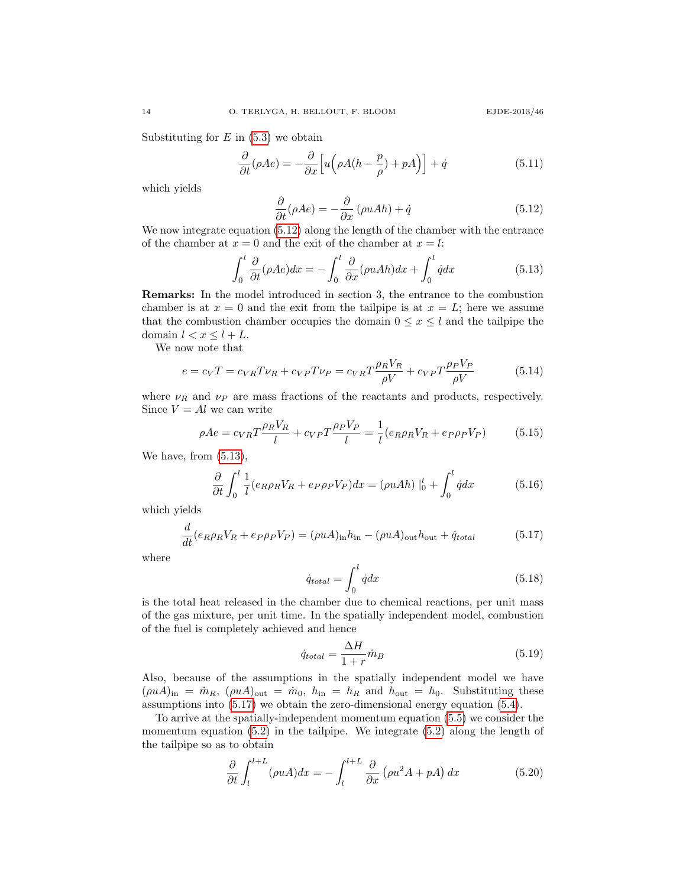Substituting for $E$ in (5.3) we obtain

$$\frac{\partial}{\partial t}(\rho A e) = -\frac{\partial}{\partial x}\Big[u\Big(\rho A(h - \frac{p}{\rho}) + pA\Big)\Big] + \dot{q} \tag{5.11}$$

which yields

$$\frac{\partial}{\partial t}(\rho A e) = -\frac{\partial}{\partial x}\left(\rho u A h\right) + \dot{q} \tag{5.12}$$

We now integrate equation (5.12) along the length of the chamber with the entrance of the chamber at $x = 0$ and the exit of the chamber at $x = l$:

$$\int_0^l \frac{\partial}{\partial t}(\rho A e) dx = -\int_0^l \frac{\partial}{\partial x}(\rho u A h) dx + \int_0^l \dot{q} dx \tag{5.13}$$

**Remarks:** In the model introduced in section 3, the entrance to the combustion chamber is at $x = 0$ and the exit from the tailpipe is at $x = L$; here we assume that the combustion chamber occupies the domain $0 \le x \le l$ and the tailpipe the domain $l < x \le l + L$.

We now note that

$$e = c_V T = c_{VR} T \nu_R + c_{VP} T \nu_P = c_{VR} T \frac{\rho_R V_R}{\rho V} + c_{VP} T \frac{\rho_P V_P}{\rho V} \tag{5.14}$$

where $\nu_R$ and $\nu_P$ are mass fractions of the reactants and products, respectively. Since $V = Al$ we can write

$$\rho A e = c_{VR} T \frac{\rho_R V_R}{l} + c_{VP} T \frac{\rho_P V_P}{l} = \frac{1}{l}(e_R \rho_R V_R + e_P \rho_P V_P) \tag{5.15}$$

We have, from (5.13),

$$\frac{\partial}{\partial t}\int_0^l \frac{1}{l}(e_R \rho_R V_R + e_P \rho_P V_P) dx = (\rho u A h)\mid_0^l + \int_0^l \dot{q} dx \tag{5.16}$$

which yields

$$\frac{d}{dt}(e_R \rho_R V_R + e_P \rho_P V_P) = (\rho u A)_{\text{in}} h_{\text{in}} - (\rho u A)_{\text{out}} h_{\text{out}} + \dot{q}_{total} \tag{5.17}$$

where

$$\dot{q}_{total} = \int_0^l \dot{q} dx \tag{5.18}$$

is the total heat released in the chamber due to chemical reactions, per unit mass of the gas mixture, per unit time. In the spatially independent model, combustion of the fuel is completely achieved and hence

$$\dot{q}_{total} = \frac{\Delta H}{1 + r} \dot{m}_B \tag{5.19}$$

Also, because of the assumptions in the spatially independent model we have $(\rho u A)_{\text{in}} = \dot{m}_R$, $(\rho u A)_{\text{out}} = \dot{m}_0$, $h_{\text{in}} = h_R$ and $h_{\text{out}} = h_0$. Substituting these assumptions into (5.17) we obtain the zero-dimensional energy equation (5.4).

To arrive at the spatially-independent momentum equation (5.5) we consider the momentum equation (5.2) in the tailpipe. We integrate (5.2) along the length of the tailpipe so as to obtain

$$\frac{\partial}{\partial t}\int_l^{l+L} (\rho u A) dx = -\int_l^{l+L} \frac{\partial}{\partial x}\left(\rho u^2 A + pA\right) dx \tag{5.20}$$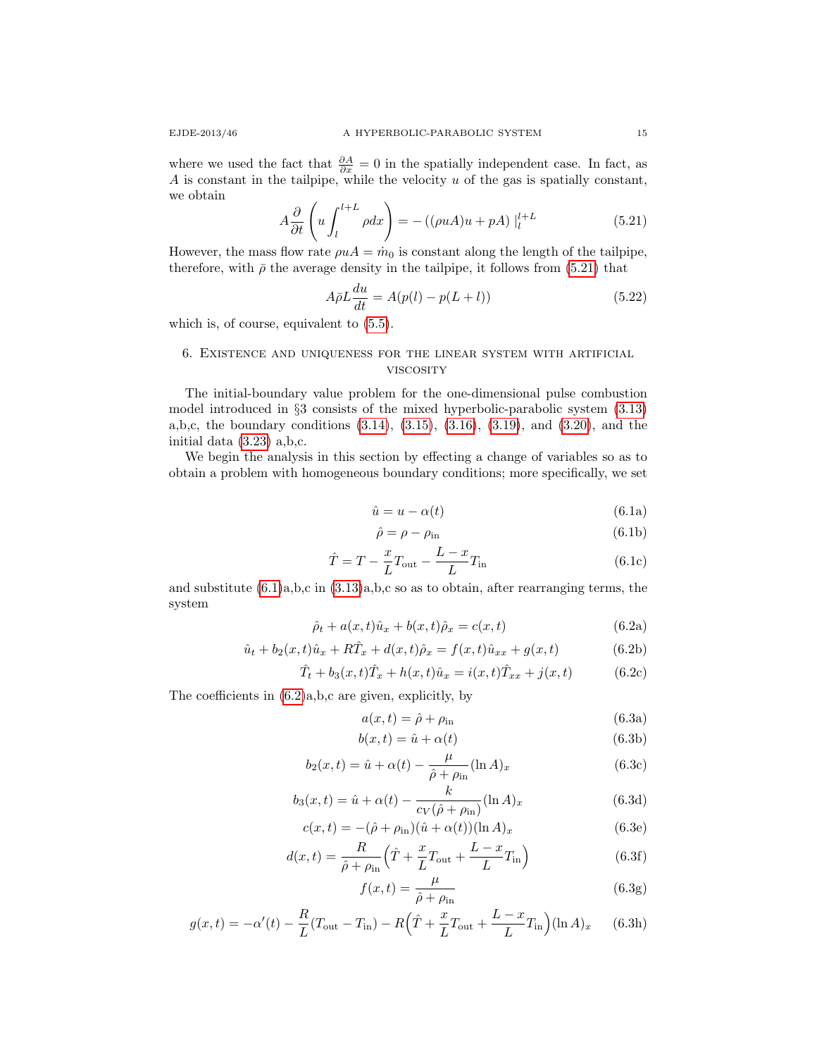where we used the fact that $\frac{\partial A}{\partial x} = 0$ in the spatially independent case. In fact, as $A$ is constant in the tailpipe, while the velocity $u$ of the gas is spatially constant, we obtain

$$A \frac{\partial}{\partial t}\left(u \int_l^{l+L} \rho dx\right) = -\left((\rho u A)u + pA\right)\Big|_l^{l+L} \tag{5.21}$$

However, the mass flow rate $\rho u A = \dot{m}_0$ is constant along the length of the tailpipe, therefore, with $\bar{\rho}$ the average density in the tailpipe, it follows from (5.21) that

$$A\bar{\rho}L\frac{du}{dt} = A(p(l) - p(L+l)) \tag{5.22}$$

which is, of course, equivalent to (5.5).

## 6. Existence and uniqueness for the linear system with artificial viscosity

The initial-boundary value problem for the one-dimensional pulse combustion model introduced in §3 consists of the mixed hyperbolic-parabolic system (3.13) a,b,c, the boundary conditions (3.14), (3.15), (3.16), (3.19), and (3.20), and the initial data (3.23) a,b,c.

We begin the analysis in this section by effecting a change of variables so as to obtain a problem with homogeneous boundary conditions; more specifically, we set

$$\hat{u} = u - \alpha(t) \tag{6.1a}$$

$$\hat{\rho} = \rho - \rho_{\rm in} \tag{6.1b}$$

$$\hat{T} = T - \frac{x}{L}T_{\rm out} - \frac{L-x}{L}T_{\rm in} \tag{6.1c}$$

and substitute (6.1)a,b,c in (3.13)a,b,c so as to obtain, after rearranging terms, the system

$$\hat{\rho}_t + a(x,t)\hat{u}_x + b(x,t)\hat{\rho}_x = c(x,t) \tag{6.2a}$$

$$\hat{u}_t + b_2(x,t)\hat{u}_x + R\hat{T}_x + d(x,t)\hat{\rho}_x = f(x,t)\hat{u}_{xx} + g(x,t) \tag{6.2b}$$

$$\hat{T}_t + b_3(x,t)\hat{T}_x + h(x,t)\hat{u}_x = i(x,t)\hat{T}_{xx} + j(x,t) \tag{6.2c}$$

The coefficients in (6.2)a,b,c are given, explicitly, by

$$a(x,t) = \hat{\rho} + \rho_{\rm in} \tag{6.3a}$$

$$b(x,t) = \hat{u} + \alpha(t) \tag{6.3b}$$

$$b_2(x,t) = \hat{u} + \alpha(t) - \frac{\mu}{\hat{\rho} + \rho_{\rm in}}(\ln A)_x \tag{6.3c}$$

$$b_3(x,t) = \hat{u} + \alpha(t) - \frac{k}{c_V(\hat{\rho} + \rho_{\rm in})}(\ln A)_x \tag{6.3d}$$

$$c(x,t) = -(\hat{\rho} + \rho_{\rm in})(\hat{u} + \alpha(t))(\ln A)_x \tag{6.3e}$$

$$d(x,t) = \frac{R}{\hat{\rho} + \rho_{\rm in}}\Big(\hat{T} + \frac{x}{L}T_{\rm out} + \frac{L-x}{L}T_{\rm in}\Big) \tag{6.3f}$$

$$f(x,t) = \frac{\mu}{\hat{\rho} + \rho_{\rm in}} \tag{6.3g}$$

$$g(x,t) = -\alpha'(t) - \frac{R}{L}(T_{\rm out} - T_{\rm in}) - R\Big(\hat{T} + \frac{x}{L}T_{\rm out} + \frac{L-x}{L}T_{\rm in}\Big)(\ln A)_x \tag{6.3h}$$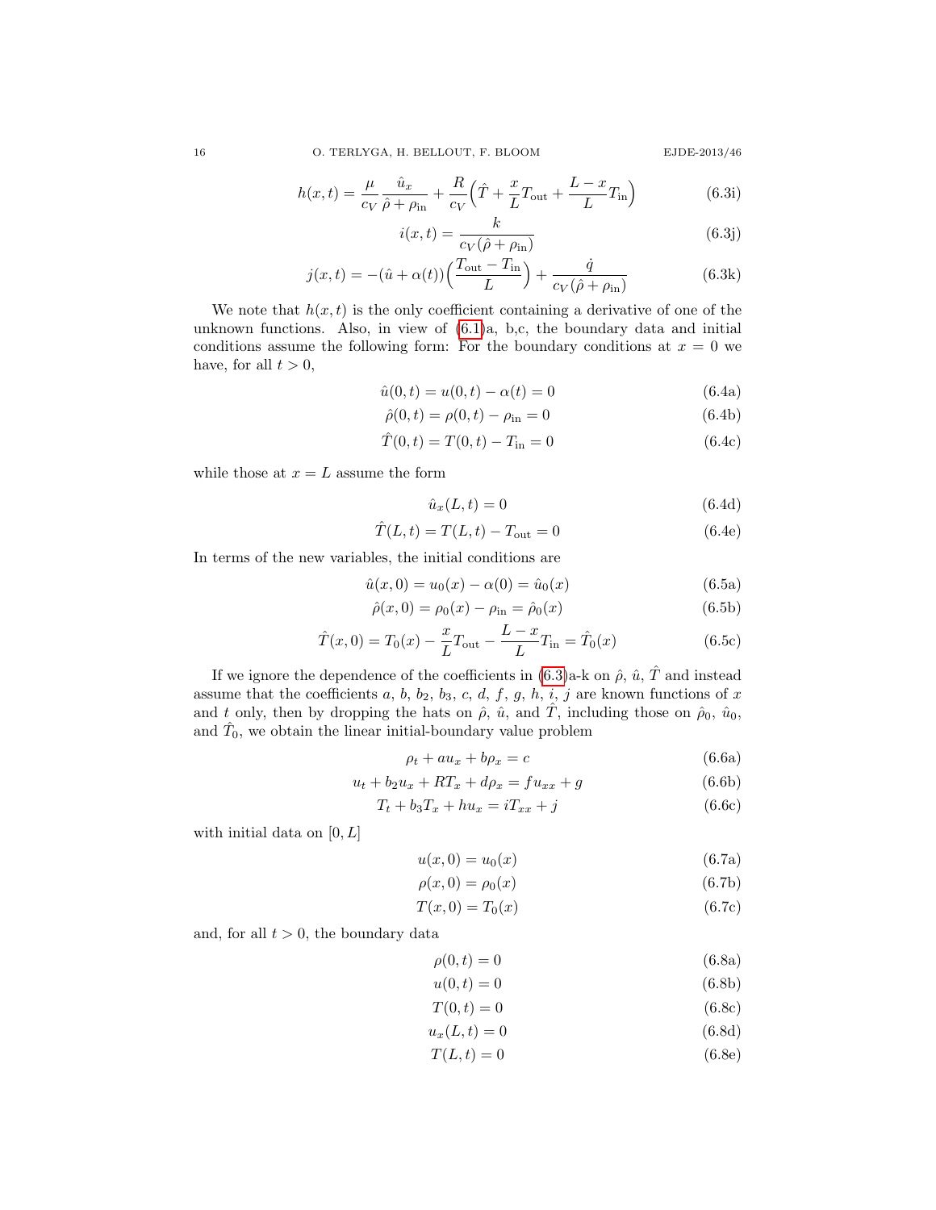$$h(x,t) = \frac{\mu}{c_V}\frac{\hat{u}_x}{\hat{\rho}+\rho_{\text{in}}} + \frac{R}{c_V}\Big(\hat{T} + \frac{x}{L}T_{\text{out}} + \frac{L-x}{L}T_{\text{in}}\Big) \tag{6.3i}$$

$$i(x,t) = \frac{k}{c_V(\hat{\rho}+\rho_{\text{in}})} \tag{6.3j}$$

$$j(x,t) = -(\hat{u}+\alpha(t))\Big(\frac{T_{\text{out}}-T_{\text{in}}}{L}\Big) + \frac{\dot{q}}{c_V(\hat{\rho}+\rho_{\text{in}})} \tag{6.3k}$$

We note that $h(x,t)$ is the only coefficient containing a derivative of one of the unknown functions. Also, in view of (6.1)a, b,c, the boundary data and initial conditions assume the following form: For the boundary conditions at $x=0$ we have, for all $t>0$,

$$\hat{u}(0,t) = u(0,t) - \alpha(t) = 0 \tag{6.4a}$$

$$\hat{\rho}(0,t) = \rho(0,t) - \rho_{\text{in}} = 0 \tag{6.4b}$$

$$\hat{T}(0,t) = T(0,t) - T_{\text{in}} = 0 \tag{6.4c}$$

while those at $x=L$ assume the form

$$\hat{u}_x(L,t) = 0 \tag{6.4d}$$

$$\hat{T}(L,t) = T(L,t) - T_{\text{out}} = 0 \tag{6.4e}$$

In terms of the new variables, the initial conditions are

$$\hat{u}(x,0) = u_0(x) - \alpha(0) = \hat{u}_0(x) \tag{6.5a}$$

$$\hat{\rho}(x,0) = \rho_0(x) - \rho_{\text{in}} = \hat{\rho}_0(x) \tag{6.5b}$$

$$\hat{T}(x,0) = T_0(x) - \frac{x}{L}T_{\text{out}} - \frac{L-x}{L}T_{\text{in}} = \hat{T}_0(x) \tag{6.5c}$$

If we ignore the dependence of the coefficients in (6.3)a-k on $\hat{\rho}$, $\hat{u}$, $\hat{T}$ and instead assume that the coefficients $a$, $b$, $b_2$, $b_3$, $c$, $d$, $f$, $g$, $h$, $i$, $j$ are known functions of $x$ and $t$ only, then by dropping the hats on $\hat{\rho}$, $\hat{u}$, and $\hat{T}$, including those on $\hat{\rho}_0$, $\hat{u}_0$, and $\hat{T}_0$, we obtain the linear initial-boundary value problem

$$\rho_t + au_x + b\rho_x = c \tag{6.6a}$$

$$u_t + b_2u_x + RT_x + d\rho_x = fu_{xx} + g \tag{6.6b}$$

$$T_t + b_3T_x + hu_x = iT_{xx} + j \tag{6.6c}$$

with initial data on $[0,L]$

$$u(x,0) = u_0(x) \tag{6.7a}$$

$$\rho(x,0) = \rho_0(x) \tag{6.7b}$$

$$T(x,0) = T_0(x) \tag{6.7c}$$

and, for all $t>0$, the boundary data

$$\rho(0,t) = 0 \tag{6.8a}$$

$$u(0,t) = 0 \tag{6.8b}$$

$$T(0,t) = 0 \tag{6.8c}$$

$$u_x(L,t) = 0 \tag{6.8d}$$

$$T(L,t) = 0 \tag{6.8e}$$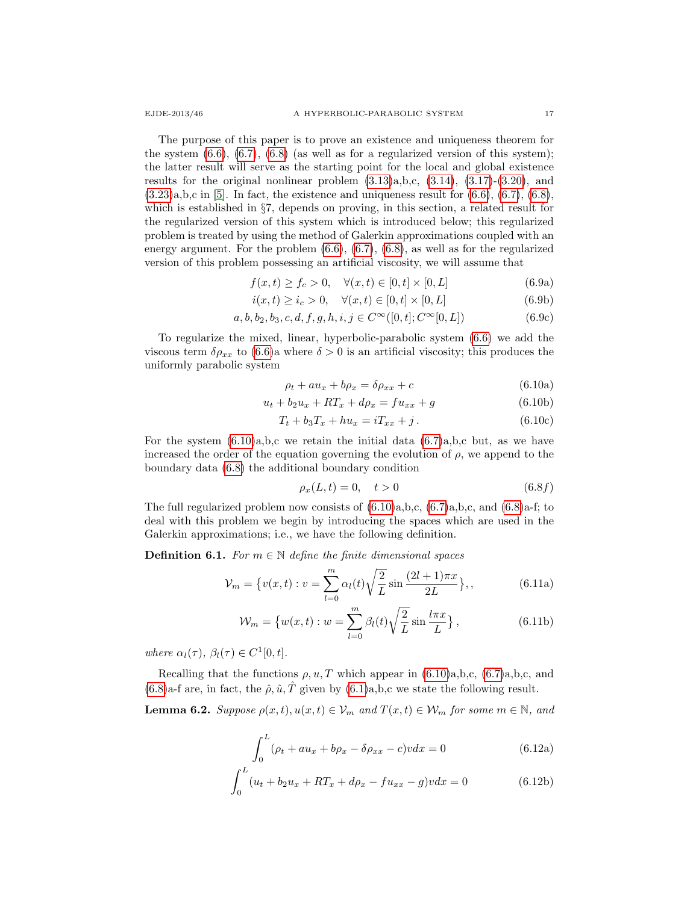The purpose of this paper is to prove an existence and uniqueness theorem for the system (6.6), (6.7), (6.8) (as well as for a regularized version of this system); the latter result will serve as the starting point for the local and global existence results for the original nonlinear problem (3.13)a,b,c, (3.14), (3.17)-(3.20), and (3.23)a,b,c in [5]. In fact, the existence and uniqueness result for (6.6), (6.7), (6.8), which is established in §7, depends on proving, in this section, a related result for the regularized version of this system which is introduced below; this regularized problem is treated by using the method of Galerkin approximations coupled with an energy argument. For the problem (6.6), (6.7), (6.8), as well as for the regularized version of this problem possessing an artificial viscosity, we will assume that

$$f(x,t) \geq f_c > 0, \quad \forall (x,t) \in [0,t] \times [0,L] \tag{6.9a}$$

$$i(x,t) \geq i_c > 0, \quad \forall (x,t) \in [0,t] \times [0,L] \tag{6.9b}$$

$$a, b, b_2, b_3, c, d, f, g, h, i, j \in C^\infty([0,t]; C^\infty[0,L]) \tag{6.9c}$$

To regularize the mixed, linear, hyperbolic-parabolic system (6.6) we add the viscous term $\delta \rho_{xx}$ to (6.6)a where $\delta > 0$ is an artificial viscosity; this produces the uniformly parabolic system

$$\rho_t + a u_x + b \rho_x = \delta \rho_{xx} + c \tag{6.10a}$$

$$u_t + b_2 u_x + R T_x + d \rho_x = f u_{xx} + g \tag{6.10b}$$

$$T_t + b_3 T_x + h u_x = i T_{xx} + j \,. \tag{6.10c}$$

For the system (6.10)a,b,c we retain the initial data (6.7)a,b,c but, as we have increased the order of the equation governing the evolution of $\rho$, we append to the boundary data (6.8) the additional boundary condition

$$\rho_x(L,t) = 0, \quad t > 0 \tag{6.8f}$$

The full regularized problem now consists of (6.10)a,b,c, (6.7)a,b,c, and (6.8)a-f; to deal with this problem we begin by introducing the spaces which are used in the Galerkin approximations; i.e., we have the following definition.

**Definition 6.1.** *For $m \in \mathbb{N}$ define the finite dimensional spaces*

$$\mathcal{V}_m = \big\{ v(x,t) : v = \sum_{l=0}^{m} \alpha_l(t) \sqrt{\frac{2}{L}} \sin \frac{(2l+1)\pi x}{2L} \big\},, \tag{6.11a}$$

$$\mathcal{W}_m = \big\{ w(x,t) : w = \sum_{l=0}^{m} \beta_l(t) \sqrt{\frac{2}{L}} \sin \frac{l \pi x}{L} \big\}, \tag{6.11b}$$

*where $\alpha_l(\tau)$, $\beta_l(\tau) \in C^1[0,t]$.*

Recalling that the functions $\rho, u, T$ which appear in (6.10)a,b,c, (6.7)a,b,c, and (6.8)a-f are, in fact, the $\hat{\rho}, \hat{u}, \hat{T}$ given by (6.1)a,b,c we state the following result.

**Lemma 6.2.** *Suppose $\rho(x,t), u(x,t) \in \mathcal{V}_m$ and $T(x,t) \in \mathcal{W}_m$ for some $m \in \mathbb{N}$, and*

$$\int_0^L (\rho_t + a u_x + b \rho_x - \delta \rho_{xx} - c) v \, dx = 0 \tag{6.12a}$$

$$\int_0^L (u_t + b_2 u_x + R T_x + d \rho_x - f u_{xx} - g) v \, dx = 0 \tag{6.12b}$$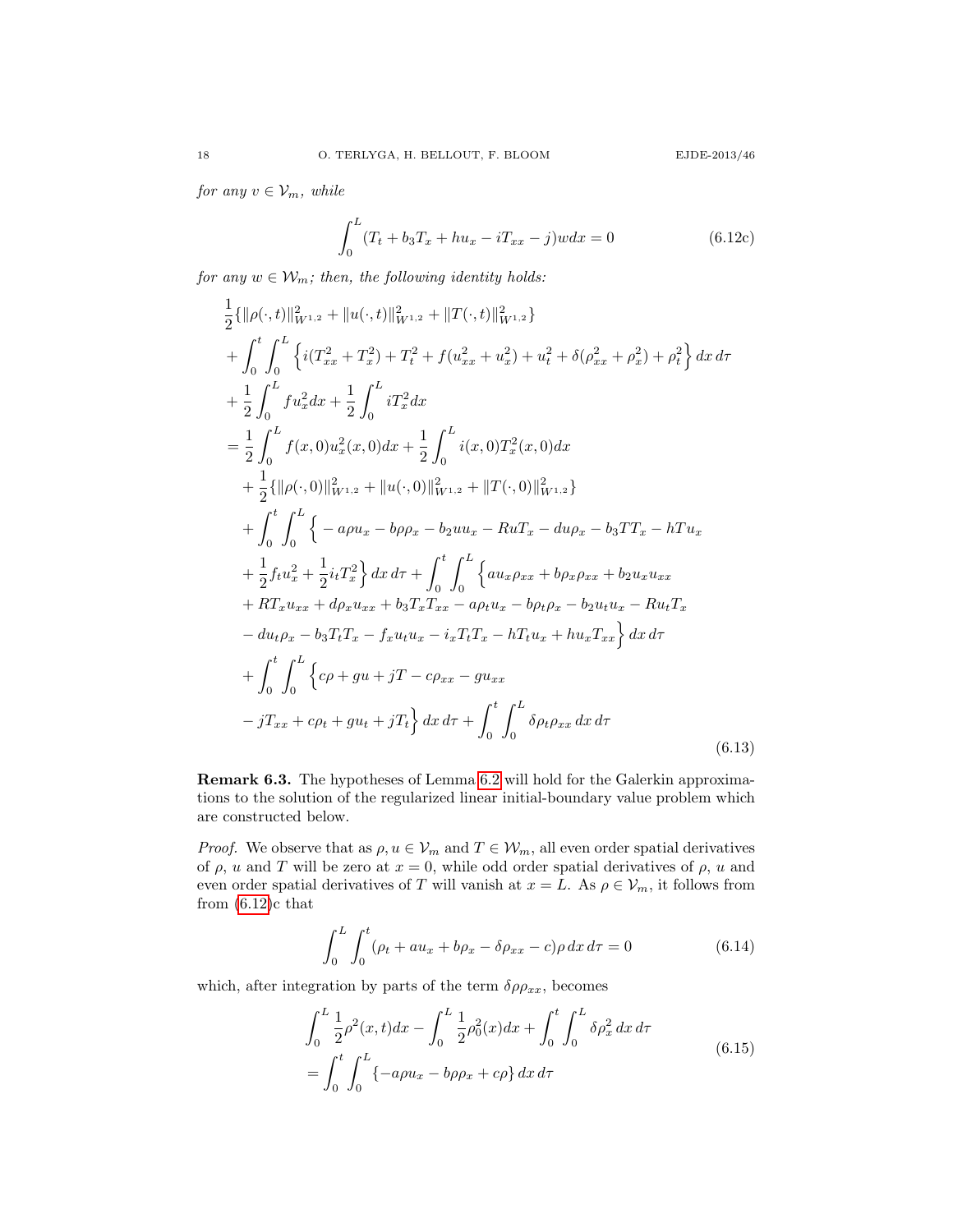*for any* $v \in \mathcal{V}_m$*, while*

$$\int_0^L (T_t + b_3 T_x + h u_x - i T_{xx} - j) w dx = 0 \tag{6.12c}$$

*for any* $w \in \mathcal{W}_m$*; then, the following identity holds:*

$$\begin{aligned}
&\frac{1}{2}\{\|\rho(\cdot,t)\|^2_{W^{1,2}} + \|u(\cdot,t)\|^2_{W^{1,2}} + \|T(\cdot,t)\|^2_{W^{1,2}}\} \\
&+ \int_0^t \int_0^L \Big\{ i(T_{xx}^2 + T_x^2) + T_t^2 + f(u_{xx}^2 + u_x^2) + u_t^2 + \delta(\rho_{xx}^2 + \rho_x^2) + \rho_t^2 \Big\} dx\, d\tau \\
&+ \frac{1}{2}\int_0^L f u_x^2 dx + \frac{1}{2}\int_0^L i T_x^2 dx \\
&= \frac{1}{2}\int_0^L f(x,0) u_x^2(x,0) dx + \frac{1}{2}\int_0^L i(x,0) T_x^2(x,0) dx \\
&+ \frac{1}{2}\{\|\rho(\cdot,0)\|^2_{W^{1,2}} + \|u(\cdot,0)\|^2_{W^{1,2}} + \|T(\cdot,0)\|^2_{W^{1,2}}\} \\
&+ \int_0^t \int_0^L \Big\{ -a\rho u_x - b\rho\rho_x - b_2 u u_x - R u T_x - d u \rho_x - b_3 T T_x - h T u_x \\
&+ \frac{1}{2} f_t u_x^2 + \frac{1}{2} i_t T_x^2 \Big\} dx\, d\tau + \int_0^t \int_0^L \Big\{ a u_x \rho_{xx} + b \rho_x \rho_{xx} + b_2 u_x u_{xx} \\
&+ R T_x u_{xx} + d \rho_x u_{xx} + b_3 T_x T_{xx} - a\rho_t u_x - b\rho_t \rho_x - b_2 u_t u_x - R u_t T_x \\
&- d u_t \rho_x - b_3 T_t T_x - f_x u_t u_x - i_x T_t T_x - h T_t u_x + h u_x T_{xx} \Big\} dx\, d\tau \\
&+ \int_0^t \int_0^L \Big\{ c\rho + g u + j T - c\rho_{xx} - g u_{xx} \\
&- j T_{xx} + c\rho_t + g u_t + j T_t \Big\} dx\, d\tau + \int_0^t \int_0^L \delta \rho_t \rho_{xx}\, dx\, d\tau
\end{aligned} \tag{6.13}$$

**Remark 6.3.** The hypotheses of Lemma 6.2 will hold for the Galerkin approximations to the solution of the regularized linear initial-boundary value problem which are constructed below.

*Proof.* We observe that as $\rho, u \in \mathcal{V}_m$ and $T \in \mathcal{W}_m$, all even order spatial derivatives of $\rho$, $u$ and $T$ will be zero at $x = 0$, while odd order spatial derivatives of $\rho$, $u$ and even order spatial derivatives of $T$ will vanish at $x = L$. As $\rho \in \mathcal{V}_m$, it follows from from (6.12)c that

$$\int_0^L \int_0^t (\rho_t + a u_x + b\rho_x - \delta\rho_{xx} - c)\rho\, dx\, d\tau = 0 \tag{6.14}$$

which, after integration by parts of the term $\delta\rho\rho_{xx}$, becomes

$$\begin{aligned}
&\int_0^L \frac{1}{2}\rho^2(x,t) dx - \int_0^L \frac{1}{2}\rho_0^2(x) dx + \int_0^t \int_0^L \delta\rho_x^2\, dx\, d\tau \\
&= \int_0^t \int_0^L \{-a\rho u_x - b\rho\rho_x + c\rho\}\, dx\, d\tau
\end{aligned} \tag{6.15}$$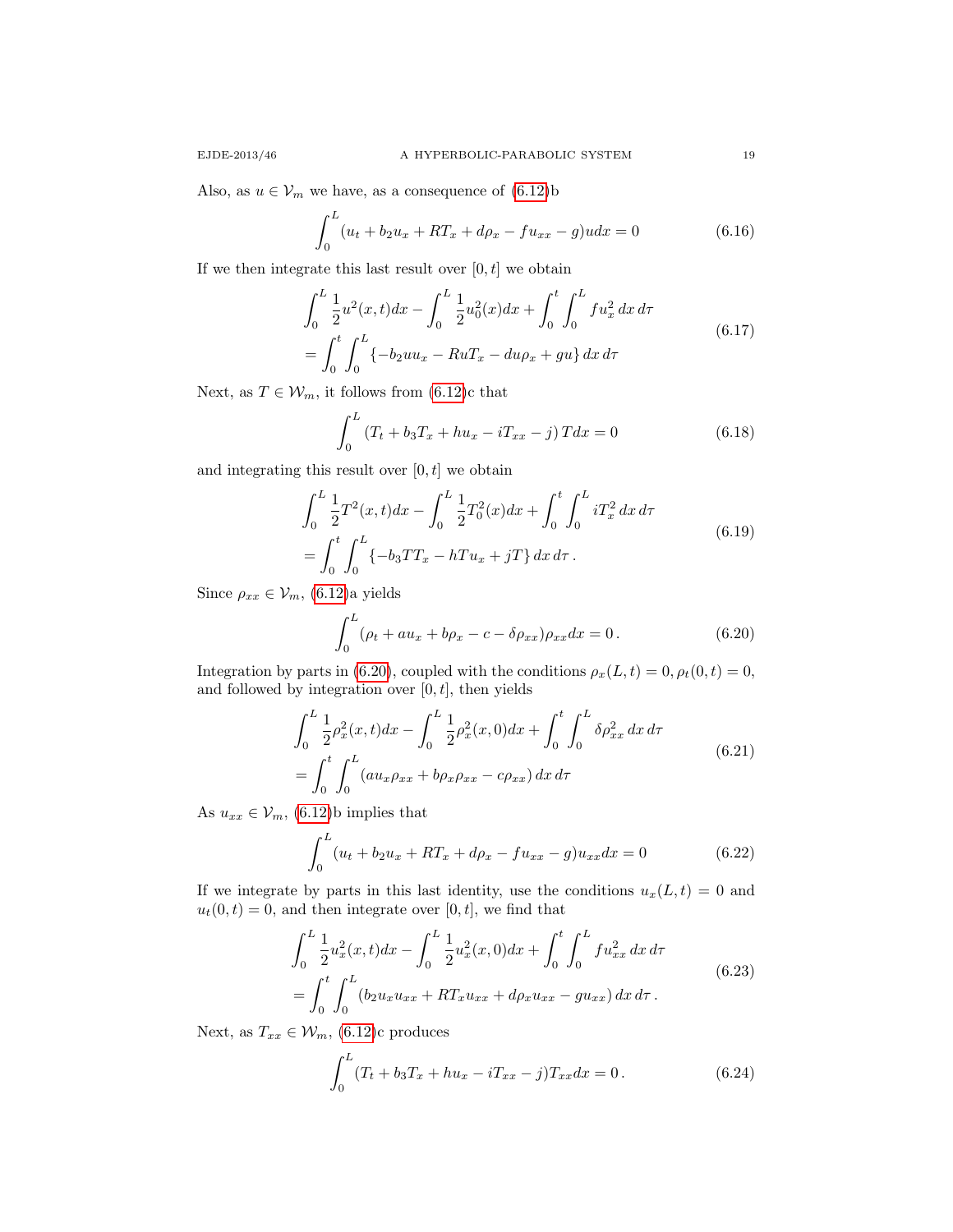Also, as $u \in \mathcal{V}_m$ we have, as a consequence of (6.12)b

$$\int_0^L (u_t + b_2 u_x + RT_x + d\rho_x - f u_{xx} - g) u dx = 0 \tag{6.16}$$

If we then integrate this last result over $[0, t]$ we obtain

$$\begin{aligned}
&\int_0^L \frac{1}{2} u^2(x,t) dx - \int_0^L \frac{1}{2} u_0^2(x) dx + \int_0^t \int_0^L f u_x^2 \, dx \, d\tau \\
&= \int_0^t \int_0^L \{-b_2 u u_x - R u T_x - d u \rho_x + g u\} \, dx \, d\tau
\end{aligned} \tag{6.17}$$

Next, as $T \in \mathcal{W}_m$, it follows from (6.12)c that

$$\int_0^L (T_t + b_3 T_x + h u_x - i T_{xx} - j) \, T dx = 0 \tag{6.18}$$

and integrating this result over $[0, t]$ we obtain

$$\begin{aligned}
&\int_0^L \frac{1}{2} T^2(x,t) dx - \int_0^L \frac{1}{2} T_0^2(x) dx + \int_0^t \int_0^L i T_x^2 \, dx \, d\tau \\
&= \int_0^t \int_0^L \{-b_3 T T_x - h T u_x + j T\} \, dx \, d\tau \,.
\end{aligned} \tag{6.19}$$

Since $\rho_{xx} \in \mathcal{V}_m$, (6.12)a yields

$$\int_0^L (\rho_t + a u_x + b \rho_x - c - \delta \rho_{xx}) \rho_{xx} dx = 0 \,. \tag{6.20}$$

Integration by parts in (6.20), coupled with the conditions $\rho_x(L, t) = 0$, $\rho_t(0, t) = 0$, and followed by integration over $[0, t]$, then yields

$$\begin{aligned}
&\int_0^L \frac{1}{2} \rho_x^2(x,t) dx - \int_0^L \frac{1}{2} \rho_x^2(x,0) dx + \int_0^t \int_0^L \delta \rho_{xx}^2 \, dx \, d\tau \\
&= \int_0^t \int_0^L (a u_x \rho_{xx} + b \rho_x \rho_{xx} - c \rho_{xx}) \, dx \, d\tau
\end{aligned} \tag{6.21}$$

As $u_{xx} \in \mathcal{V}_m$, (6.12)b implies that

$$\int_0^L (u_t + b_2 u_x + RT_x + d\rho_x - f u_{xx} - g) u_{xx} dx = 0 \tag{6.22}$$

If we integrate by parts in this last identity, use the conditions $u_x(L, t) = 0$ and $u_t(0, t) = 0$, and then integrate over $[0, t]$, we find that

$$\begin{aligned}
&\int_0^L \frac{1}{2} u_x^2(x,t) dx - \int_0^L \frac{1}{2} u_x^2(x,0) dx + \int_0^t \int_0^L f u_{xx}^2 \, dx \, d\tau \\
&= \int_0^t \int_0^L (b_2 u_x u_{xx} + R T_x u_{xx} + d \rho_x u_{xx} - g u_{xx}) \, dx \, d\tau \,.
\end{aligned} \tag{6.23}$$

Next, as $T_{xx} \in \mathcal{W}_m$, (6.12)c produces

$$\int_0^L (T_t + b_3 T_x + h u_x - i T_{xx} - j) T_{xx} dx = 0 \,. \tag{6.24}$$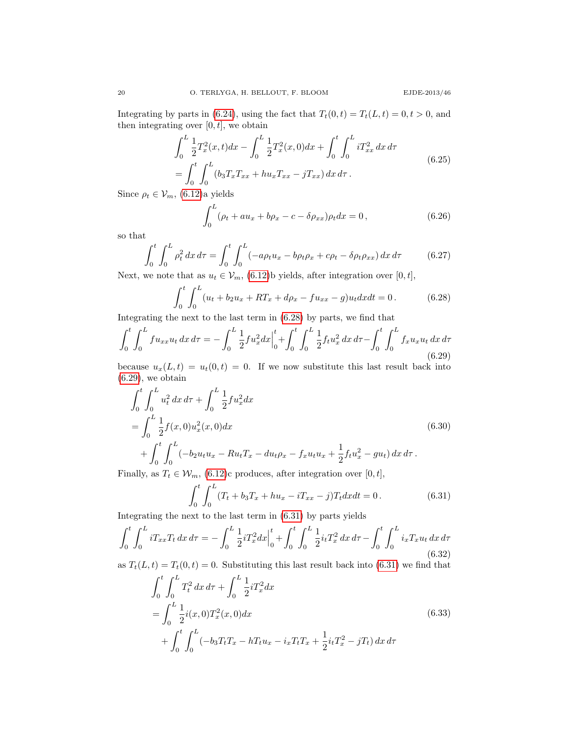Integrating by parts in (6.24), using the fact that $T_t(0,t) = T_t(L,t) = 0, t > 0$, and then integrating over $[0,t]$, we obtain

$$
\begin{aligned}
&\int_0^L \frac{1}{2} T_x^2(x,t)dx - \int_0^L \frac{1}{2} T_x^2(x,0)dx + \int_0^t \int_0^L iT_{xx}^2 \, dx \, d\tau \\
&= \int_0^t \int_0^L (b_3 T_x T_{xx} + h u_x T_{xx} - j T_{xx}) \, dx \, d\tau \,.
\end{aligned}
\tag{6.25}
$$

Since $\rho_t \in \mathcal{V}_m$, (6.12)a yields

$$
\int_0^L (\rho_t + a u_x + b\rho_x - c - \delta \rho_{xx})\rho_t dx = 0\,,
\tag{6.26}
$$

so that

$$
\int_0^t \int_0^L \rho_t^2 \, dx \, d\tau = \int_0^t \int_0^L (-a\rho_t u_x - b\rho_t \rho_x + c\rho_t - \delta \rho_t \rho_{xx}) \, dx \, d\tau
\tag{6.27}
$$

Next, we note that as $u_t \in \mathcal{V}_m$, (6.12)b yields, after integration over $[0,t]$,

$$
\int_0^t \int_0^L (u_t + b_2 u_x + R T_x + d\rho_x - f u_{xx} - g) u_t dx dt = 0\,.
\tag{6.28}
$$

Integrating the next to the last term in (6.28) by parts, we find that

$$
\int_0^t \int_0^L f u_{xx} u_t \, dx \, d\tau = -\int_0^L \frac{1}{2} f u_x^2 dx \Big|_0^t + \int_0^t \int_0^L \frac{1}{2} f_t u_x^2 \, dx \, d\tau - \int_0^t \int_0^L f_x u_x u_t \, dx \, d\tau
\tag{6.29}
$$

because $u_x(L,t) = u_t(0,t) = 0$. If we now substitute this last result back into (6.29), we obtain

$$
\begin{aligned}
&\int_0^t \int_0^L u_t^2 \, dx \, d\tau + \int_0^L \frac{1}{2} f u_x^2 dx \\
&= \int_0^L \frac{1}{2} f(x,0) u_x^2(x,0) dx \\
&\quad + \int_0^t \int_0^L (-b_2 u_t u_x - R u_t T_x - d u_t \rho_x - f_x u_t u_x + \frac{1}{2} f_t u_x^2 - g u_t) \, dx \, d\tau \,.
\end{aligned}
\tag{6.30}
$$

Finally, as $T_t \in \mathcal{W}_m$, (6.12)c produces, after integration over $[0,t]$,

$$
\int_0^t \int_0^L (T_t + b_3 T_x + h u_x - i T_{xx} - j) T_t dx dt = 0\,.
\tag{6.31}
$$

Integrating the next to the last term in (6.31) by parts yields

$$
\int_0^t \int_0^L i T_{xx} T_t \, dx \, d\tau = -\int_0^L \frac{1}{2} i T_x^2 dx \Big|_0^t + \int_0^t \int_0^L \frac{1}{2} i_t T_x^2 \, dx \, d\tau - \int_0^t \int_0^L i_x T_x u_t \, dx \, d\tau
\tag{6.32}
$$

as $T_t(L,t) = T_t(0,t) = 0$. Substituting this last result back into (6.31) we find that

$$
\begin{aligned}
&\int_0^t \int_0^L T_t^2 \, dx \, d\tau + \int_0^L \frac{1}{2} i T_x^2 dx \\
&= \int_0^L \frac{1}{2} i(x,0) T_x^2(x,0) dx \\
&\quad + \int_0^t \int_0^L (-b_3 T_t T_x - h T_t u_x - i_x T_t T_x + \frac{1}{2} i_t T_x^2 - j T_t) \, dx \, d\tau
\end{aligned}
\tag{6.33}
$$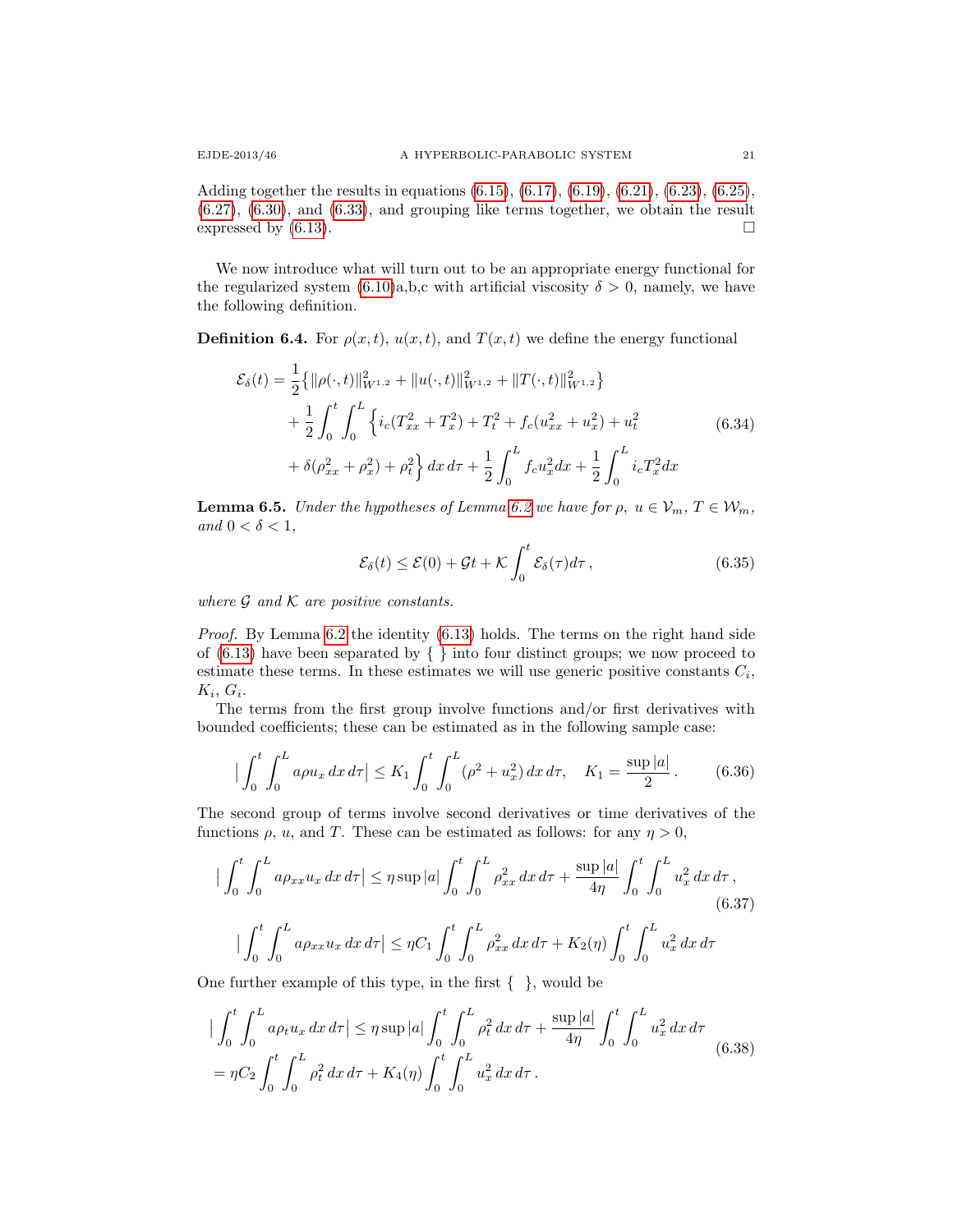Adding together the results in equations (6.15), (6.17), (6.19), (6.21), (6.23), (6.25), (6.27), (6.30), and (6.33), and grouping like terms together, we obtain the result expressed by (6.13). □

We now introduce what will turn out to be an appropriate energy functional for the regularized system (6.10)a,b,c with artificial viscosity $\delta > 0$, namely, we have the following definition.

**Definition 6.4.** For $\rho(x,t)$, $u(x,t)$, and $T(x,t)$ we define the energy functional

$$
\begin{aligned}
\mathcal{E}_\delta(t) &= \frac{1}{2}\big\{\|\rho(\cdot,t)\|^2_{W^{1,2}} + \|u(\cdot,t)\|^2_{W^{1,2}} + \|T(\cdot,t)\|^2_{W^{1,2}}\big\} \\
&\quad + \frac{1}{2}\int_0^t\int_0^L \Big\{ i_c(T_{xx}^2 + T_x^2) + T_t^2 + f_c(u_{xx}^2 + u_x^2) + u_t^2 \\
&\quad + \delta(\rho_{xx}^2 + \rho_x^2) + \rho_t^2 \Big\}\, dx\, d\tau + \frac{1}{2}\int_0^L f_c u_x^2 dx + \frac{1}{2}\int_0^L i_c T_x^2 dx
\end{aligned} \tag{6.34}
$$

**Lemma 6.5.** *Under the hypotheses of Lemma 6.2 we have for $\rho,\ u \in \mathcal{V}_m$, $T \in \mathcal{W}_m$, and $0 < \delta < 1$,*

$$
\mathcal{E}_\delta(t) \le \mathcal{E}(0) + \mathcal{G}t + \mathcal{K}\int_0^t \mathcal{E}_\delta(\tau) d\tau\,, \tag{6.35}
$$

*where $\mathcal{G}$ and $\mathcal{K}$ are positive constants.*

*Proof.* By Lemma 6.2 the identity (6.13) holds. The terms on the right hand side of (6.13) have been separated by { } into four distinct groups; we now proceed to estimate these terms. In these estimates we will use generic positive constants $C_i$, $K_i$, $G_i$.

The terms from the first group involve functions and/or first derivatives with bounded coefficients; these can be estimated as in the following sample case:

$$
\Big|\int_0^t\int_0^L a\rho u_x\, dx\, d\tau\Big| \le K_1\int_0^t\int_0^L (\rho^2 + u_x^2)\, dx\, d\tau, \quad K_1 = \frac{\sup|a|}{2}\,. \tag{6.36}
$$

The second group of terms involve second derivatives or time derivatives of the functions $\rho$, $u$, and $T$. These can be estimated as follows: for any $\eta > 0$,

$$
\begin{aligned}
\Big|\int_0^t\int_0^L a\rho_{xx} u_x\, dx\, d\tau\Big| &\le \eta \sup|a| \int_0^t\int_0^L \rho_{xx}^2\, dx\, d\tau + \frac{\sup|a|}{4\eta}\int_0^t\int_0^L u_x^2\, dx\, d\tau\,, \\
\Big|\int_0^t\int_0^L a\rho_{xx} u_x\, dx\, d\tau\Big| &\le \eta C_1 \int_0^t\int_0^L \rho_{xx}^2\, dx\, d\tau + K_2(\eta)\int_0^t\int_0^L u_x^2\, dx\, d\tau
\end{aligned} \tag{6.37}
$$

One further example of this type, in the first { }, would be

$$
\begin{aligned}
&\Big|\int_0^t\int_0^L a\rho_t u_x\, dx\, d\tau\Big| \le \eta \sup|a| \int_0^t\int_0^L \rho_t^2\, dx\, d\tau + \frac{\sup|a|}{4\eta}\int_0^t\int_0^L u_x^2\, dx\, d\tau \\
&= \eta C_2 \int_0^t\int_0^L \rho_t^2\, dx\, d\tau + K_4(\eta)\int_0^t\int_0^L u_x^2\, dx\, d\tau\,.
\end{aligned} \tag{6.38}
$$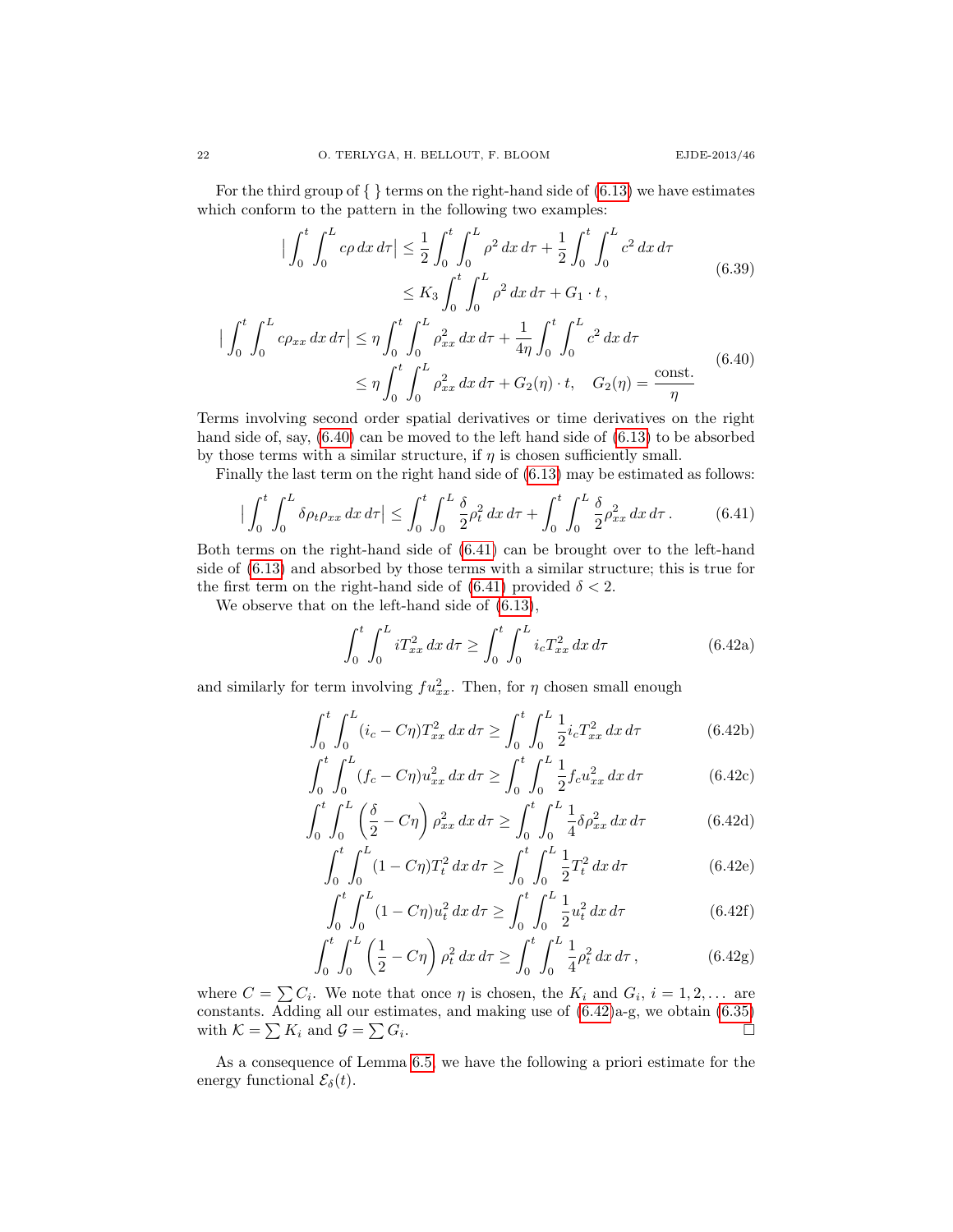For the third group of { } terms on the right-hand side of (6.13) we have estimates which conform to the pattern in the following two examples:

$$
\begin{aligned}
\Big|\int_0^t\int_0^L c\rho\,dx\,d\tau\Big| &\le \frac{1}{2}\int_0^t\int_0^L \rho^2\,dx\,d\tau + \frac{1}{2}\int_0^t\int_0^L c^2\,dx\,d\tau \\
&\le K_3\int_0^t\int_0^L \rho^2\,dx\,d\tau + G_1\cdot t,
\end{aligned}
\tag{6.39}
$$

$$
\begin{aligned}
\Big|\int_0^t\int_0^L c\rho_{xx}\,dx\,d\tau\Big| &\le \eta\int_0^t\int_0^L \rho_{xx}^2\,dx\,d\tau + \frac{1}{4\eta}\int_0^t\int_0^L c^2\,dx\,d\tau \\
&\le \eta\int_0^t\int_0^L \rho_{xx}^2\,dx\,d\tau + G_2(\eta)\cdot t, \quad G_2(\eta) = \frac{\text{const.}}{\eta}
\end{aligned}
\tag{6.40}
$$

Terms involving second order spatial derivatives or time derivatives on the right hand side of, say, (6.40) can be moved to the left hand side of (6.13) to be absorbed by those terms with a similar structure, if $\eta$ is chosen sufficiently small.

Finally the last term on the right hand side of (6.13) may be estimated as follows:

$$
\Big|\int_0^t\int_0^L \delta\rho_t\rho_{xx}\,dx\,d\tau\Big| \le \int_0^t\int_0^L \frac{\delta}{2}\rho_t^2\,dx\,d\tau + \int_0^t\int_0^L \frac{\delta}{2}\rho_{xx}^2\,dx\,d\tau\,. \tag{6.41}
$$

Both terms on the right-hand side of (6.41) can be brought over to the left-hand side of (6.13) and absorbed by those terms with a similar structure; this is true for the first term on the right-hand side of (6.41) provided $\delta < 2$.

We observe that on the left-hand side of (6.13),

$$
\int_0^t\int_0^L iT_{xx}^2\,dx\,d\tau \ge \int_0^t\int_0^L i_cT_{xx}^2\,dx\,d\tau \tag{6.42a}
$$

and similarly for term involving $fu_{xx}^2$. Then, for $\eta$ chosen small enough

$$
\int_0^t\int_0^L (i_c - C\eta)T_{xx}^2\,dx\,d\tau \ge \int_0^t\int_0^L \frac{1}{2}i_cT_{xx}^2\,dx\,d\tau \tag{6.42b}
$$

$$
\int_0^t\int_0^L (f_c - C\eta)u_{xx}^2\,dx\,d\tau \ge \int_0^t\int_0^L \frac{1}{2}f_cu_{xx}^2\,dx\,d\tau \tag{6.42c}
$$

$$
\int_0^t\int_0^L \Big(\frac{\delta}{2} - C\eta\Big)\rho_{xx}^2\,dx\,d\tau \ge \int_0^t\int_0^L \frac{1}{4}\delta\rho_{xx}^2\,dx\,d\tau \tag{6.42d}
$$

$$
\int_0^t\int_0^L (1 - C\eta)T_t^2\,dx\,d\tau \ge \int_0^t\int_0^L \frac{1}{2}T_t^2\,dx\,d\tau \tag{6.42e}
$$

$$
\int_0^t\int_0^L (1 - C\eta)u_t^2\,dx\,d\tau \ge \int_0^t\int_0^L \frac{1}{2}u_t^2\,dx\,d\tau \tag{6.42f}
$$

$$
\int_0^t\int_0^L \Big(\frac{1}{2} - C\eta\Big)\rho_t^2\,dx\,d\tau \ge \int_0^t\int_0^L \frac{1}{4}\rho_t^2\,dx\,d\tau\,, \tag{6.42g}
$$

where $C = \sum C_i$. We note that once $\eta$ is chosen, the $K_i$ and $G_i$, $i = 1, 2, \dots$ are constants. Adding all our estimates, and making use of (6.42)a-g, we obtain (6.35) with $\mathcal{K} = \sum K_i$ and $\mathcal{G} = \sum G_i$. □

As a consequence of Lemma 6.5, we have the following a priori estimate for the energy functional $\mathcal{E}_\delta(t)$.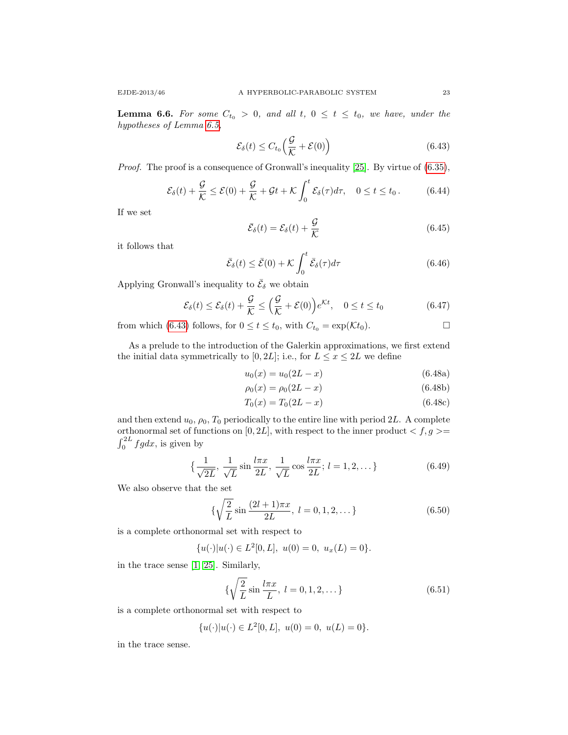**Lemma 6.6.** *For some $C_{t_0} > 0$, and all $t$, $0 \leq t \leq t_0$, we have, under the hypotheses of Lemma 6.5,*

$$\mathcal{E}_\delta(t) \leq C_{t_0}\Big(\frac{\mathcal{G}}{\mathcal{K}} + \mathcal{E}(0)\Big) \tag{6.43}$$

*Proof.* The proof is a consequence of Gronwall's inequality [25]. By virtue of (6.35),

$$\mathcal{E}_\delta(t) + \frac{\mathcal{G}}{\mathcal{K}} \leq \mathcal{E}(0) + \frac{\mathcal{G}}{\mathcal{K}} + \mathcal{G}t + \mathcal{K}\int_0^t \mathcal{E}_\delta(\tau)d\tau, \quad 0 \leq t \leq t_0\,. \tag{6.44}$$

If we set

$$\bar{\mathcal{E}}_\delta(t) = \mathcal{E}_\delta(t) + \frac{\mathcal{G}}{\mathcal{K}} \tag{6.45}$$

it follows that

$$\bar{\mathcal{E}}_\delta(t) \leq \bar{\mathcal{E}}(0) + \mathcal{K}\int_0^t \bar{\mathcal{E}}_\delta(\tau)d\tau \tag{6.46}$$

Applying Gronwall's inequality to $\bar{\mathcal{E}}_\delta$ we obtain

$$\mathcal{E}_\delta(t) \leq \mathcal{E}_\delta(t) + \frac{\mathcal{G}}{\mathcal{K}} \leq \Big(\frac{\mathcal{G}}{\mathcal{K}} + \mathcal{E}(0)\Big)e^{\mathcal{K}t}, \quad 0 \leq t \leq t_0 \tag{6.47}$$

from which (6.43) follows, for $0 \leq t \leq t_0$, with $C_{t_0} = \exp(\mathcal{K}t_0)$. $\square$

As a prelude to the introduction of the Galerkin approximations, we first extend the initial data symmetrically to $[0, 2L]$; i.e., for $L \leq x \leq 2L$ we define

$$u_0(x) = u_0(2L - x) \tag{6.48a}$$

$$\rho_0(x) = \rho_0(2L - x) \tag{6.48b}$$

$$T_0(x) = T_0(2L - x) \tag{6.48c}$$

and then extend $u_0$, $\rho_0$, $T_0$ periodically to the entire line with period $2L$. A complete orthonormal set of functions on $[0, 2L]$, with respect to the inner product $< f, g >= \int_0^{2L} fg dx$, is given by

$$\{\frac{1}{\sqrt{2L}},\ \frac{1}{\sqrt{L}}\sin\frac{l\pi x}{2L},\ \frac{1}{\sqrt{L}}\cos\frac{l\pi x}{2L};\ l = 1, 2, \dots\} \tag{6.49}$$

We also observe that the set

$$\{\sqrt{\frac{2}{L}}\sin\frac{(2l+1)\pi x}{2L},\ l = 0, 1, 2, \dots\} \tag{6.50}$$

is a complete orthonormal set with respect to

$$\{u(\cdot)|u(\cdot) \in L^2[0, L],\ u(0) = 0,\ u_x(L) = 0\}.$$

in the trace sense [1, 25]. Similarly,

$$\{\sqrt{\frac{2}{L}}\sin\frac{l\pi x}{L},\ l = 0, 1, 2, \dots\} \tag{6.51}$$

is a complete orthonormal set with respect to

$$\{u(\cdot)|u(\cdot) \in L^2[0, L],\ u(0) = 0,\ u(L) = 0\}.$$

in the trace sense.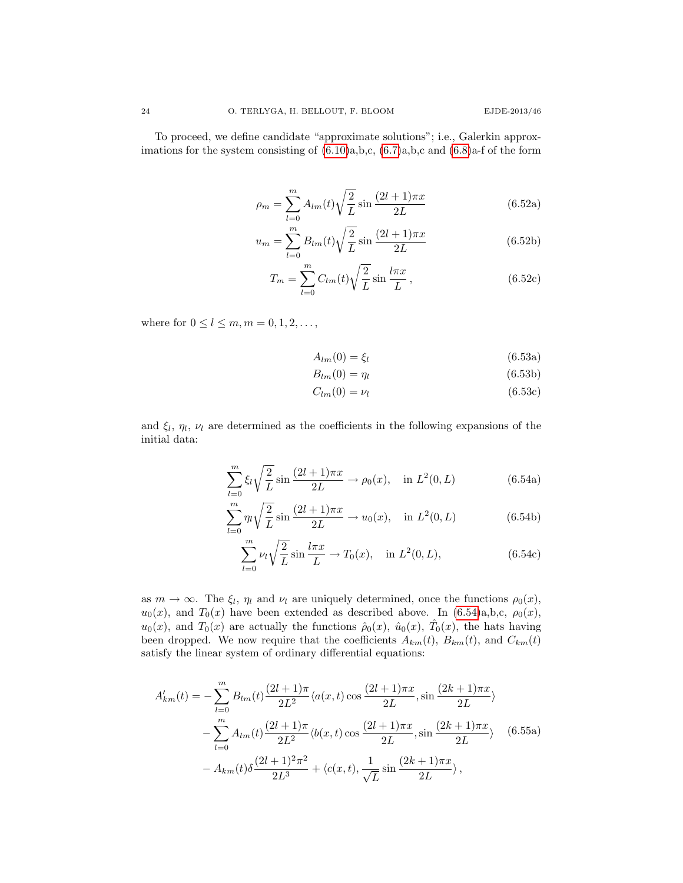To proceed, we define candidate "approximate solutions"; i.e., Galerkin approximations for the system consisting of (6.10)a,b,c, (6.7)a,b,c and (6.8)a-f of the form

$$\rho_m = \sum_{l=0}^{m} A_{lm}(t)\sqrt{\frac{2}{L}}\sin\frac{(2l+1)\pi x}{2L} \tag{6.52a}$$

$$u_m = \sum_{l=0}^{m} B_{lm}(t)\sqrt{\frac{2}{L}}\sin\frac{(2l+1)\pi x}{2L} \tag{6.52b}$$

$$T_m = \sum_{l=0}^{m} C_{lm}(t)\sqrt{\frac{2}{L}}\sin\frac{l\pi x}{L}\,, \tag{6.52c}$$

where for $0 \le l \le m$, $m = 0, 1, 2, \dots,$

$$A_{lm}(0) = \xi_l \tag{6.53a}$$

$$B_{lm}(0) = \eta_l \tag{6.53b}$$

$$C_{lm}(0) = \nu_l \tag{6.53c}$$

and $\xi_l$, $\eta_l$, $\nu_l$ are determined as the coefficients in the following expansions of the initial data:

$$\sum_{l=0}^{m} \xi_l\sqrt{\frac{2}{L}}\sin\frac{(2l+1)\pi x}{2L} \to \rho_0(x), \quad \text{in } L^2(0,L) \tag{6.54a}$$

$$\sum_{l=0}^{m} \eta_l\sqrt{\frac{2}{L}}\sin\frac{(2l+1)\pi x}{2L} \to u_0(x), \quad \text{in } L^2(0,L) \tag{6.54b}$$

$$\sum_{l=0}^{m} \nu_l\sqrt{\frac{2}{L}}\sin\frac{l\pi x}{L} \to T_0(x), \quad \text{in } L^2(0,L), \tag{6.54c}$$

as $m \to \infty$. The $\xi_l$, $\eta_l$ and $\nu_l$ are uniquely determined, once the functions $\rho_0(x)$, $u_0(x)$, and $T_0(x)$ have been extended as described above. In (6.54)a,b,c, $\rho_0(x)$, $u_0(x)$, and $T_0(x)$ are actually the functions $\hat{\rho}_0(x)$, $\hat{u}_0(x)$, $\hat{T}_0(x)$, the hats having been dropped. We now require that the coefficients $A_{km}(t)$, $B_{km}(t)$, and $C_{km}(t)$ satisfy the linear system of ordinary differential equations:

$$\begin{aligned} A'_{km}(t) = &-\sum_{l=0}^{m} B_{lm}(t)\frac{(2l+1)\pi}{2L^2}\langle a(x,t)\cos\frac{(2l+1)\pi x}{2L}, \sin\frac{(2k+1)\pi x}{2L}\rangle \\ &-\sum_{l=0}^{m} A_{lm}(t)\frac{(2l+1)\pi}{2L^2}\langle b(x,t)\cos\frac{(2l+1)\pi x}{2L}, \sin\frac{(2k+1)\pi x}{2L}\rangle \\ &- A_{km}(t)\delta\frac{(2l+1)^2\pi^2}{2L^3} + \langle c(x,t), \frac{1}{\sqrt{L}}\sin\frac{(2k+1)\pi x}{2L}\rangle\,, \end{aligned} \tag{6.55a}$$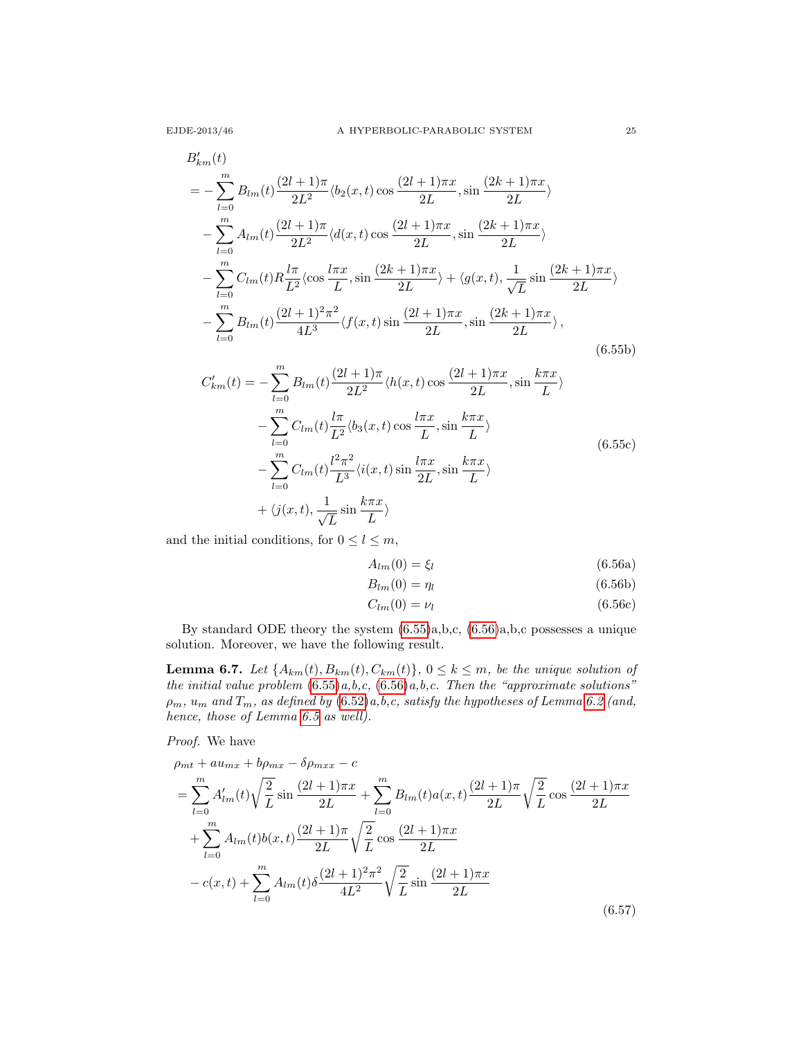$$
\begin{aligned}
&B'_{km}(t)\\
&= -\sum_{l=0}^{m} B_{lm}(t)\frac{(2l+1)\pi}{2L^2}\langle b_2(x,t)\cos\frac{(2l+1)\pi x}{2L}, \sin\frac{(2k+1)\pi x}{2L}\rangle\\
&\quad -\sum_{l=0}^{m} A_{lm}(t)\frac{(2l+1)\pi}{2L^2}\langle d(x,t)\cos\frac{(2l+1)\pi x}{2L}, \sin\frac{(2k+1)\pi x}{2L}\rangle\\
&\quad -\sum_{l=0}^{m} C_{lm}(t)R\frac{l\pi}{L^2}\langle \cos\frac{l\pi x}{L}, \sin\frac{(2k+1)\pi x}{2L}\rangle + \langle g(x,t), \frac{1}{\sqrt{L}}\sin\frac{(2k+1)\pi x}{2L}\rangle\\
&\quad -\sum_{l=0}^{m} B_{lm}(t)\frac{(2l+1)^2\pi^2}{4L^3}\langle f(x,t)\sin\frac{(2l+1)\pi x}{2L}, \sin\frac{(2k+1)\pi x}{2L}\rangle,
\end{aligned}
\tag{6.55b}
$$

$$
\begin{aligned}
C'_{km}(t) &= -\sum_{l=0}^{m} B_{lm}(t)\frac{(2l+1)\pi}{2L^2}\langle h(x,t)\cos\frac{(2l+1)\pi x}{2L}, \sin\frac{k\pi x}{L}\rangle\\
&\quad -\sum_{l=0}^{m} C_{lm}(t)\frac{l\pi}{L^2}\langle b_3(x,t)\cos\frac{l\pi x}{L}, \sin\frac{k\pi x}{L}\rangle\\
&\quad -\sum_{l=0}^{m} C_{lm}(t)\frac{l^2\pi^2}{L^3}\langle i(x,t)\sin\frac{l\pi x}{2L}, \sin\frac{k\pi x}{L}\rangle\\
&\quad + \langle j(x,t), \frac{1}{\sqrt{L}}\sin\frac{k\pi x}{L}\rangle
\end{aligned}
\tag{6.55c}
$$

and the initial conditions, for $0 \le l \le m$,

$$A_{lm}(0) = \xi_l \tag{6.56a}$$

$$B_{lm}(0) = \eta_l \tag{6.56b}$$

$$C_{lm}(0) = \nu_l \tag{6.56c}$$

By standard ODE theory the system (6.55)a,b,c, (6.56)a,b,c possesses a unique solution. Moreover, we have the following result.

**Lemma 6.7.** *Let $\{A_{km}(t), B_{km}(t), C_{km}(t)\}$, $0 \le k \le m$, be the unique solution of the initial value problem (6.55)a,b,c, (6.56)a,b,c. Then the "approximate solutions" $\rho_m$, $u_m$ and $T_m$, as defined by (6.52)a,b,c, satisfy the hypotheses of Lemma 6.2 (and, hence, those of Lemma 6.5 as well).*

*Proof.* We have

$$
\begin{aligned}
&\rho_{mt} + au_{mx} + b\rho_{mx} - \delta\rho_{mxx} - c\\
&= \sum_{l=0}^{m} A'_{lm}(t)\sqrt{\frac{2}{L}}\sin\frac{(2l+1)\pi x}{2L} + \sum_{l=0}^{m} B_{lm}(t)a(x,t)\frac{(2l+1)\pi}{2L}\sqrt{\frac{2}{L}}\cos\frac{(2l+1)\pi x}{2L}\\
&\quad + \sum_{l=0}^{m} A_{lm}(t)b(x,t)\frac{(2l+1)\pi}{2L}\sqrt{\frac{2}{L}}\cos\frac{(2l+1)\pi x}{2L}\\
&\quad - c(x,t) + \sum_{l=0}^{m} A_{lm}(t)\delta\frac{(2l+1)^2\pi^2}{4L^2}\sqrt{\frac{2}{L}}\sin\frac{(2l+1)\pi x}{2L}
\end{aligned}
\tag{6.57}
$$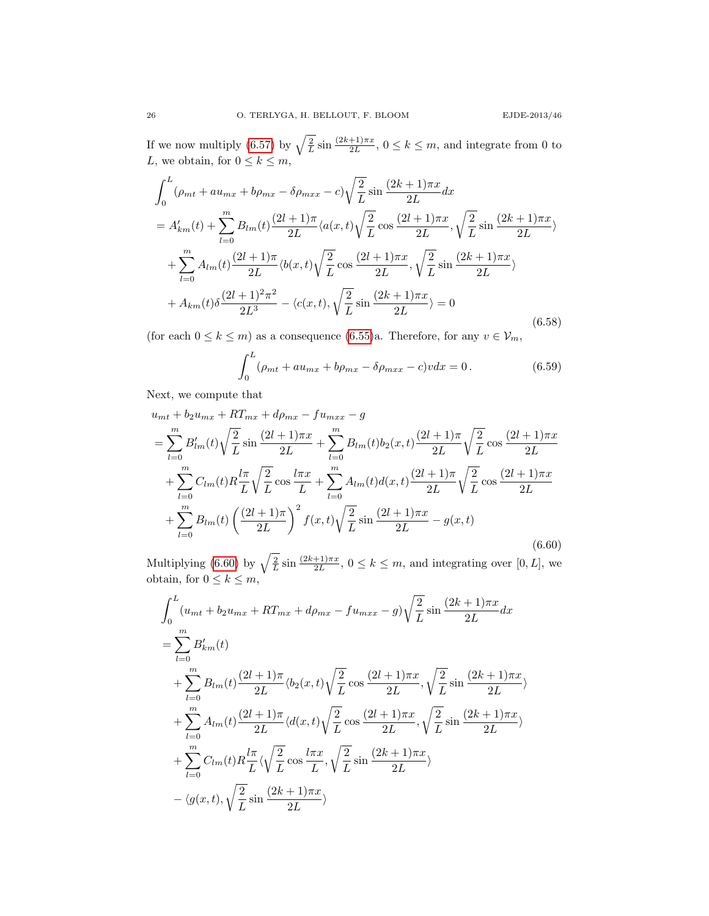If we now multiply (6.57) by $\sqrt{\frac{2}{L}}\sin\frac{(2k+1)\pi x}{2L}$, $0 \le k \le m$, and integrate from 0 to $L$, we obtain, for $0 \le k \le m$,

$$
\begin{aligned}
&\int_0^L (\rho_{mt} + a u_{mx} + b\rho_{mx} - \delta\rho_{mxx} - c)\sqrt{\frac{2}{L}}\sin\frac{(2k+1)\pi x}{2L}dx \\
&= A'_{km}(t) + \sum_{l=0}^m B_{lm}(t)\frac{(2l+1)\pi}{2L}\langle a(x,t)\sqrt{\frac{2}{L}}\cos\frac{(2l+1)\pi x}{2L}, \sqrt{\frac{2}{L}}\sin\frac{(2k+1)\pi x}{2L}\rangle \\
&\quad + \sum_{l=0}^m A_{lm}(t)\frac{(2l+1)\pi}{2L}\langle b(x,t)\sqrt{\frac{2}{L}}\cos\frac{(2l+1)\pi x}{2L}, \sqrt{\frac{2}{L}}\sin\frac{(2k+1)\pi x}{2L}\rangle \\
&\quad + A_{km}(t)\delta\frac{(2l+1)^2\pi^2}{2L^3} - \langle c(x,t), \sqrt{\frac{2}{L}}\sin\frac{(2k+1)\pi x}{2L}\rangle = 0
\end{aligned}
\tag{6.58}
$$

(for each $0 \le k \le m$) as a consequence (6.55)a. Therefore, for any $v \in \mathcal{V}_m$,

$$
\int_0^L (\rho_{mt} + a u_{mx} + b\rho_{mx} - \delta\rho_{mxx} - c)v dx = 0\,. \tag{6.59}
$$

Next, we compute that

$$
\begin{aligned}
&u_{mt} + b_2 u_{mx} + RT_{mx} + d\rho_{mx} - f u_{mxx} - g \\
&= \sum_{l=0}^m B'_{lm}(t)\sqrt{\frac{2}{L}}\sin\frac{(2l+1)\pi x}{2L} + \sum_{l=0}^m B_{lm}(t)b_2(x,t)\frac{(2l+1)\pi}{2L}\sqrt{\frac{2}{L}}\cos\frac{(2l+1)\pi x}{2L} \\
&\quad + \sum_{l=0}^m C_{lm}(t)R\frac{l\pi}{L}\sqrt{\frac{2}{L}}\cos\frac{l\pi x}{L} + \sum_{l=0}^m A_{lm}(t)d(x,t)\frac{(2l+1)\pi}{2L}\sqrt{\frac{2}{L}}\cos\frac{(2l+1)\pi x}{2L} \\
&\quad + \sum_{l=0}^m B_{lm}(t)\left(\frac{(2l+1)\pi}{2L}\right)^2 f(x,t)\sqrt{\frac{2}{L}}\sin\frac{(2l+1)\pi x}{2L} - g(x,t)
\end{aligned}
\tag{6.60}
$$

Multiplying (6.60) by $\sqrt{\frac{2}{L}}\sin\frac{(2k+1)\pi x}{2L}$, $0 \le k \le m$, and integrating over $[0,L]$, we obtain, for $0 \le k \le m$,

$$
\begin{aligned}
&\int_0^L (u_{mt} + b_2 u_{mx} + RT_{mx} + d\rho_{mx} - f u_{mxx} - g)\sqrt{\frac{2}{L}}\sin\frac{(2k+1)\pi x}{2L}dx \\
&= \sum_{l=0}^m B'_{km}(t) \\
&\quad + \sum_{l=0}^m B_{lm}(t)\frac{(2l+1)\pi}{2L}\langle b_2(x,t)\sqrt{\frac{2}{L}}\cos\frac{(2l+1)\pi x}{2L}, \sqrt{\frac{2}{L}}\sin\frac{(2k+1)\pi x}{2L}\rangle \\
&\quad + \sum_{l=0}^m A_{lm}(t)\frac{(2l+1)\pi}{2L}\langle d(x,t)\sqrt{\frac{2}{L}}\cos\frac{(2l+1)\pi x}{2L}, \sqrt{\frac{2}{L}}\sin\frac{(2k+1)\pi x}{2L}\rangle \\
&\quad + \sum_{l=0}^m C_{lm}(t)R\frac{l\pi}{L}\langle\sqrt{\frac{2}{L}}\cos\frac{l\pi x}{L}, \sqrt{\frac{2}{L}}\sin\frac{(2k+1)\pi x}{2L}\rangle \\
&\quad - \langle g(x,t), \sqrt{\frac{2}{L}}\sin\frac{(2k+1)\pi x}{2L}\rangle
\end{aligned}
$$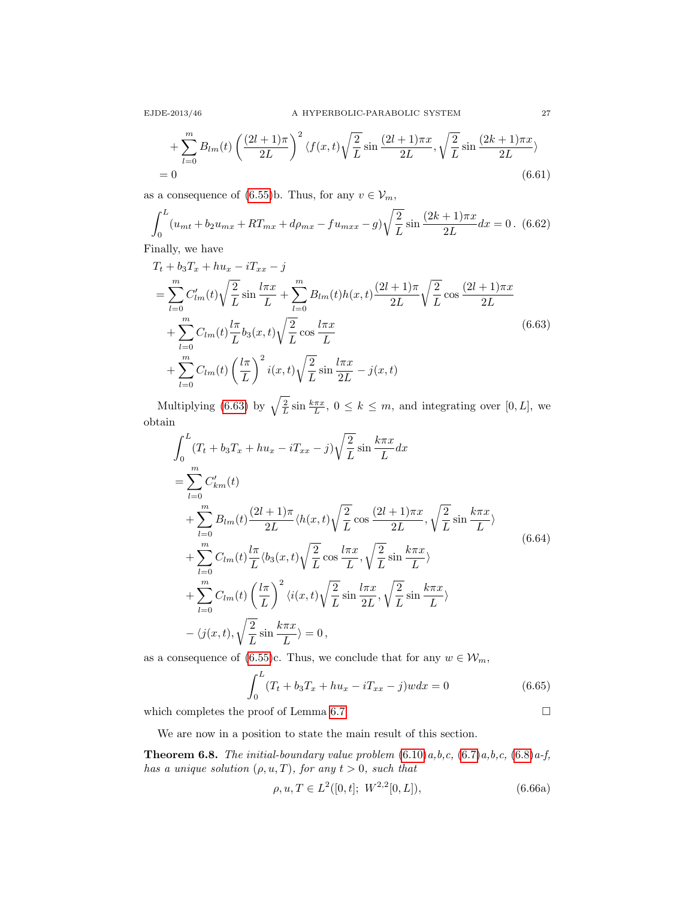$$
\begin{aligned}
&+\sum_{l=0}^{m} B_{lm}(t)\left(\frac{(2l+1)\pi}{2L}\right)^2 \langle f(x,t)\sqrt{\frac{2}{L}}\sin\frac{(2l+1)\pi x}{2L}, \sqrt{\frac{2}{L}}\sin\frac{(2k+1)\pi x}{2L}\rangle \\
&= 0
\end{aligned}
\tag{6.61}
$$

as a consequence of (6.55)b. Thus, for any $v \in \mathcal{V}_m$,

$$
\int_0^L (u_{mt} + b_2 u_{mx} + RT_{mx} + d\rho_{mx} - f u_{mxx} - g)\sqrt{\frac{2}{L}}\sin\frac{(2k+1)\pi x}{2L}dx = 0\,. \tag{6.62}
$$

Finally, we have

$$
\begin{aligned}
&T_t + b_3 T_x + h u_x - i T_{xx} - j \\
&= \sum_{l=0}^{m} C'_{lm}(t)\sqrt{\frac{2}{L}}\sin\frac{l\pi x}{L} + \sum_{l=0}^{m} B_{lm}(t) h(x,t)\frac{(2l+1)\pi}{2L}\sqrt{\frac{2}{L}}\cos\frac{(2l+1)\pi x}{2L} \\
&\quad + \sum_{l=0}^{m} C_{lm}(t)\frac{l\pi}{L} b_3(x,t)\sqrt{\frac{2}{L}}\cos\frac{l\pi x}{L} \\
&\quad + \sum_{l=0}^{m} C_{lm}(t)\left(\frac{l\pi}{L}\right)^2 i(x,t)\sqrt{\frac{2}{L}}\sin\frac{l\pi x}{2L} - j(x,t)
\end{aligned}
\tag{6.63}
$$

Multiplying (6.63) by $\sqrt{\frac{2}{L}}\sin\frac{k\pi x}{L}$, $0 \le k \le m$, and integrating over $[0,L]$, we obtain

$$
\begin{aligned}
&\int_0^L (T_t + b_3 T_x + h u_x - i T_{xx} - j)\sqrt{\frac{2}{L}}\sin\frac{k\pi x}{L}dx \\
&= \sum_{l=0}^{m} C'_{km}(t) \\
&\quad + \sum_{l=0}^{m} B_{lm}(t)\frac{(2l+1)\pi}{2L}\langle h(x,t)\sqrt{\frac{2}{L}}\cos\frac{(2l+1)\pi x}{2L}, \sqrt{\frac{2}{L}}\sin\frac{k\pi x}{L}\rangle \\
&\quad + \sum_{l=0}^{m} C_{lm}(t)\frac{l\pi}{L}\langle b_3(x,t)\sqrt{\frac{2}{L}}\cos\frac{l\pi x}{L}, \sqrt{\frac{2}{L}}\sin\frac{k\pi x}{L}\rangle \\
&\quad + \sum_{l=0}^{m} C_{lm}(t)\left(\frac{l\pi}{L}\right)^2\langle i(x,t)\sqrt{\frac{2}{L}}\sin\frac{l\pi x}{2L}, \sqrt{\frac{2}{L}}\sin\frac{k\pi x}{L}\rangle \\
&\quad - \langle j(x,t), \sqrt{\frac{2}{L}}\sin\frac{k\pi x}{L}\rangle = 0\,,
\end{aligned}
\tag{6.64}
$$

as a consequence of (6.55)c. Thus, we conclude that for any $w \in \mathcal{W}_m$,

$$
\int_0^L (T_t + b_3 T_x + h u_x - i T_{xx} - j) w\, dx = 0 \tag{6.65}
$$

which completes the proof of Lemma 6.7. □

We are now in a position to state the main result of this section.

**Theorem 6.8.** *The initial-boundary value problem (6.10)a,b,c, (6.7)a,b,c, (6.8)a-f, has a unique solution $(\rho, u, T)$, for any $t > 0$, such that*

$$
\rho, u, T \in L^2([0,t];\ W^{2,2}[0,L]), \tag{6.66a}
$$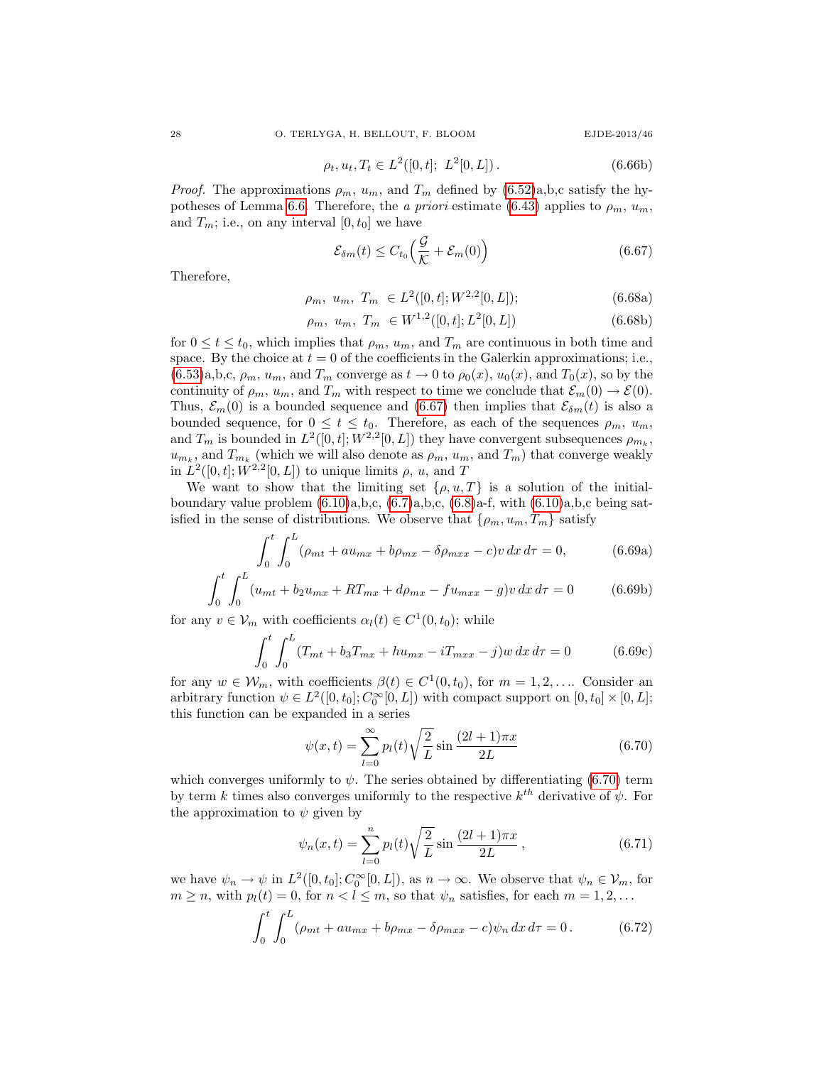$$\rho_t, u_t, T_t \in L^2([0,t];\ L^2[0,L])\,. \tag{6.66b}$$

*Proof.* The approximations $\rho_m$, $u_m$, and $T_m$ defined by (6.52)a,b,c satisfy the hypotheses of Lemma 6.6. Therefore, the *a priori* estimate (6.43) applies to $\rho_m$, $u_m$, and $T_m$; i.e., on any interval $[0,t_0]$ we have

$$\mathcal{E}_{\delta m}(t) \le C_{t_0}\Big(\frac{\mathcal{G}}{\mathcal{K}} + \mathcal{E}_m(0)\Big) \tag{6.67}$$

Therefore,

$$\rho_m,\ u_m,\ T_m\ \in L^2([0,t];W^{2,2}[0,L]); \tag{6.68a}$$

$$\rho_m,\ u_m,\ T_m\ \in W^{1,2}([0,t];L^2[0,L]) \tag{6.68b}$$

for $0 \le t \le t_0$, which implies that $\rho_m$, $u_m$, and $T_m$ are continuous in both time and space. By the choice at $t=0$ of the coefficients in the Galerkin approximations; i.e., (6.53)a,b,c, $\rho_m$, $u_m$, and $T_m$ converge as $t \to 0$ to $\rho_0(x)$, $u_0(x)$, and $T_0(x)$, so by the continuity of $\rho_m$, $u_m$, and $T_m$ with respect to time we conclude that $\mathcal{E}_m(0) \to \mathcal{E}(0)$. Thus, $\mathcal{E}_m(0)$ is a bounded sequence and (6.67) then implies that $\mathcal{E}_{\delta m}(t)$ is also a bounded sequence, for $0 \le t \le t_0$. Therefore, as each of the sequences $\rho_m$, $u_m$, and $T_m$ is bounded in $L^2([0,t];W^{2,2}[0,L])$ they have convergent subsequences $\rho_{m_k}$, $u_{m_k}$, and $T_{m_k}$ (which we will also denote as $\rho_m$, $u_m$, and $T_m$) that converge weakly in $L^2([0,t];W^{2,2}[0,L])$ to unique limits $\rho$, $u$, and $T$

We want to show that the limiting set $\{\rho,u,T\}$ is a solution of the initial-boundary value problem (6.10)a,b,c, (6.7)a,b,c, (6.8)a-f, with (6.10)a,b,c being satisfied in the sense of distributions. We observe that $\{\rho_m, u_m, T_m\}$ satisfy

$$\int_0^t\int_0^L (\rho_{mt} + au_{mx} + b\rho_{mx} - \delta\rho_{mxx} - c)v\,dx\,d\tau = 0, \tag{6.69a}$$

$$\int_0^t\int_0^L (u_{mt} + b_2u_{mx} + RT_{mx} + d\rho_{mx} - fu_{mxx} - g)v\,dx\,d\tau = 0 \tag{6.69b}$$

for any $v \in \mathcal{V}_m$ with coefficients $\alpha_l(t) \in C^1(0,t_0)$; while

$$\int_0^t\int_0^L (T_{mt} + b_3T_{mx} + hu_{mx} - iT_{mxx} - j)w\,dx\,d\tau = 0 \tag{6.69c}$$

for any $w \in \mathcal{W}_m$, with coefficients $\beta(t) \in C^1(0,t_0)$, for $m = 1,2,\dots$. Consider an arbitrary function $\psi \in L^2([0,t_0];C_0^\infty[0,L])$ with compact support on $[0,t_0]\times[0,L]$; this function can be expanded in a series

$$\psi(x,t) = \sum_{l=0}^{\infty} p_l(t)\sqrt{\frac{2}{L}}\sin\frac{(2l+1)\pi x}{2L} \tag{6.70}$$

which converges uniformly to $\psi$. The series obtained by differentiating (6.70) term by term $k$ times also converges uniformly to the respective $k^{th}$ derivative of $\psi$. For the approximation to $\psi$ given by

$$\psi_n(x,t) = \sum_{l=0}^{n} p_l(t)\sqrt{\frac{2}{L}}\sin\frac{(2l+1)\pi x}{2L}\,, \tag{6.71}$$

we have $\psi_n \to \psi$ in $L^2([0,t_0];C_0^\infty[0,L])$, as $n \to \infty$. We observe that $\psi_n \in \mathcal{V}_m$, for $m \ge n$, with $p_l(t) = 0$, for $n < l \le m$, so that $\psi_n$ satisfies, for each $m = 1,2,\dots$

$$\int_0^t\int_0^L (\rho_{mt} + au_{mx} + b\rho_{mx} - \delta\rho_{mxx} - c)\psi_n\,dx\,d\tau = 0\,. \tag{6.72}$$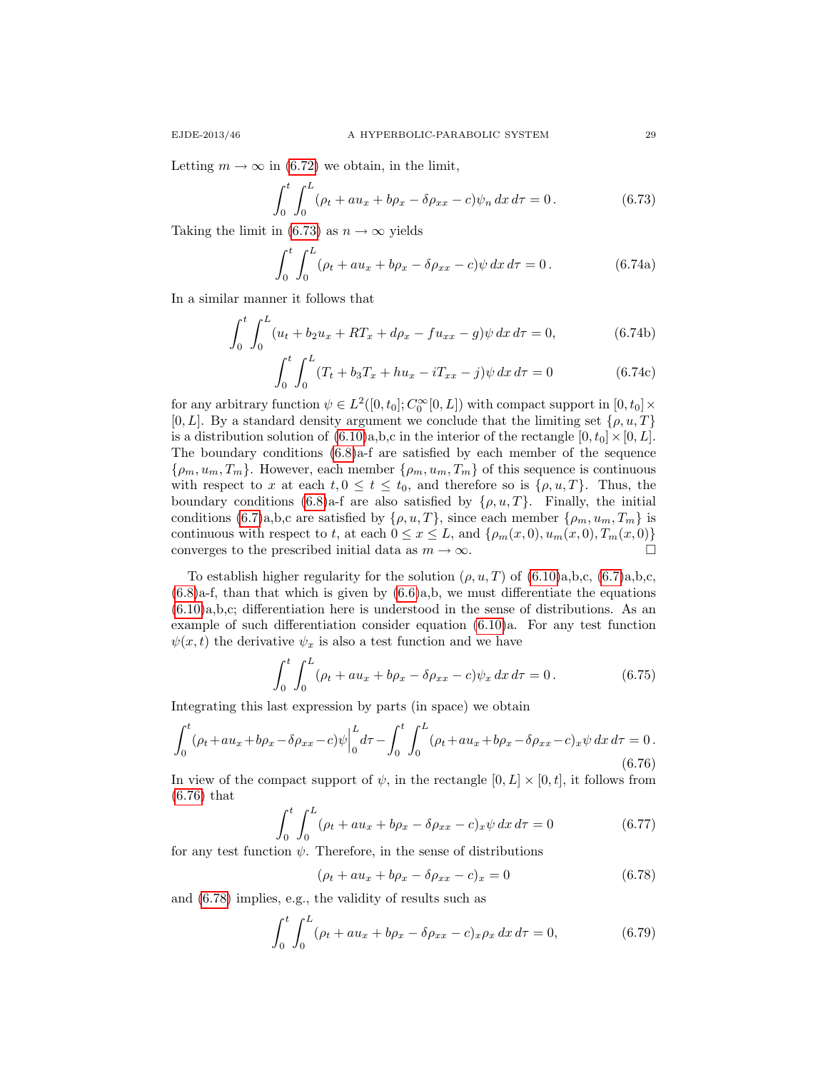Letting $m \to \infty$ in (6.72) we obtain, in the limit,

$$\int_0^t \int_0^L (\rho_t + au_x + b\rho_x - \delta\rho_{xx} - c)\psi_n \, dx \, d\tau = 0 \,. \tag{6.73}$$

Taking the limit in (6.73) as $n \to \infty$ yields

$$\int_0^t \int_0^L (\rho_t + au_x + b\rho_x - \delta\rho_{xx} - c)\psi \, dx \, d\tau = 0 \,. \tag{6.74a}$$

In a similar manner it follows that

$$\int_0^t \int_0^L (u_t + b_2 u_x + RT_x + d\rho_x - fu_{xx} - g)\psi \, dx \, d\tau = 0, \tag{6.74b}$$

$$\int_0^t \int_0^L (T_t + b_3 T_x + hu_x - iT_{xx} - j)\psi \, dx \, d\tau = 0 \tag{6.74c}$$

for any arbitrary function $\psi \in L^2([0,t_0]; C_0^\infty[0,L])$ with compact support in $[0,t_0] \times [0,L]$. By a standard density argument we conclude that the limiting set $\{\rho, u, T\}$ is a distribution solution of (6.10)a,b,c in the interior of the rectangle $[0,t_0] \times [0,L]$. The boundary conditions (6.8)a-f are satisfied by each member of the sequence $\{\rho_m, u_m, T_m\}$. However, each member $\{\rho_m, u_m, T_m\}$ of this sequence is continuous with respect to $x$ at each $t, 0 \le t \le t_0$, and therefore so is $\{\rho, u, T\}$. Thus, the boundary conditions (6.8)a-f are also satisfied by $\{\rho, u, T\}$. Finally, the initial conditions (6.7)a,b,c are satisfied by $\{\rho, u, T\}$, since each member $\{\rho_m, u_m, T_m\}$ is continuous with respect to $t$, at each $0 \le x \le L$, and $\{\rho_m(x,0), u_m(x,0), T_m(x,0)\}$ converges to the prescribed initial data as $m \to \infty$. □

To establish higher regularity for the solution $(\rho, u, T)$ of (6.10)a,b,c, (6.7)a,b,c, (6.8)a-f, than that which is given by (6.6)a,b, we must differentiate the equations (6.10)a,b,c; differentiation here is understood in the sense of distributions. As an example of such differentiation consider equation (6.10)a. For any test function $\psi(x,t)$ the derivative $\psi_x$ is also a test function and we have

$$\int_0^t \int_0^L (\rho_t + au_x + b\rho_x - \delta\rho_{xx} - c)\psi_x \, dx \, d\tau = 0 \,. \tag{6.75}$$

Integrating this last expression by parts (in space) we obtain

$$\int_0^t (\rho_t + au_x + b\rho_x - \delta\rho_{xx} - c)\psi\Big|_0^L d\tau - \int_0^t \int_0^L (\rho_t + au_x + b\rho_x - \delta\rho_{xx} - c)_x \psi \, dx \, d\tau = 0 \,. \tag{6.76}$$

In view of the compact support of $\psi$, in the rectangle $[0,L] \times [0,t]$, it follows from (6.76) that

$$\int_0^t \int_0^L (\rho_t + au_x + b\rho_x - \delta\rho_{xx} - c)_x \psi \, dx \, d\tau = 0 \tag{6.77}$$

for any test function $\psi$. Therefore, in the sense of distributions

$$(\rho_t + au_x + b\rho_x - \delta\rho_{xx} - c)_x = 0 \tag{6.78}$$

and (6.78) implies, e.g., the validity of results such as

$$\int_0^t \int_0^L (\rho_t + au_x + b\rho_x - \delta\rho_{xx} - c)_x \rho_x \, dx \, d\tau = 0, \tag{6.79}$$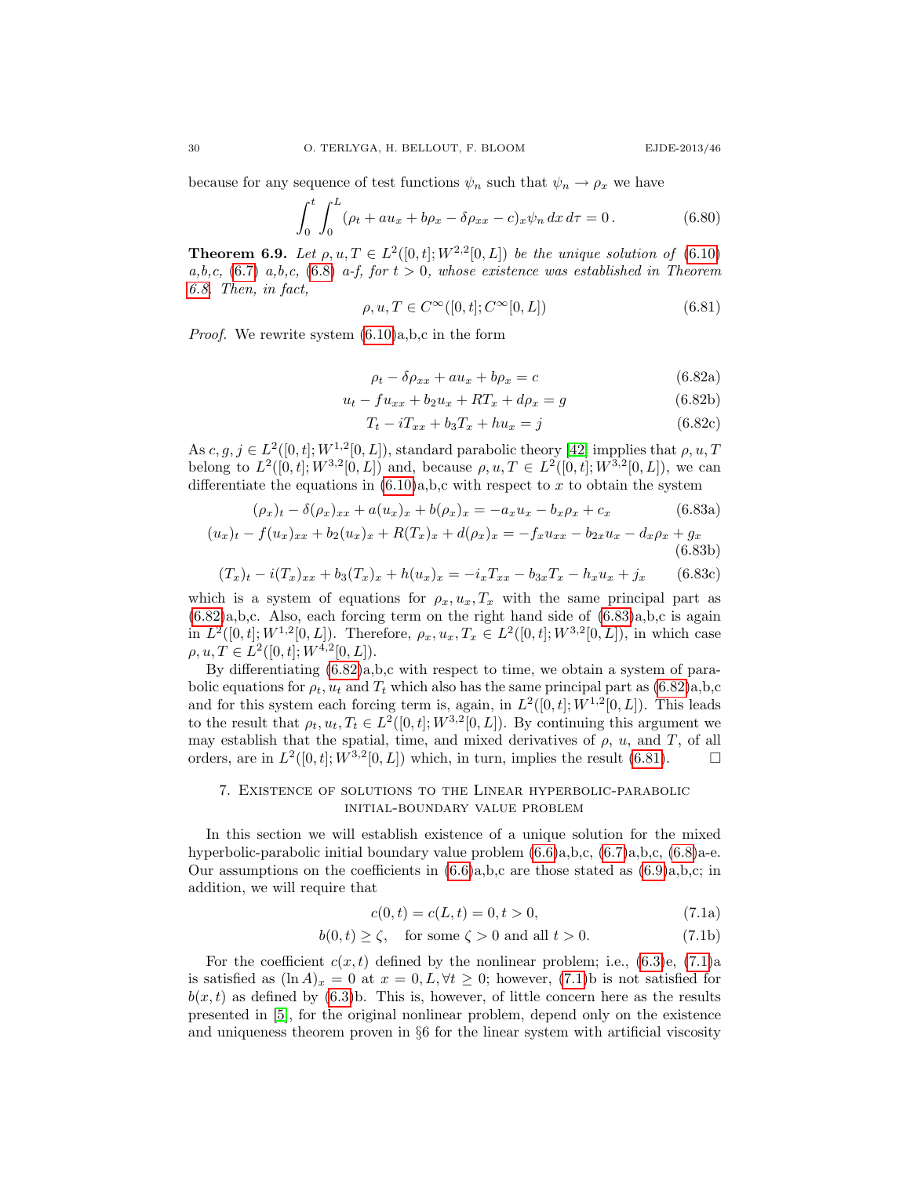because for any sequence of test functions $\psi_n$ such that $\psi_n \to \rho_x$ we have

$$\int_0^t \int_0^L (\rho_t + au_x + b\rho_x - \delta\rho_{xx} - c)_x \psi_n \, dx \, d\tau = 0 \,. \tag{6.80}$$

**Theorem 6.9.** *Let $\rho, u, T \in L^2([0,t]; W^{2,2}[0,L])$ be the unique solution of (6.10) a,b,c, (6.7) a,b,c, (6.8) a-f, for $t > 0$, whose existence was established in Theorem 6.8. Then, in fact,*

$$\rho, u, T \in C^\infty([0,t]; C^\infty[0,L]) \tag{6.81}$$

*Proof.* We rewrite system (6.10)a,b,c in the form

$$\rho_t - \delta\rho_{xx} + au_x + b\rho_x = c \tag{6.82a}$$

$$u_t - fu_{xx} + b_2 u_x + RT_x + d\rho_x = g \tag{6.82b}$$

$$T_t - iT_{xx} + b_3 T_x + hu_x = j \tag{6.82c}$$

As $c, g, j \in L^2([0,t]; W^{1,2}[0,L])$, standard parabolic theory [42] impplies that $\rho, u, T$ belong to $L^2([0,t]; W^{3,2}[0,L])$ and, because $\rho, u, T \in L^2([0,t]; W^{3,2}[0,L])$, we can differentiate the equations in (6.10)a,b,c with respect to $x$ to obtain the system

$$(\rho_x)_t - \delta(\rho_x)_{xx} + a(u_x)_x + b(\rho_x)_x = -a_x u_x - b_x \rho_x + c_x \tag{6.83a}$$

$$(u_x)_t - f(u_x)_{xx} + b_2(u_x)_x + R(T_x)_x + d(\rho_x)_x = -f_x u_{xx} - b_{2x} u_x - d_x \rho_x + g_x \tag{6.83b}$$

$$(T_x)_t - i(T_x)_{xx} + b_3(T_x)_x + h(u_x)_x = -i_x T_{xx} - b_{3x} T_x - h_x u_x + j_x \tag{6.83c}$$

which is a system of equations for $\rho_x, u_x, T_x$ with the same principal part as (6.82)a,b,c. Also, each forcing term on the right hand side of (6.83)a,b,c is again in $L^2([0,t]; W^{1,2}[0,L])$. Therefore, $\rho_x, u_x, T_x \in L^2([0,t]; W^{3,2}[0,L])$, in which case $\rho, u, T \in L^2([0,t]; W^{4,2}[0,L])$.

By differentiating (6.82)a,b,c with respect to time, we obtain a system of parabolic equations for $\rho_t, u_t$ and $T_t$ which also has the same principal part as (6.82)a,b,c and for this system each forcing term is, again, in $L^2([0,t]; W^{1,2}[0,L])$. This leads to the result that $\rho_t, u_t, T_t \in L^2([0,t]; W^{3,2}[0,L])$. By continuing this argument we may establish that the spatial, time, and mixed derivatives of $\rho$, $u$, and $T$, of all orders, are in $L^2([0,t]; W^{3,2}[0,L])$ which, in turn, implies the result (6.81). $\square$

## 7. Existence of solutions to the Linear hyperbolic-parabolic initial-boundary value problem

In this section we will establish existence of a unique solution for the mixed hyperbolic-parabolic initial boundary value problem (6.6)a,b,c, (6.7)a,b,c, (6.8)a-e. Our assumptions on the coefficients in (6.6)a,b,c are those stated as (6.9)a,b,c; in addition, we will require that

$$c(0,t) = c(L,t) = 0, t > 0, \tag{7.1a}$$

$$b(0,t) \geq \zeta, \quad \text{for some } \zeta > 0 \text{ and all } t > 0. \tag{7.1b}$$

For the coefficient $c(x,t)$ defined by the nonlinear problem; i.e., (6.3)e, (7.1)a is satisfied as $(\ln A)_x = 0$ at $x = 0, L, \forall t \geq 0$; however, (7.1)b is not satisfied for $b(x,t)$ as defined by (6.3)b. This is, however, of little concern here as the results presented in [5], for the original nonlinear problem, depend only on the existence and uniqueness theorem proven in §6 for the linear system with artificial viscosity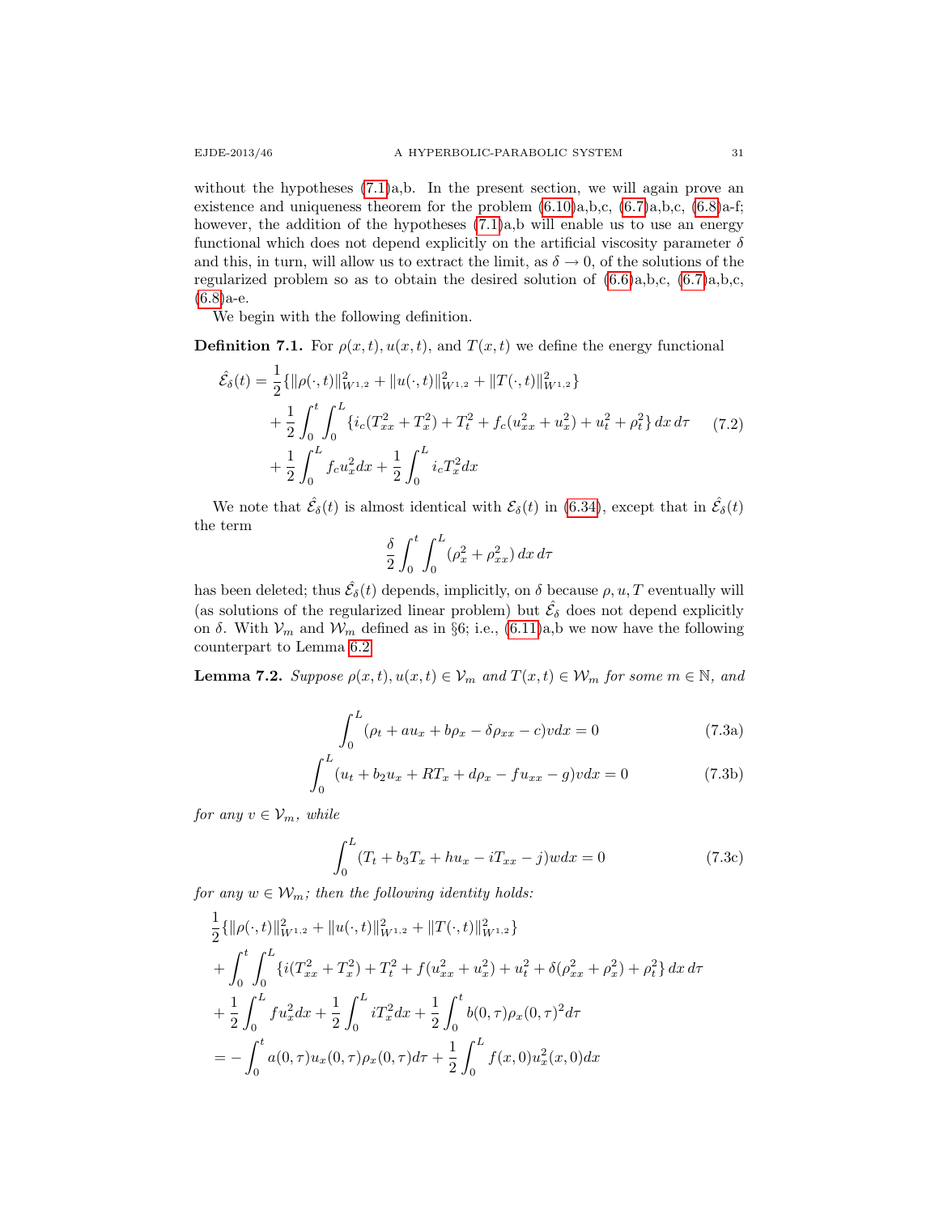without the hypotheses (7.1)a,b. In the present section, we will again prove an existence and uniqueness theorem for the problem (6.10)a,b,c, (6.7)a,b,c, (6.8)a-f; however, the addition of the hypotheses (7.1)a,b will enable us to use an energy functional which does not depend explicitly on the artificial viscosity parameter $\delta$ and this, in turn, will allow us to extract the limit, as $\delta \to 0$, of the solutions of the regularized problem so as to obtain the desired solution of (6.6)a,b,c, (6.7)a,b,c, (6.8)a-e.

We begin with the following definition.

**Definition 7.1.** For $\rho(x,t), u(x,t)$, and $T(x,t)$ we define the energy functional

$$
\begin{aligned}
\hat{\mathcal{E}}_\delta(t) &= \frac{1}{2}\{\|\rho(\cdot,t)\|^2_{W^{1,2}} + \|u(\cdot,t)\|^2_{W^{1,2}} + \|T(\cdot,t)\|^2_{W^{1,2}}\} \\
&\quad + \frac{1}{2}\int_0^t\int_0^L \{i_c(T_{xx}^2 + T_x^2) + T_t^2 + f_c(u_{xx}^2 + u_x^2) + u_t^2 + \rho_t^2\}\,dx\,d\tau \\
&\quad + \frac{1}{2}\int_0^L f_c u_x^2 dx + \frac{1}{2}\int_0^L i_c T_x^2 dx
\end{aligned}
\tag{7.2}
$$

We note that $\hat{\mathcal{E}}_\delta(t)$ is almost identical with $\mathcal{E}_\delta(t)$ in (6.34), except that in $\hat{\mathcal{E}}_\delta(t)$ the term

$$
\frac{\delta}{2}\int_0^t\int_0^L (\rho_x^2 + \rho_{xx}^2)\,dx\,d\tau
$$

has been deleted; thus $\hat{\mathcal{E}}_\delta(t)$ depends, implicitly, on $\delta$ because $\rho, u, T$ eventually will (as solutions of the regularized linear problem) but $\hat{\mathcal{E}}_\delta$ does not depend explicitly on $\delta$. With $\mathcal{V}_m$ and $\mathcal{W}_m$ defined as in §6; i.e., (6.11)a,b we now have the following counterpart to Lemma 6.2

**Lemma 7.2.** *Suppose $\rho(x,t), u(x,t) \in \mathcal{V}_m$ and $T(x,t) \in \mathcal{W}_m$ for some $m \in \mathbb{N}$, and*

$$
\int_0^L (\rho_t + au_x + b\rho_x - \delta\rho_{xx} - c)v\,dx = 0 \tag{7.3a}
$$

$$
\int_0^L (u_t + b_2u_x + RT_x + d\rho_x - fu_{xx} - g)v\,dx = 0 \tag{7.3b}
$$

*for any $v \in \mathcal{V}_m$, while*

$$
\int_0^L (T_t + b_3T_x + hu_x - iT_{xx} - j)w\,dx = 0 \tag{7.3c}
$$

*for any $w \in \mathcal{W}_m$; then the following identity holds:*

$$
\begin{aligned}
&\frac{1}{2}\{\|\rho(\cdot,t)\|^2_{W^{1,2}} + \|u(\cdot,t)\|^2_{W^{1,2}} + \|T(\cdot,t)\|^2_{W^{1,2}}\} \\
&+ \int_0^t\int_0^L \{i(T_{xx}^2 + T_x^2) + T_t^2 + f(u_{xx}^2 + u_x^2) + u_t^2 + \delta(\rho_{xx}^2 + \rho_x^2) + \rho_t^2\}\,dx\,d\tau \\
&+ \frac{1}{2}\int_0^L fu_x^2 dx + \frac{1}{2}\int_0^L iT_x^2 dx + \frac{1}{2}\int_0^t b(0,\tau)\rho_x(0,\tau)^2 d\tau \\
&= -\int_0^t a(0,\tau)u_x(0,\tau)\rho_x(0,\tau)d\tau + \frac{1}{2}\int_0^L f(x,0)u_x^2(x,0)dx
\end{aligned}
$$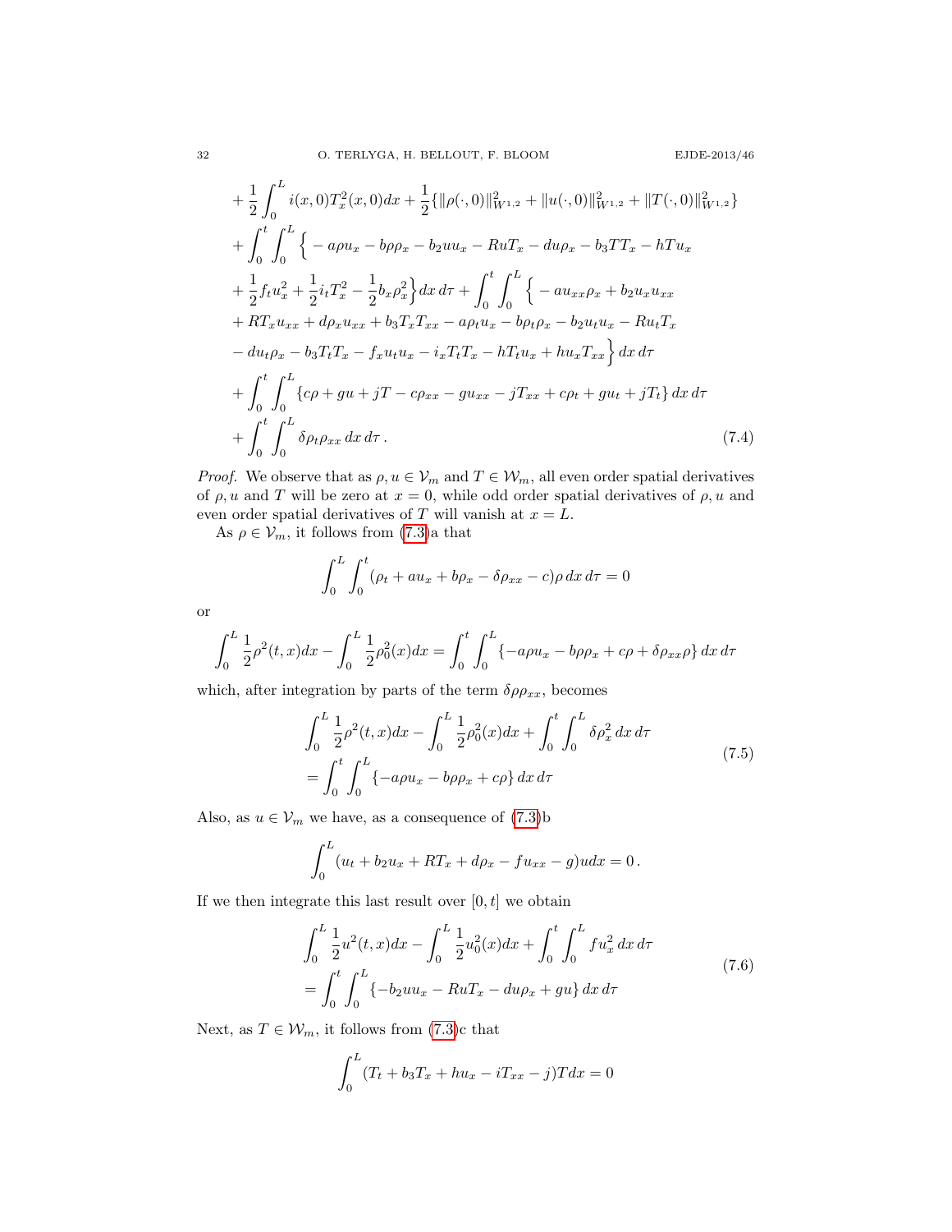$$
\begin{aligned}
&+\frac{1}{2}\int_0^L i(x,0)T_x^2(x,0)dx+\frac{1}{2}\{\|\rho(\cdot,0)\|^2_{W^{1,2}}+\|u(\cdot,0)\|^2_{W^{1,2}}+\|T(\cdot,0)\|^2_{W^{1,2}}\}\\
&+\int_0^t\int_0^L\Big\{-a\rho u_x-b\rho\rho_x-b_2uu_x-RuT_x-du\rho_x-b_3TT_x-hTu_x\\
&+\frac{1}{2}f_tu_x^2+\frac{1}{2}i_tT_x^2-\frac{1}{2}b_x\rho_x^2\Big\}dx\,d\tau+\int_0^t\int_0^L\Big\{-au_{xx}\rho_x+b_2u_xu_{xx}\\
&+RT_xu_{xx}+d\rho_xu_{xx}+b_3T_xT_{xx}-a\rho_tu_x-b\rho_t\rho_x-b_2u_tu_x-Ru_tT_x\\
&-du_t\rho_x-b_3T_tT_x-f_xu_tu_x-i_xT_tT_x-hT_tu_x+hu_xT_{xx}\Big\}\,dx\,d\tau\\
&+\int_0^t\int_0^L\{c\rho+gu+jT-c\rho_{xx}-gu_{xx}-jT_{xx}+c\rho_t+gu_t+jT_t\}\,dx\,d\tau\\
&+\int_0^t\int_0^L\delta\rho_t\rho_{xx}\,dx\,d\tau\,. \qquad (7.4)
\end{aligned}
$$

*Proof.* We observe that as $\rho, u \in \mathcal{V}_m$ and $T \in \mathcal{W}_m$, all even order spatial derivatives of $\rho, u$ and $T$ will be zero at $x = 0$, while odd order spatial derivatives of $\rho, u$ and even order spatial derivatives of $T$ will vanish at $x = L$.

As $\rho \in \mathcal{V}_m$, it follows from (7.3)a that

$$
\int_0^L\int_0^t(\rho_t+au_x+b\rho_x-\delta\rho_{xx}-c)\rho\,dx\,d\tau=0
$$

or

$$
\int_0^L\frac{1}{2}\rho^2(t,x)dx-\int_0^L\frac{1}{2}\rho_0^2(x)dx=\int_0^t\int_0^L\{-a\rho u_x-b\rho\rho_x+c\rho+\delta\rho_{xx}\rho\}\,dx\,d\tau
$$

which, after integration by parts of the term $\delta\rho\rho_{xx}$, becomes

$$
\begin{aligned}
&\int_0^L\frac{1}{2}\rho^2(t,x)dx-\int_0^L\frac{1}{2}\rho_0^2(x)dx+\int_0^t\int_0^L\delta\rho_x^2\,dx\,d\tau\\
&=\int_0^t\int_0^L\{-a\rho u_x-b\rho\rho_x+c\rho\}\,dx\,d\tau
\end{aligned} \qquad (7.5)
$$

Also, as $u \in \mathcal{V}_m$ we have, as a consequence of (7.3)b

$$
\int_0^L(u_t+b_2u_x+RT_x+d\rho_x-fu_{xx}-g)u\,dx=0\,.
$$

If we then integrate this last result over $[0,t]$ we obtain

$$
\begin{aligned}
&\int_0^L\frac{1}{2}u^2(t,x)dx-\int_0^L\frac{1}{2}u_0^2(x)dx+\int_0^t\int_0^Lfu_x^2\,dx\,d\tau\\
&=\int_0^t\int_0^L\{-b_2uu_x-RuT_x-du\rho_x+gu\}\,dx\,d\tau
\end{aligned} \qquad (7.6)
$$

Next, as $T \in \mathcal{W}_m$, it follows from (7.3)c that

$$
\int_0^L(T_t+b_3T_x+hu_x-iT_{xx}-j)T\,dx=0
$$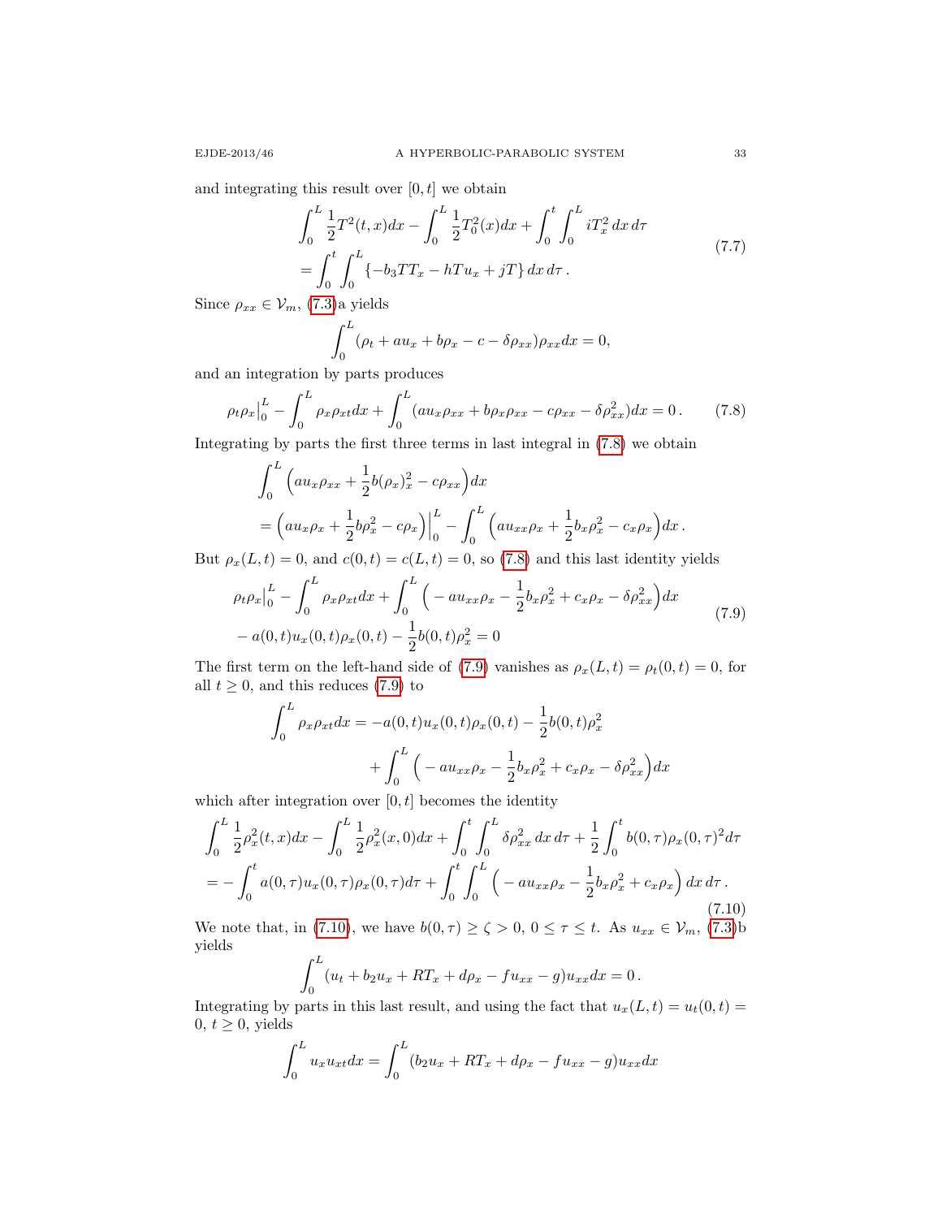and integrating this result over $[0,t]$ we obtain

$$
\begin{aligned}
&\int_0^L \frac{1}{2}T^2(t,x)dx - \int_0^L \frac{1}{2}T_0^2(x)dx + \int_0^t\int_0^L iT_x^2\,dx\,d\tau \\
&= \int_0^t\int_0^L \{-b_3TT_x - hTu_x + jT\}\,dx\,d\tau\,.
\end{aligned} \tag{7.7}
$$

Since $\rho_{xx} \in \mathcal{V}_m$, (7.3)a yields

$$
\int_0^L (\rho_t + au_x + b\rho_x - c - \delta\rho_{xx})\rho_{xx}dx = 0,
$$

and an integration by parts produces

$$
\rho_t\rho_x\big|_0^L - \int_0^L \rho_x\rho_{xt}dx + \int_0^L (au_x\rho_{xx} + b\rho_x\rho_{xx} - c\rho_{xx} - \delta\rho_{xx}^2)dx = 0\,. \tag{7.8}
$$

Integrating by parts the first three terms in last integral in (7.8) we obtain

$$
\begin{aligned}
&\int_0^L \Big(au_x\rho_{xx} + \frac{1}{2}b(\rho_x)_x^2 - c\rho_{xx}\Big)dx \\
&= \Big(au_x\rho_x + \frac{1}{2}b\rho_x^2 - c\rho_x\Big)\Big|_0^L - \int_0^L \Big(au_{xx}\rho_x + \frac{1}{2}b_x\rho_x^2 - c_x\rho_x\Big)dx\,.
\end{aligned}
$$

But $\rho_x(L,t) = 0$, and $c(0,t) = c(L,t) = 0$, so (7.8) and this last identity yields

$$
\begin{aligned}
&\rho_t\rho_x\big|_0^L - \int_0^L \rho_x\rho_{xt}dx + \int_0^L \Big(-au_{xx}\rho_x - \frac{1}{2}b_x\rho_x^2 + c_x\rho_x - \delta\rho_{xx}^2\Big)dx \\
&- a(0,t)u_x(0,t)\rho_x(0,t) - \frac{1}{2}b(0,t)\rho_x^2 = 0
\end{aligned} \tag{7.9}
$$

The first term on the left-hand side of (7.9) vanishes as $\rho_x(L,t) = \rho_t(0,t) = 0$, for all $t \ge 0$, and this reduces (7.9) to

$$
\begin{aligned}
\int_0^L \rho_x\rho_{xt}dx &= -a(0,t)u_x(0,t)\rho_x(0,t) - \frac{1}{2}b(0,t)\rho_x^2 \\
&\quad + \int_0^L \Big(-au_{xx}\rho_x - \frac{1}{2}b_x\rho_x^2 + c_x\rho_x - \delta\rho_{xx}^2\Big)dx
\end{aligned}
$$

which after integration over $[0,t]$ becomes the identity

$$
\begin{aligned}
&\int_0^L \frac{1}{2}\rho_x^2(t,x)dx - \int_0^L \frac{1}{2}\rho_x^2(x,0)dx + \int_0^t\int_0^L \delta\rho_{xx}^2\,dx\,d\tau + \frac{1}{2}\int_0^t b(0,\tau)\rho_x(0,\tau)^2d\tau \\
&= -\int_0^t a(0,\tau)u_x(0,\tau)\rho_x(0,\tau)d\tau + \int_0^t\int_0^L \Big(-au_{xx}\rho_x - \frac{1}{2}b_x\rho_x^2 + c_x\rho_x\Big)\,dx\,d\tau\,.
\end{aligned} \tag{7.10}
$$

We note that, in (7.10), we have $b(0,\tau) \ge \zeta > 0$, $0 \le \tau \le t$. As $u_{xx} \in \mathcal{V}_m$, (7.3)b yields

$$
\int_0^L (u_t + b_2u_x + RT_x + d\rho_x - fu_{xx} - g)u_{xx}dx = 0\,.
$$

Integrating by parts in this last result, and using the fact that $u_x(L,t) = u_t(0,t) = 0$, $t \ge 0$, yields

$$
\int_0^L u_xu_{xt}dx = \int_0^L (b_2u_x + RT_x + d\rho_x - fu_{xx} - g)u_{xx}dx
$$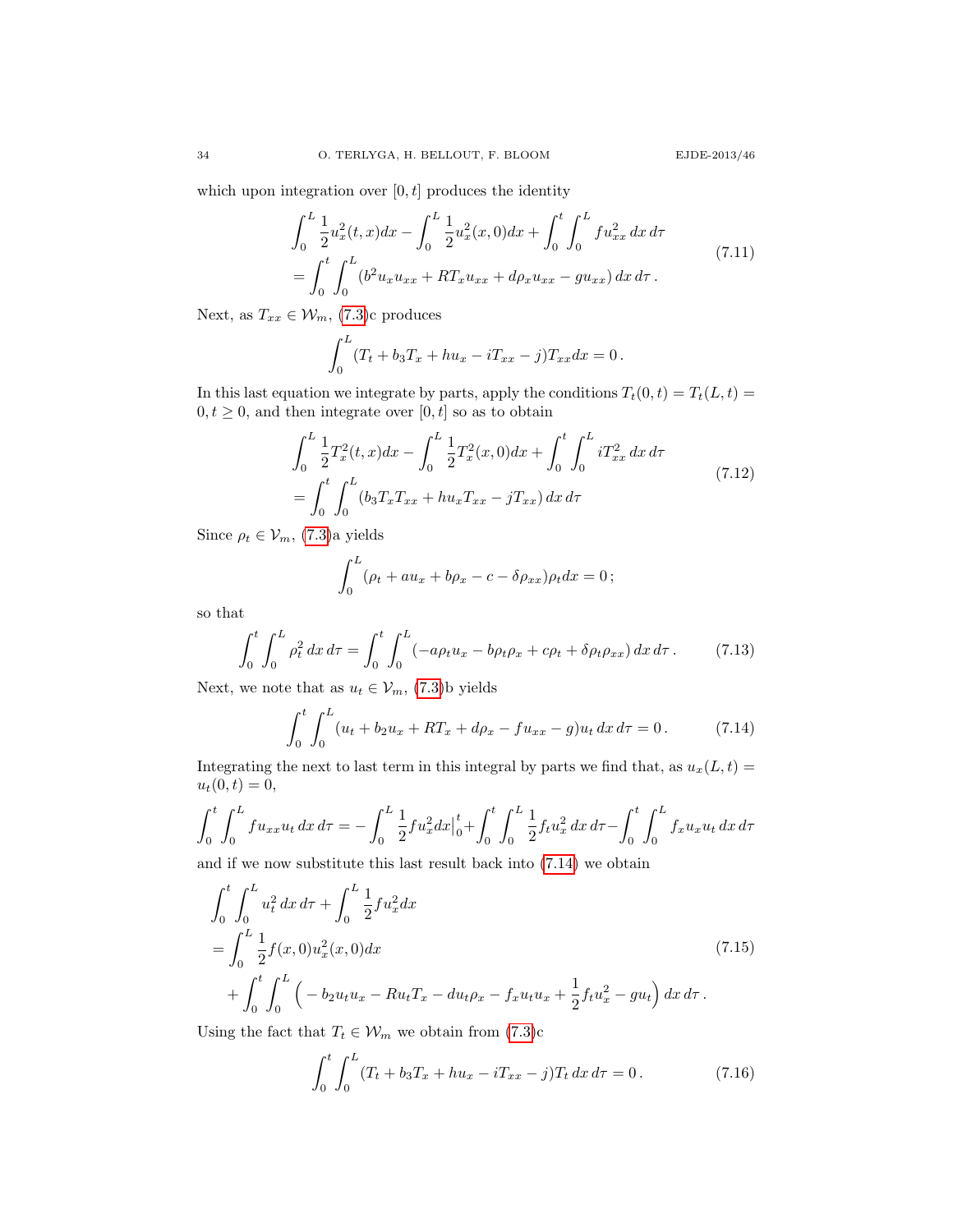which upon integration over $[0,t]$ produces the identity

$$
\begin{aligned}
&\int_0^L \frac{1}{2}u_x^2(t,x)dx - \int_0^L \frac{1}{2}u_x^2(x,0)dx + \int_0^t\int_0^L f u_{xx}^2\,dx\,d\tau \\
&= \int_0^t\int_0^L (b^2 u_x u_{xx} + RT_x u_{xx} + d\rho_x u_{xx} - g u_{xx})\,dx\,d\tau\,.
\end{aligned}
\tag{7.11}
$$

Next, as $T_{xx} \in \mathcal{W}_m$, (7.3)c produces

$$
\int_0^L (T_t + b_3 T_x + h u_x - i T_{xx} - j) T_{xx} dx = 0\,.
$$

In this last equation we integrate by parts, apply the conditions $T_t(0,t) = T_t(L,t) = 0$, $t \geq 0$, and then integrate over $[0,t]$ so as to obtain

$$
\begin{aligned}
&\int_0^L \frac{1}{2}T_x^2(t,x)dx - \int_0^L \frac{1}{2}T_x^2(x,0)dx + \int_0^t\int_0^L i T_{xx}^2\,dx\,d\tau \\
&= \int_0^t\int_0^L (b_3 T_x T_{xx} + h u_x T_{xx} - j T_{xx})\,dx\,d\tau
\end{aligned}
\tag{7.12}
$$

Since $\rho_t \in \mathcal{V}_m$, (7.3)a yields

$$
\int_0^L (\rho_t + a u_x + b\rho_x - c - \delta\rho_{xx})\rho_t dx = 0\,;
$$

so that

$$
\int_0^t\int_0^L \rho_t^2\,dx\,d\tau = \int_0^t\int_0^L (-a\rho_t u_x - b\rho_t\rho_x + c\rho_t + \delta\rho_t\rho_{xx})\,dx\,d\tau\,. \tag{7.13}
$$

Next, we note that as $u_t \in \mathcal{V}_m$, (7.3)b yields

$$
\int_0^t\int_0^L (u_t + b_2 u_x + RT_x + d\rho_x - f u_{xx} - g) u_t\,dx\,d\tau = 0\,. \tag{7.14}
$$

Integrating the next to last term in this integral by parts we find that, as $u_x(L,t) = u_t(0,t) = 0$,

$$
\int_0^t\int_0^L f u_{xx} u_t\,dx\,d\tau = -\int_0^L \frac{1}{2} f u_x^2 dx\Big|_0^t + \int_0^t\int_0^L \frac{1}{2} f_t u_x^2\,dx\,d\tau - \int_0^t\int_0^L f_x u_x u_t\,dx\,d\tau
$$

and if we now substitute this last result back into (7.14) we obtain

$$
\begin{aligned}
&\int_0^t\int_0^L u_t^2\,dx\,d\tau + \int_0^L \frac{1}{2} f u_x^2 dx \\
&= \int_0^L \frac{1}{2} f(x,0) u_x^2(x,0) dx \\
&\quad + \int_0^t\int_0^L \Big( -b_2 u_t u_x - R u_t T_x - d u_t \rho_x - f_x u_t u_x + \frac{1}{2} f_t u_x^2 - g u_t \Big)\,dx\,d\tau\,.
\end{aligned}
\tag{7.15}
$$

Using the fact that $T_t \in \mathcal{W}_m$ we obtain from (7.3)c

$$
\int_0^t\int_0^L (T_t + b_3 T_x + h u_x - i T_{xx} - j) T_t\,dx\,d\tau = 0\,. \tag{7.16}
$$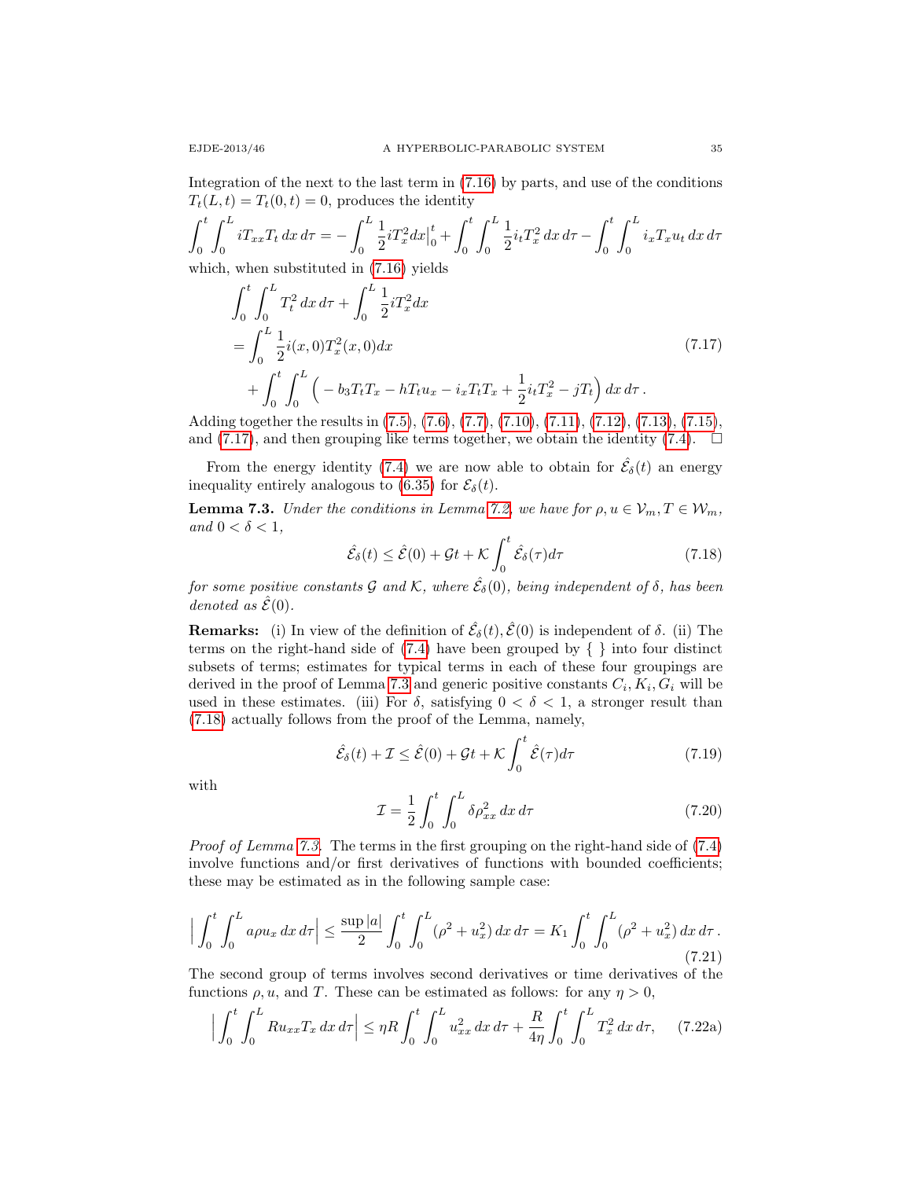Integration of the next to the last term in (7.16) by parts, and use of the conditions $T_t(L,t) = T_t(0,t) = 0$, produces the identity

$$\int_0^t \int_0^L iT_{xx}T_t \, dx \, d\tau = -\int_0^L \frac{1}{2} iT_x^2 dx\Big|_0^t + \int_0^t \int_0^L \frac{1}{2} i_t T_x^2 \, dx \, d\tau - \int_0^t \int_0^L i_x T_x u_t \, dx \, d\tau$$

which, when substituted in (7.16) yields

$$\begin{aligned}
&\int_0^t \int_0^L T_t^2 \, dx \, d\tau + \int_0^L \frac{1}{2} iT_x^2 dx \\
&= \int_0^L \frac{1}{2} i(x,0) T_x^2(x,0) dx \\
&\quad + \int_0^t \int_0^L \Big( -b_3 T_t T_x - hT_t u_x - i_x T_t T_x + \frac{1}{2} i_t T_x^2 - jT_t \Big) \, dx \, d\tau \, .
\end{aligned} \tag{7.17}$$

Adding together the results in (7.5), (7.6), (7.7), (7.10), (7.11), (7.12), (7.13), (7.15), and (7.17), and then grouping like terms together, we obtain the identity (7.4). $\square$

From the energy identity (7.4) we are now able to obtain for $\hat{\mathcal{E}}_\delta(t)$ an energy inequality entirely analogous to (6.35) for $\mathcal{E}_\delta(t)$.

**Lemma 7.3.** *Under the conditions in Lemma 7.2, we have for $\rho, u \in \mathcal{V}_m, T \in \mathcal{W}_m$, and $0 < \delta < 1$,*

$$\hat{\mathcal{E}}_\delta(t) \le \hat{\mathcal{E}}(0) + \mathcal{G}t + \mathcal{K} \int_0^t \hat{\mathcal{E}}_\delta(\tau) d\tau \tag{7.18}$$

*for some positive constants $\mathcal{G}$ and $\mathcal{K}$, where $\hat{\mathcal{E}}_\delta(0)$, being independent of $\delta$, has been denoted as $\hat{\mathcal{E}}(0)$.*

**Remarks:** (i) In view of the definition of $\hat{\mathcal{E}}_\delta(t), \hat{\mathcal{E}}(0)$ is independent of $\delta$. (ii) The terms on the right-hand side of (7.4) have been grouped by { } into four distinct subsets of terms; estimates for typical terms in each of these four groupings are derived in the proof of Lemma 7.3 and generic positive constants $C_i, K_i, G_i$ will be used in these estimates. (iii) For $\delta$, satisfying $0 < \delta < 1$, a stronger result than (7.18) actually follows from the proof of the Lemma, namely,

$$\hat{\mathcal{E}}_\delta(t) + \mathcal{I} \le \hat{\mathcal{E}}(0) + \mathcal{G}t + \mathcal{K} \int_0^t \hat{\mathcal{E}}(\tau) d\tau \tag{7.19}$$

with

$$\mathcal{I} = \frac{1}{2} \int_0^t \int_0^L \delta \rho_{xx}^2 \, dx \, d\tau \tag{7.20}$$

*Proof of Lemma 7.3.* The terms in the first grouping on the right-hand side of (7.4) involve functions and/or first derivatives of functions with bounded coefficients; these may be estimated as in the following sample case:

$$\Big| \int_0^t \int_0^L a\rho u_x \, dx \, d\tau \Big| \le \frac{\sup |a|}{2} \int_0^t \int_0^L (\rho^2 + u_x^2) \, dx \, d\tau = K_1 \int_0^t \int_0^L (\rho^2 + u_x^2) \, dx \, d\tau \, . \tag{7.21}$$

The second group of terms involves second derivatives or time derivatives of the functions $\rho, u$, and $T$. These can be estimated as follows: for any $\eta > 0$,

$$\Big| \int_0^t \int_0^L Ru_{xx}T_x \, dx \, d\tau \Big| \le \eta R \int_0^t \int_0^L u_{xx}^2 \, dx \, d\tau + \frac{R}{4\eta} \int_0^t \int_0^L T_x^2 \, dx \, d\tau, \tag{7.22a}$$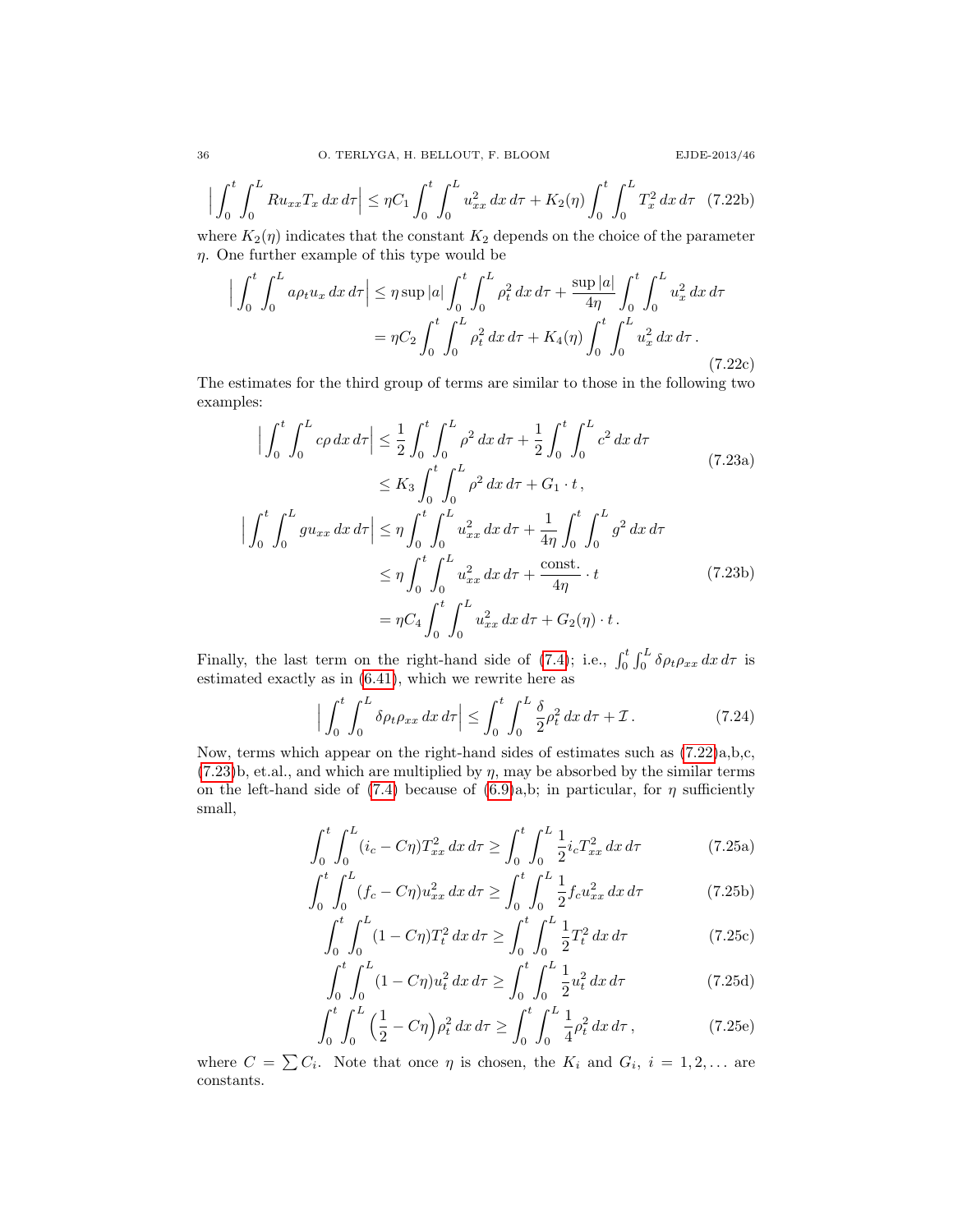$$\Big| \int_0^t \int_0^L R u_{xx} T_x \, dx \, d\tau \Big| \le \eta C_1 \int_0^t \int_0^L u_{xx}^2 \, dx \, d\tau + K_2(\eta) \int_0^t \int_0^L T_x^2 \, dx \, d\tau \quad (7.22b)$$

where $K_2(\eta)$ indicates that the constant $K_2$ depends on the choice of the parameter $\eta$. One further example of this type would be

$$\begin{aligned} \Big| \int_0^t \int_0^L a \rho_t u_x \, dx \, d\tau \Big| &\le \eta \sup |a| \int_0^t \int_0^L \rho_t^2 \, dx \, d\tau + \frac{\sup |a|}{4\eta} \int_0^t \int_0^L u_x^2 \, dx \, d\tau \\ &= \eta C_2 \int_0^t \int_0^L \rho_t^2 \, dx \, d\tau + K_4(\eta) \int_0^t \int_0^L u_x^2 \, dx \, d\tau \, . \end{aligned} \quad (7.22c)$$

The estimates for the third group of terms are similar to those in the following two examples:

$$\begin{aligned} \Big| \int_0^t \int_0^L c\rho \, dx \, d\tau \Big| &\le \frac{1}{2} \int_0^t \int_0^L \rho^2 \, dx \, d\tau + \frac{1}{2} \int_0^t \int_0^L c^2 \, dx \, d\tau \\ &\le K_3 \int_0^t \int_0^L \rho^2 \, dx \, d\tau + G_1 \cdot t \, , \end{aligned} \quad (7.23a)$$

$$\begin{aligned} \Big| \int_0^t \int_0^L g u_{xx} \, dx \, d\tau \Big| &\le \eta \int_0^t \int_0^L u_{xx}^2 \, dx \, d\tau + \frac{1}{4\eta} \int_0^t \int_0^L g^2 \, dx \, d\tau \\ &\le \eta \int_0^t \int_0^L u_{xx}^2 \, dx \, d\tau + \frac{\text{const.}}{4\eta} \cdot t \\ &= \eta C_4 \int_0^t \int_0^L u_{xx}^2 \, dx \, d\tau + G_2(\eta) \cdot t \, . \end{aligned} \quad (7.23b)$$

Finally, the last term on the right-hand side of (7.4); i.e., $\int_0^t \int_0^L \delta \rho_t \rho_{xx} \, dx \, d\tau$ is estimated exactly as in (6.41), which we rewrite here as

$$\Big| \int_0^t \int_0^L \delta \rho_t \rho_{xx} \, dx \, d\tau \Big| \le \int_0^t \int_0^L \frac{\delta}{2} \rho_t^2 \, dx \, d\tau + \mathcal{I} \, . \quad (7.24)$$

Now, terms which appear on the right-hand sides of estimates such as (7.22)a,b,c, (7.23)b, et.al., and which are multiplied by $\eta$, may be absorbed by the similar terms on the left-hand side of (7.4) because of (6.9)a,b; in particular, for $\eta$ sufficiently small,

$$\int_0^t \int_0^L (i_c - C\eta) T_{xx}^2 \, dx \, d\tau \ge \int_0^t \int_0^L \frac{1}{2} i_c T_{xx}^2 \, dx \, d\tau \quad (7.25a)$$

$$\int_0^t \int_0^L (f_c - C\eta) u_{xx}^2 \, dx \, d\tau \ge \int_0^t \int_0^L \frac{1}{2} f_c u_{xx}^2 \, dx \, d\tau \quad (7.25b)$$

$$\int_0^t \int_0^L (1 - C\eta) T_t^2 \, dx \, d\tau \ge \int_0^t \int_0^L \frac{1}{2} T_t^2 \, dx \, d\tau \quad (7.25c)$$

$$\int_0^t \int_0^L (1 - C\eta) u_t^2 \, dx \, d\tau \ge \int_0^t \int_0^L \frac{1}{2} u_t^2 \, dx \, d\tau \quad (7.25d)$$

$$\int_0^t \int_0^L \Big( \frac{1}{2} - C\eta \Big) \rho_t^2 \, dx \, d\tau \ge \int_0^t \int_0^L \frac{1}{4} \rho_t^2 \, dx \, d\tau \, , \quad (7.25e)$$

where $C = \sum C_i$. Note that once $\eta$ is chosen, the $K_i$ and $G_i$, $i = 1, 2, \dots$ are constants.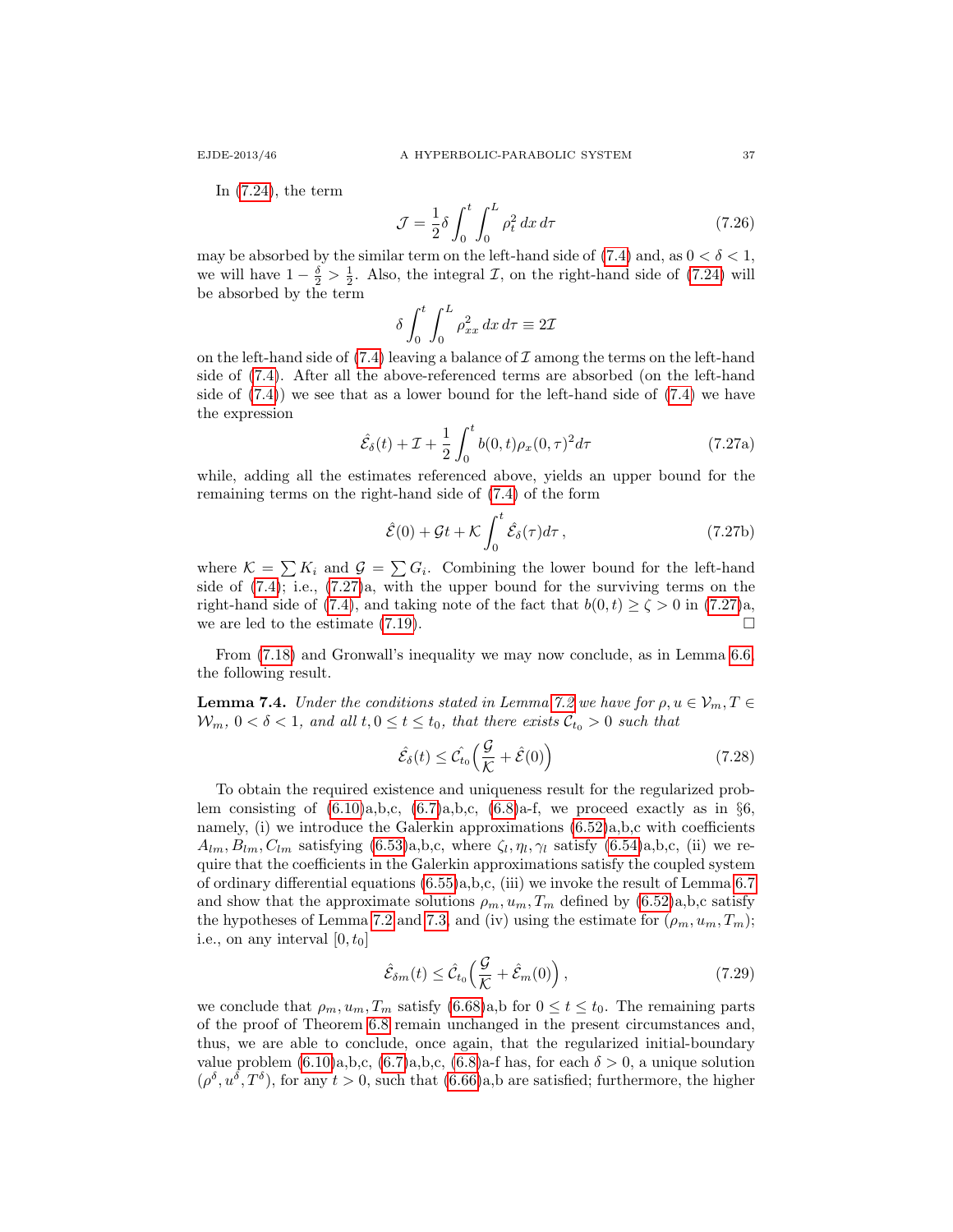In (7.24), the term

$$\mathcal{J} = \frac{1}{2}\delta \int_0^t \int_0^L \rho_t^2 \, dx \, d\tau \tag{7.26}$$

may be absorbed by the similar term on the left-hand side of (7.4) and, as $0 < \delta < 1$, we will have $1 - \frac{\delta}{2} > \frac{1}{2}$. Also, the integral $\mathcal{I}$, on the right-hand side of (7.24) will be absorbed by the term

$$\delta \int_0^t \int_0^L \rho_{xx}^2 \, dx \, d\tau \equiv 2\mathcal{I}$$

on the left-hand side of (7.4) leaving a balance of $\mathcal{I}$ among the terms on the left-hand side of (7.4). After all the above-referenced terms are absorbed (on the left-hand side of (7.4)) we see that as a lower bound for the left-hand side of (7.4) we have the expression

$$\hat{\mathcal{E}}_\delta(t) + \mathcal{I} + \frac{1}{2}\int_0^t b(0,t)\rho_x(0,\tau)^2 d\tau \tag{7.27a}$$

while, adding all the estimates referenced above, yields an upper bound for the remaining terms on the right-hand side of (7.4) of the form

$$\hat{\mathcal{E}}(0) + \mathcal{G}t + \mathcal{K}\int_0^t \hat{\mathcal{E}}_\delta(\tau) d\tau \,, \tag{7.27b}$$

where $\mathcal{K} = \sum K_i$ and $\mathcal{G} = \sum G_i$. Combining the lower bound for the left-hand side of (7.4); i.e., (7.27)a, with the upper bound for the surviving terms on the right-hand side of (7.4), and taking note of the fact that $b(0,t) \geq \zeta > 0$ in (7.27)a, we are led to the estimate (7.19). $\square$

From (7.18) and Gronwall's inequality we may now conclude, as in Lemma 6.6, the following result.

**Lemma 7.4.** *Under the conditions stated in Lemma 7.2 we have for $\rho, u \in \mathcal{V}_m, T \in \mathcal{W}_m$, $0 < \delta < 1$, and all $t, 0 \leq t \leq t_0$, that there exists $\mathcal{C}_{t_0} > 0$ such that*

$$\hat{\mathcal{E}}_\delta(t) \leq \hat{\mathcal{C}}_{t_0}\Big(\frac{\mathcal{G}}{\mathcal{K}} + \hat{\mathcal{E}}(0)\Big) \tag{7.28}$$

To obtain the required existence and uniqueness result for the regularized problem consisting of (6.10)a,b,c, (6.7)a,b,c, (6.8)a-f, we proceed exactly as in §6, namely, (i) we introduce the Galerkin approximations (6.52)a,b,c with coefficients $A_{lm}, B_{lm}, C_{lm}$ satisfying (6.53)a,b,c, where $\zeta_l, \eta_l, \gamma_l$ satisfy (6.54)a,b,c, (ii) we require that the coefficients in the Galerkin approximations satisfy the coupled system of ordinary differential equations (6.55)a,b,c, (iii) we invoke the result of Lemma 6.7 and show that the approximate solutions $\rho_m, u_m, T_m$ defined by (6.52)a,b,c satisfy the hypotheses of Lemma 7.2 and 7.3, and (iv) using the estimate for $(\rho_m, u_m, T_m)$; i.e., on any interval $[0, t_0]$

$$\hat{\mathcal{E}}_{\delta m}(t) \leq \hat{\mathcal{C}}_{t_0}\Big(\frac{\mathcal{G}}{\mathcal{K}} + \hat{\mathcal{E}}_m(0)\Big)\,, \tag{7.29}$$

we conclude that $\rho_m, u_m, T_m$ satisfy (6.68)a,b for $0 \leq t \leq t_0$. The remaining parts of the proof of Theorem 6.8 remain unchanged in the present circumstances and, thus, we are able to conclude, once again, that the regularized initial-boundary value problem (6.10)a,b,c, (6.7)a,b,c, (6.8)a-f has, for each $\delta > 0$, a unique solution $(\rho^\delta, u^\delta, T^\delta)$, for any $t > 0$, such that (6.66)a,b are satisfied; furthermore, the higher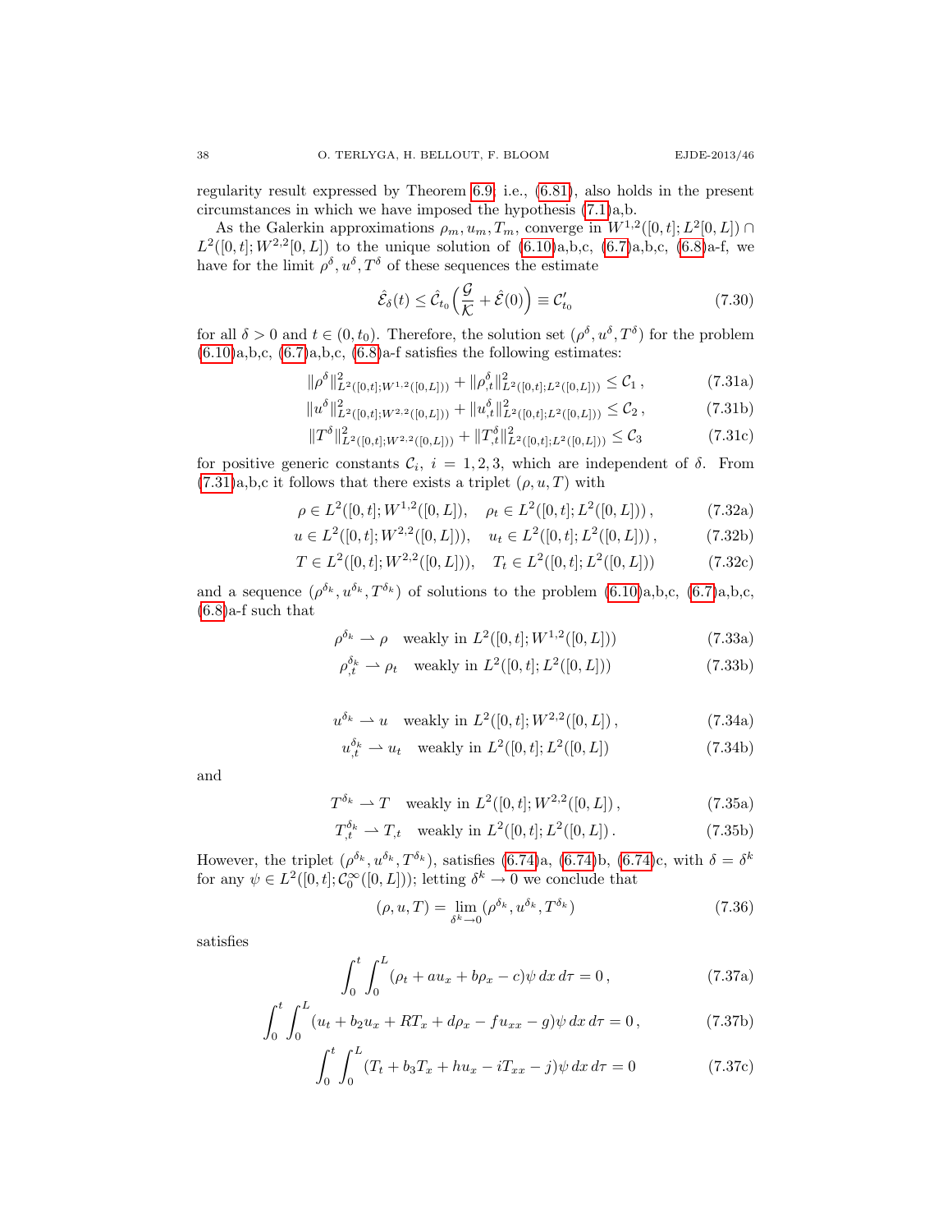regularity result expressed by Theorem 6.9; i.e., (6.81), also holds in the present circumstances in which we have imposed the hypothesis (7.1)a,b.

As the Galerkin approximations $\rho_m, u_m, T_m$, converge in $W^{1,2}([0,t];L^2[0,L]) \cap L^2([0,t];W^{2,2}[0,L])$ to the unique solution of (6.10)a,b,c, (6.7)a,b,c, (6.8)a-f, we have for the limit $\rho^\delta, u^\delta, T^\delta$ of these sequences the estimate

$$\hat{\mathcal{E}}_\delta(t) \le \hat{\mathcal{C}}_{t_0}\Big(\frac{\mathcal{G}}{\mathcal{K}} + \hat{\mathcal{E}}(0)\Big) \equiv \mathcal{C}'_{t_0} \tag{7.30}$$

for all $\delta > 0$ and $t \in (0, t_0)$. Therefore, the solution set $(\rho^\delta, u^\delta, T^\delta)$ for the problem (6.10)a,b,c, (6.7)a,b,c, (6.8)a-f satisfies the following estimates:

$$\|\rho^\delta\|^2_{L^2([0,t];W^{1,2}([0,L]))} + \|\rho^\delta_{,t}\|^2_{L^2([0,t];L^2([0,L]))} \le \mathcal{C}_1\,, \tag{7.31a}$$

$$\|u^\delta\|^2_{L^2([0,t];W^{2,2}([0,L]))} + \|u^\delta_{,t}\|^2_{L^2([0,t];L^2([0,L]))} \le \mathcal{C}_2\,, \tag{7.31b}$$

$$\|T^\delta\|^2_{L^2([0,t];W^{2,2}([0,L]))} + \|T^\delta_{,t}\|^2_{L^2([0,t];L^2([0,L]))} \le \mathcal{C}_3 \tag{7.31c}$$

for positive generic constants $\mathcal{C}_i$, $i = 1, 2, 3$, which are independent of $\delta$. From (7.31)a,b,c it follows that there exists a triplet $(\rho, u, T)$ with

$$\rho \in L^2([0,t];W^{1,2}([0,L]), \quad \rho_t \in L^2([0,t];L^2([0,L]))\,, \tag{7.32a}$$

$$u \in L^2([0,t];W^{2,2}([0,L])), \quad u_t \in L^2([0,t];L^2([0,L]))\,, \tag{7.32b}$$

$$T \in L^2([0,t];W^{2,2}([0,L])), \quad T_t \in L^2([0,t];L^2([0,L])) \tag{7.32c}$$

and a sequence $(\rho^{\delta_k}, u^{\delta_k}, T^{\delta_k})$ of solutions to the problem (6.10)a,b,c, (6.7)a,b,c, (6.8)a-f such that

$$\rho^{\delta_k} \rightharpoonup \rho \quad \text{weakly in } L^2([0,t];W^{1,2}([0,L])) \tag{7.33a}$$

$$\rho^{\delta_k}_{,t} \rightharpoonup \rho_t \quad \text{weakly in } L^2([0,t];L^2([0,L])) \tag{7.33b}$$

$$u^{\delta_k} \rightharpoonup u \quad \text{weakly in } L^2([0,t];W^{2,2}([0,L])\,, \tag{7.34a}$$

$$u^{\delta_k}_{,t} \rightharpoonup u_t \quad \text{weakly in } L^2([0,t];L^2([0,L]) \tag{7.34b}$$

and

$$T^{\delta_k} \rightharpoonup T \quad \text{weakly in } L^2([0,t];W^{2,2}([0,L])\,, \tag{7.35a}$$

$$T^{\delta_k}_{,t} \rightharpoonup T_{,t} \quad \text{weakly in } L^2([0,t];L^2([0,L])\,. \tag{7.35b}$$

However, the triplet $(\rho^{\delta_k}, u^{\delta_k}, T^{\delta_k})$, satisfies (6.74)a, (6.74)b, (6.74)c, with $\delta = \delta^k$ for any $\psi \in L^2([0,t];\mathcal{C}_0^\infty([0,L]))$; letting $\delta^k \to 0$ we conclude that

$$(\rho, u, T) = \lim_{\delta^k \to 0} (\rho^{\delta_k}, u^{\delta_k}, T^{\delta_k}) \tag{7.36}$$

satisfies

$$\int_0^t \int_0^L (\rho_t + au_x + b\rho_x - c)\psi \,dx\,d\tau = 0\,, \tag{7.37a}$$

$$\int_0^t \int_0^L (u_t + b_2 u_x + RT_x + d\rho_x - fu_{xx} - g)\psi \,dx\,d\tau = 0\,, \tag{7.37b}$$

$$\int_0^t \int_0^L (T_t + b_3 T_x + hu_x - iT_{xx} - j)\psi \,dx\,d\tau = 0 \tag{7.37c}$$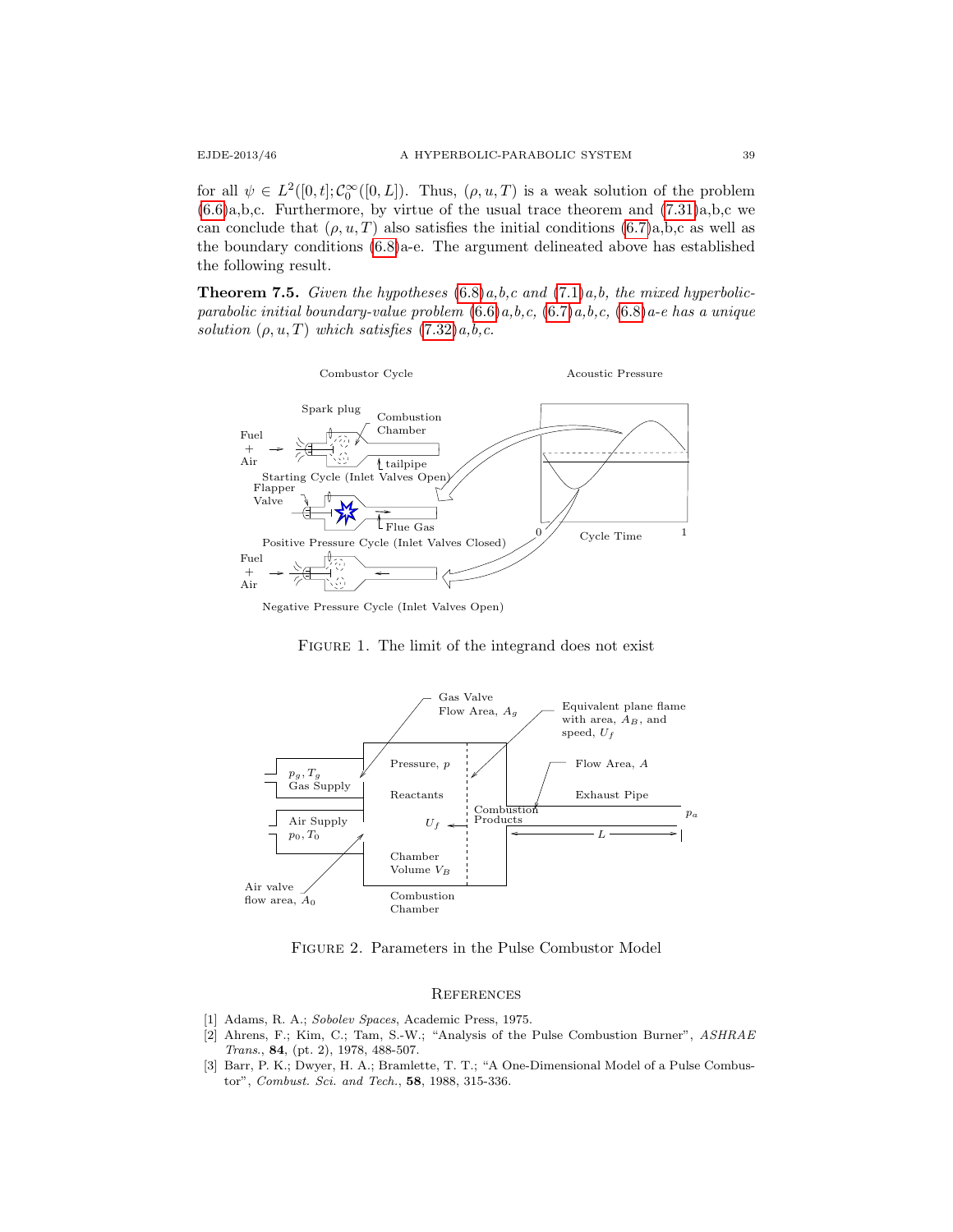for all $\psi \in L^2([0,t]; \mathcal{C}_0^\infty([0,L]))$. Thus, $(\rho, u, T)$ is a weak solution of the problem (6.6)a,b,c. Furthermore, by virtue of the usual trace theorem and (7.31)a,b,c we can conclude that $(\rho, u, T)$ also satisfies the initial conditions (6.7)a,b,c as well as the boundary conditions (6.8)a-e. The argument delineated above has established the following result.

**Theorem 7.5.** *Given the hypotheses (6.8)a,b,c and (7.1)a,b, the mixed hyperbolic-parabolic initial boundary-value problem (6.6)a,b,c, (6.7)a,b,c, (6.8)a-e has a unique solution $(\rho, u, T)$ which satisfies (7.32)a,b,c.*

FIGURE 1. The limit of the integrand does not exist

FIGURE 2. Parameters in the Pulse Combustor Model

## REFERENCES

[1] Adams, R. A.; *Sobolev Spaces*, Academic Press, 1975.

[2] Ahrens, F.; Kim, C.; Tam, S.-W.; "Analysis of the Pulse Combustion Burner", *ASHRAE Trans.*, **84**, (pt. 2), 1978, 488-507.

[3] Barr, P. K.; Dwyer, H. A.; Bramlette, T. T.; "A One-Dimensional Model of a Pulse Combustor", *Combust. Sci. and Tech.*, **58**, 1988, 315-336.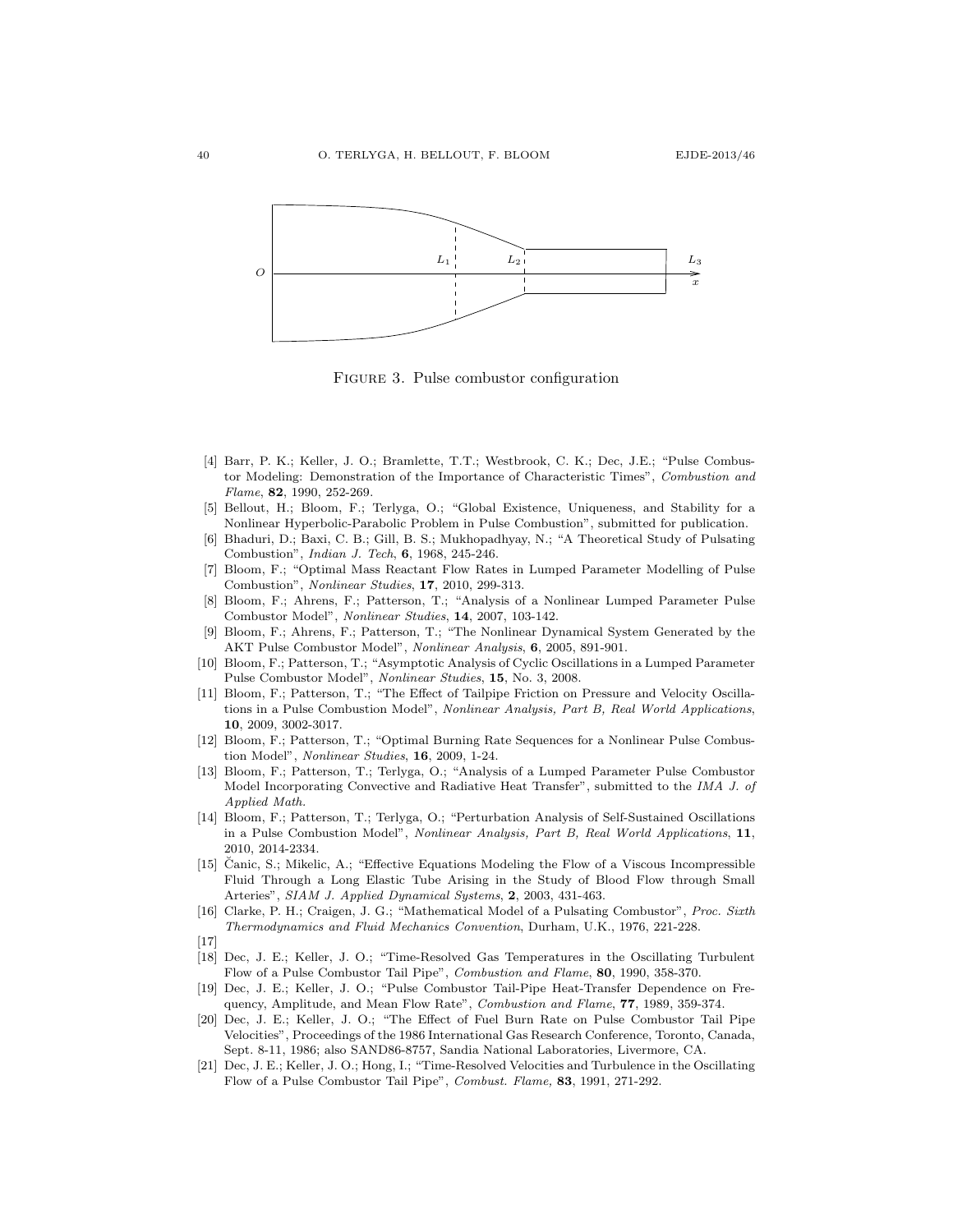Figure 3. Pulse combustor configuration

[4] Barr, P. K.; Keller, J. O.; Bramlette, T.T.; Westbrook, C. K.; Dec, J.E.; "Pulse Combustor Modeling: Demonstration of the Importance of Characteristic Times", *Combustion and Flame*, **82**, 1990, 252-269.

[5] Bellout, H.; Bloom, F.; Terlyga, O.; "Global Existence, Uniqueness, and Stability for a Nonlinear Hyperbolic-Parabolic Problem in Pulse Combustion", submitted for publication.

[6] Bhaduri, D.; Baxi, C. B.; Gill, B. S.; Mukhopadhyay, N.; "A Theoretical Study of Pulsating Combustion", *Indian J. Tech*, **6**, 1968, 245-246.

[7] Bloom, F.; "Optimal Mass Reactant Flow Rates in Lumped Parameter Modelling of Pulse Combustion", *Nonlinear Studies*, **17**, 2010, 299-313.

[8] Bloom, F.; Ahrens, F.; Patterson, T.; "Analysis of a Nonlinear Lumped Parameter Pulse Combustor Model", *Nonlinear Studies*, **14**, 2007, 103-142.

[9] Bloom, F.; Ahrens, F.; Patterson, T.; "The Nonlinear Dynamical System Generated by the AKT Pulse Combustor Model", *Nonlinear Analysis*, **6**, 2005, 891-901.

[10] Bloom, F.; Patterson, T.; "Asymptotic Analysis of Cyclic Oscillations in a Lumped Parameter Pulse Combustor Model", *Nonlinear Studies*, **15**, No. 3, 2008.

[11] Bloom, F.; Patterson, T.; "The Effect of Tailpipe Friction on Pressure and Velocity Oscillations in a Pulse Combustion Model", *Nonlinear Analysis, Part B, Real World Applications*, **10**, 2009, 3002-3017.

[12] Bloom, F.; Patterson, T.; "Optimal Burning Rate Sequences for a Nonlinear Pulse Combustion Model", *Nonlinear Studies*, **16**, 2009, 1-24.

[13] Bloom, F.; Patterson, T.; Terlyga, O.; "Analysis of a Lumped Parameter Pulse Combustor Model Incorporating Convective and Radiative Heat Transfer", submitted to the *IMA J. of Applied Math.*

[14] Bloom, F.; Patterson, T.; Terlyga, O.; "Perturbation Analysis of Self-Sustained Oscillations in a Pulse Combustion Model", *Nonlinear Analysis, Part B, Real World Applications*, **11**, 2010, 2014-2334.

[15] Čanic, S.; Mikelic, A.; "Effective Equations Modeling the Flow of a Viscous Incompressible Fluid Through a Long Elastic Tube Arising in the Study of Blood Flow through Small Arteries", *SIAM J. Applied Dynamical Systems*, **2**, 2003, 431-463.

[16] Clarke, P. H.; Craigen, J. G.; "Mathematical Model of a Pulsating Combustor", *Proc. Sixth Thermodynamics and Fluid Mechanics Convention*, Durham, U.K., 1976, 221-228.

[17]

[18] Dec, J. E.; Keller, J. O.; "Time-Resolved Gas Temperatures in the Oscillating Turbulent Flow of a Pulse Combustor Tail Pipe", *Combustion and Flame*, **80**, 1990, 358-370.

[19] Dec, J. E.; Keller, J. O.; "Pulse Combustor Tail-Pipe Heat-Transfer Dependence on Frequency, Amplitude, and Mean Flow Rate", *Combustion and Flame*, **77**, 1989, 359-374.

[20] Dec, J. E.; Keller, J. O.; "The Effect of Fuel Burn Rate on Pulse Combustor Tail Pipe Velocities", Proceedings of the 1986 International Gas Research Conference, Toronto, Canada, Sept. 8-11, 1986; also SAND86-8757, Sandia National Laboratories, Livermore, CA.

[21] Dec, J. E.; Keller, J. O.; Hong, I.; "Time-Resolved Velocities and Turbulence in the Oscillating Flow of a Pulse Combustor Tail Pipe", *Combust. Flame,* **83**, 1991, 271-292.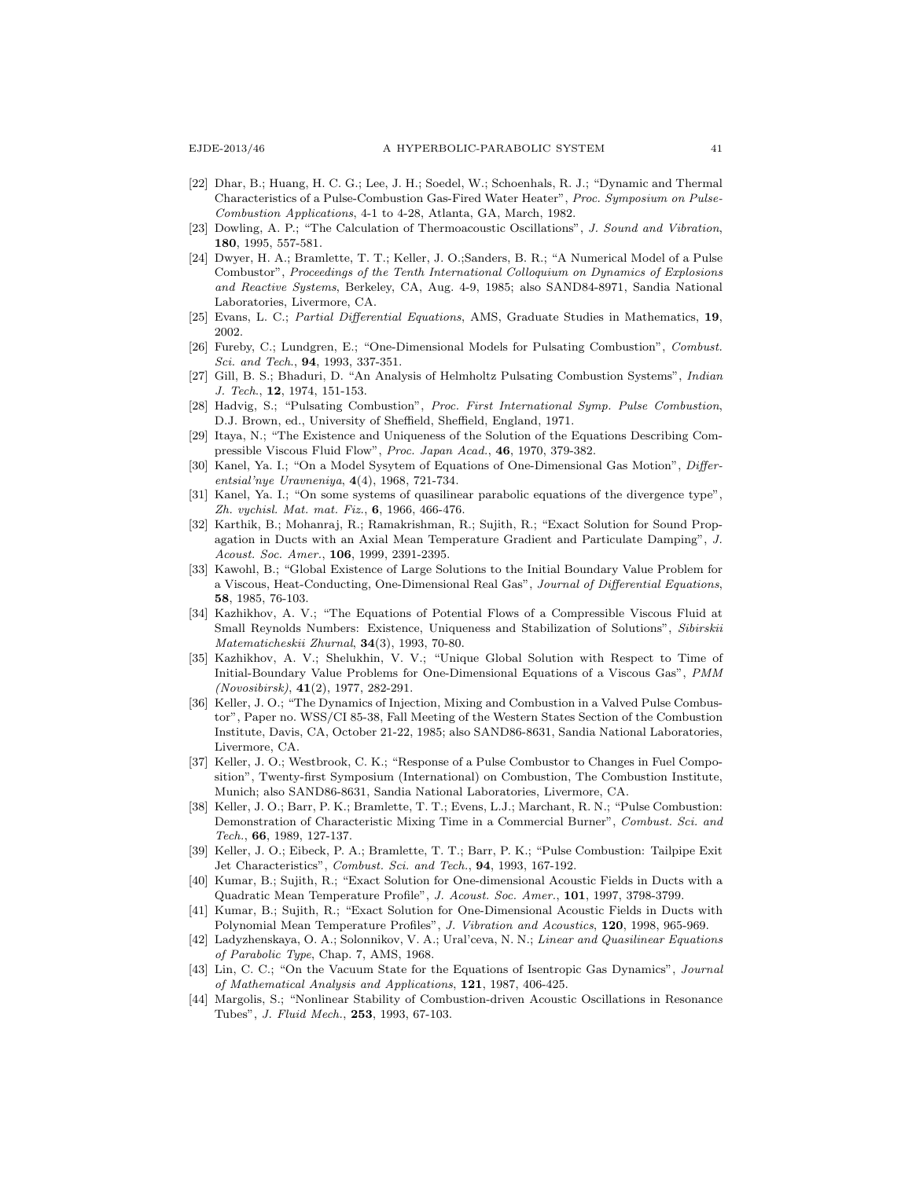[22] Dhar, B.; Huang, H. C. G.; Lee, J. H.; Soedel, W.; Schoenhals, R. J.; "Dynamic and Thermal Characteristics of a Pulse-Combustion Gas-Fired Water Heater", *Proc. Symposium on Pulse-Combustion Applications*, 4-1 to 4-28, Atlanta, GA, March, 1982.

[23] Dowling, A. P.; "The Calculation of Thermoacoustic Oscillations", *J. Sound and Vibration*, **180**, 1995, 557-581.

[24] Dwyer, H. A.; Bramlette, T. T.; Keller, J. O.;Sanders, B. R.; "A Numerical Model of a Pulse Combustor", *Proceedings of the Tenth International Colloquium on Dynamics of Explosions and Reactive Systems*, Berkeley, CA, Aug. 4-9, 1985; also SAND84-8971, Sandia National Laboratories, Livermore, CA.

[25] Evans, L. C.; *Partial Differential Equations*, AMS, Graduate Studies in Mathematics, **19**, 2002.

[26] Fureby, C.; Lundgren, E.; "One-Dimensional Models for Pulsating Combustion", *Combust. Sci. and Tech.*, **94**, 1993, 337-351.

[27] Gill, B. S.; Bhaduri, D. "An Analysis of Helmholtz Pulsating Combustion Systems", *Indian J. Tech.*, **12**, 1974, 151-153.

[28] Hadvig, S.; "Pulsating Combustion", *Proc. First International Symp. Pulse Combustion*, D.J. Brown, ed., University of Sheffield, Sheffield, England, 1971.

[29] Itaya, N.; "The Existence and Uniqueness of the Solution of the Equations Describing Compressible Viscous Fluid Flow", *Proc. Japan Acad.*, **46**, 1970, 379-382.

[30] Kanel, Ya. I.; "On a Model Sysytem of Equations of One-Dimensional Gas Motion", *Differentsial'nye Uravneniya*, **4**(4), 1968, 721-734.

[31] Kanel, Ya. I.; "On some systems of quasilinear parabolic equations of the divergence type", *Zh. vychisl. Mat. mat. Fiz.*, **6**, 1966, 466-476.

[32] Karthik, B.; Mohanraj, R.; Ramakrishman, R.; Sujith, R.; "Exact Solution for Sound Propagation in Ducts with an Axial Mean Temperature Gradient and Particulate Damping", *J. Acoust. Soc. Amer.*, **106**, 1999, 2391-2395.

[33] Kawohl, B.; "Global Existence of Large Solutions to the Initial Boundary Value Problem for a Viscous, Heat-Conducting, One-Dimensional Real Gas", *Journal of Differential Equations*, **58**, 1985, 76-103.

[34] Kazhikhov, A. V.; "The Equations of Potential Flows of a Compressible Viscous Fluid at Small Reynolds Numbers: Existence, Uniqueness and Stabilization of Solutions", *Sibirskii Matematicheskii Zhurnal*, **34**(3), 1993, 70-80.

[35] Kazhikhov, A. V.; Shelukhin, V. V.; "Unique Global Solution with Respect to Time of Initial-Boundary Value Problems for One-Dimensional Equations of a Viscous Gas", *PMM (Novosibirsk)*, **41**(2), 1977, 282-291.

[36] Keller, J. O.; "The Dynamics of Injection, Mixing and Combustion in a Valved Pulse Combustor", Paper no. WSS/CI 85-38, Fall Meeting of the Western States Section of the Combustion Institute, Davis, CA, October 21-22, 1985; also SAND86-8631, Sandia National Laboratories, Livermore, CA.

[37] Keller, J. O.; Westbrook, C. K.; "Response of a Pulse Combustor to Changes in Fuel Composition", Twenty-first Symposium (International) on Combustion, The Combustion Institute, Munich; also SAND86-8631, Sandia National Laboratories, Livermore, CA.

[38] Keller, J. O.; Barr, P. K.; Bramlette, T. T.; Evens, L.J.; Marchant, R. N.; "Pulse Combustion: Demonstration of Characteristic Mixing Time in a Commercial Burner", *Combust. Sci. and Tech.*, **66**, 1989, 127-137.

[39] Keller, J. O.; Eibeck, P. A.; Bramlette, T. T.; Barr, P. K.; "Pulse Combustion: Tailpipe Exit Jet Characteristics", *Combust. Sci. and Tech.*, **94**, 1993, 167-192.

[40] Kumar, B.; Sujith, R.; "Exact Solution for One-dimensional Acoustic Fields in Ducts with a Quadratic Mean Temperature Profile", *J. Acoust. Soc. Amer.*, **101**, 1997, 3798-3799.

[41] Kumar, B.; Sujith, R.; "Exact Solution for One-Dimensional Acoustic Fields in Ducts with Polynomial Mean Temperature Profiles", *J. Vibration and Acoustics*, **120**, 1998, 965-969.

[42] Ladyzhenskaya, O. A.; Solonnikov, V. A.; Ural'ceva, N. N.; *Linear and Quasilinear Equations of Parabolic Type*, Chap. 7, AMS, 1968.

[43] Lin, C. C.; "On the Vacuum State for the Equations of Isentropic Gas Dynamics", *Journal of Mathematical Analysis and Applications*, **121**, 1987, 406-425.

[44] Margolis, S.; "Nonlinear Stability of Combustion-driven Acoustic Oscillations in Resonance Tubes", *J. Fluid Mech.*, **253**, 1993, 67-103.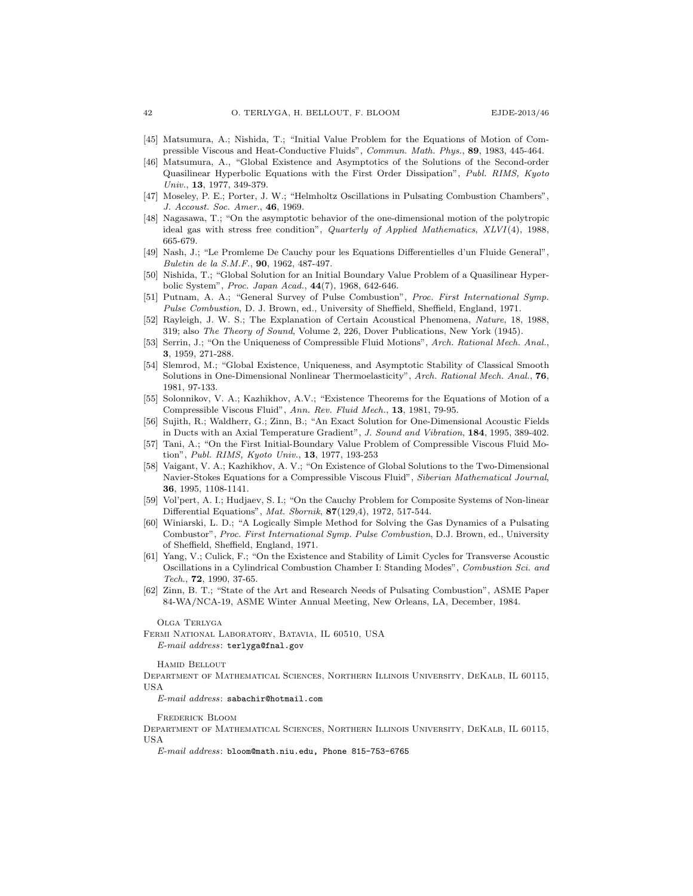[45] Matsumura, A.; Nishida, T.; "Initial Value Problem for the Equations of Motion of Compressible Viscous and Heat-Conductive Fluids", *Commun. Math. Phys.*, **89**, 1983, 445-464.

[46] Matsumura, A., "Global Existence and Asymptotics of the Solutions of the Second-order Quasilinear Hyperbolic Equations with the First Order Dissipation", *Publ. RIMS, Kyoto Univ.*, **13**, 1977, 349-379.

[47] Moseley, P. E.; Porter, J. W.; "Helmholtz Oscillations in Pulsating Combustion Chambers", *J. Accoust. Soc. Amer.*, **46**, 1969.

[48] Nagasawa, T.; "On the asymptotic behavior of the one-dimensional motion of the polytropic ideal gas with stress free condition", *Quarterly of Applied Mathematics*, *XLVI*(4), 1988, 665-679.

[49] Nash, J.; "Le Promleme De Cauchy pour les Equations Differentielles d'un Fluide General", *Buletin de la S.M.F.*, **90**, 1962, 487-497.

[50] Nishida, T.; "Global Solution for an Initial Boundary Value Problem of a Quasilinear Hyperbolic System", *Proc. Japan Acad.*, **44**(7), 1968, 642-646.

[51] Putnam, A. A.; "General Survey of Pulse Combustion", *Proc. First International Symp. Pulse Combustion*, D. J. Brown, ed., University of Sheffield, Sheffield, England, 1971.

[52] Rayleigh, J. W. S.; The Explanation of Certain Acoustical Phenomena, *Nature*, 18, 1988, 319; also *The Theory of Sound*, Volume 2, 226, Dover Publications, New York (1945).

[53] Serrin, J.; "On the Uniqueness of Compressible Fluid Motions", *Arch. Rational Mech. Anal.*, **3**, 1959, 271-288.

[54] Slemrod, M.; "Global Existence, Uniqueness, and Asymptotic Stability of Classical Smooth Solutions in One-Dimensional Nonlinear Thermoelasticity", *Arch. Rational Mech. Anal.*, **76**, 1981, 97-133.

[55] Solonnikov, V. A.; Kazhikhov, A.V.; "Existence Theorems for the Equations of Motion of a Compressible Viscous Fluid", *Ann. Rev. Fluid Mech.*, **13**, 1981, 79-95.

[56] Sujith, R.; Waldherr, G.; Zinn, B.; "An Exact Solution for One-Dimensional Acoustic Fields in Ducts with an Axial Temperature Gradient", *J. Sound and Vibration*, **184**, 1995, 389-402.

[57] Tani, A.; "On the First Initial-Boundary Value Problem of Compressible Viscous Fluid Motion", *Publ. RIMS, Kyoto Univ.*, **13**, 1977, 193-253

[58] Vaigant, V. A.; Kazhikhov, A. V.; "On Existence of Global Solutions to the Two-Dimensional Navier-Stokes Equations for a Compressible Viscous Fluid", *Siberian Mathematical Journal*, **36**, 1995, 1108-1141.

[59] Vol'pert, A. I.; Hudjaev, S. I.; "On the Cauchy Problem for Composite Systems of Non-linear Differential Equations", *Mat. Sbornik*, **87**(129,4), 1972, 517-544.

[60] Winiarski, L. D.; "A Logically Simple Method for Solving the Gas Dynamics of a Pulsating Combustor", *Proc. First International Symp. Pulse Combustion*, D.J. Brown, ed., University of Sheffield, Sheffield, England, 1971.

[61] Yang, V.; Culick, F.; "On the Existence and Stability of Limit Cycles for Transverse Acoustic Oscillations in a Cylindrical Combustion Chamber I: Standing Modes", *Combustion Sci. and Tech.*, **72**, 1990, 37-65.

[62] Zinn, B. T.; "State of the Art and Research Needs of Pulsating Combustion", ASME Paper 84-WA/NCA-19, ASME Winter Annual Meeting, New Orleans, LA, December, 1984.

Olga Terlyga

Fermi National Laboratory, Batavia, IL 60510, USA

*E-mail address*: terlyga@fnal.gov

Hamid Bellout

Department of Mathematical Sciences, Northern Illinois University, DeKalb, IL 60115, USA

*E-mail address*: sabachir@hotmail.com

Frederick Bloom

Department of Mathematical Sciences, Northern Illinois University, DeKalb, IL 60115, USA

*E-mail address*: bloom@math.niu.edu, Phone 815-753-6765